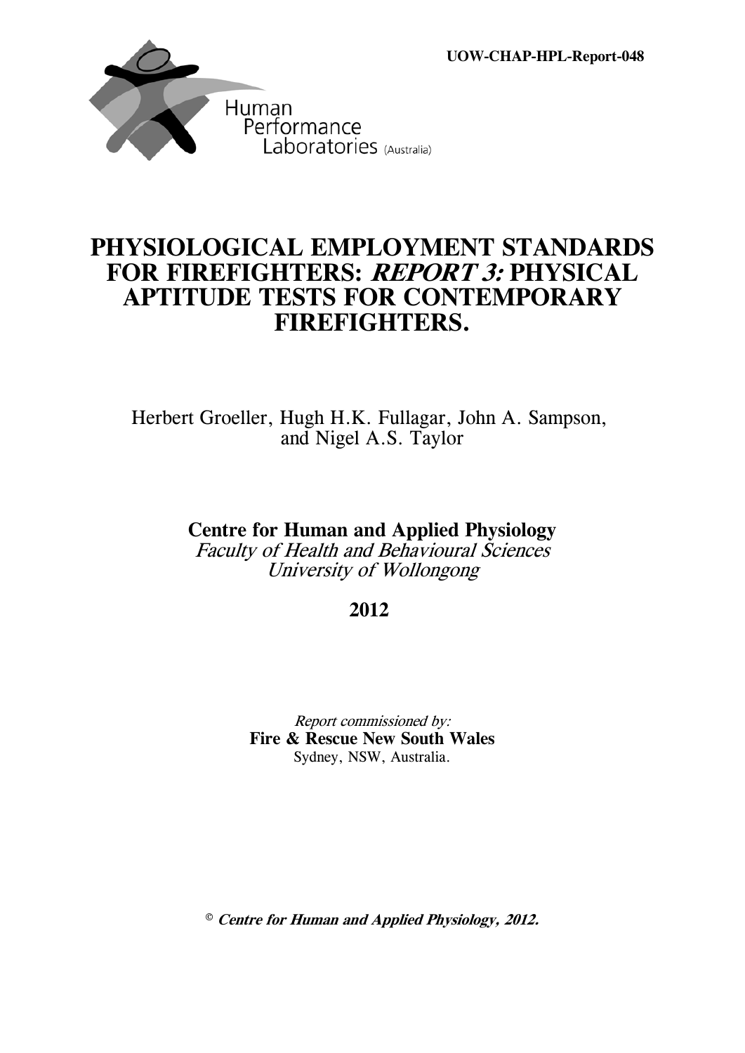UOW-CHAP-HPL-Report-048

Human Performance Laboratories (Australia)

# PHYSIOLOGICAL EMPLOYMENT STANDARDS FOR FIREFIGHTERS: *REPORT 3:* PHYSICAL APTITUDE TESTS FOR CONTEMPORARY FIREFIGHTERS.

Herbert Groeller, Hugh H.K. Fullagar, John A. Sampson, and Nigel A.S. Taylor

**Centre for Human and Applied Physiology**
*Faculty of Health and Behavioural Sciences*
*University of Wollongong*

**2012**

*Report commissioned by:*
**Fire & Rescue New South Wales**
Sydney, NSW, Australia.

© ***Centre for Human and Applied Physiology, 2012.***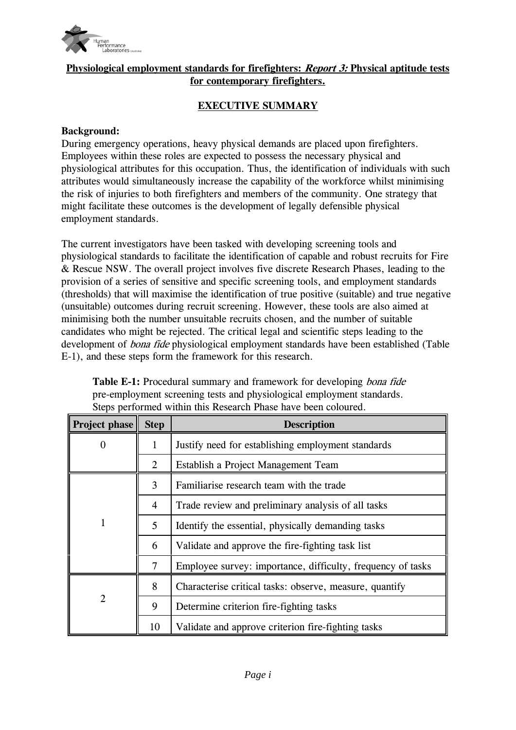**Physiological employment standards for firefighters: *Report 3:* Physical aptitude tests for contemporary firefighters.**

## EXECUTIVE SUMMARY

**Background:**

During emergency operations, heavy physical demands are placed upon firefighters. Employees within these roles are expected to possess the necessary physical and physiological attributes for this occupation. Thus, the identification of individuals with such attributes would simultaneously increase the capability of the workforce whilst minimising the risk of injuries to both firefighters and members of the community. One strategy that might facilitate these outcomes is the development of legally defensible physical employment standards.

The current investigators have been tasked with developing screening tools and physiological standards to facilitate the identification of capable and robust recruits for Fire & Rescue NSW. The overall project involves five discrete Research Phases, leading to the provision of a series of sensitive and specific screening tools, and employment standards (thresholds) that will maximise the identification of true positive (suitable) and true negative (unsuitable) outcomes during recruit screening. However, these tools are also aimed at minimising both the number unsuitable recruits chosen, and the number of suitable candidates who might be rejected. The critical legal and scientific steps leading to the development of *bona fide* physiological employment standards have been established (Table E-1), and these steps form the framework for this research.

**Table E-1:** Procedural summary and framework for developing *bona fide* pre-employment screening tests and physiological employment standards. Steps performed within this Research Phase have been coloured.

| Project phase | Step | Description |
|---|---|---|
| 0 | 1 | Justify need for establishing employment standards |
| | 2 | Establish a Project Management Team |
| 1 | 3 | Familiarise research team with the trade |
| | 4 | Trade review and preliminary analysis of all tasks |
| | 5 | Identify the essential, physically demanding tasks |
| | 6 | Validate and approve the fire-fighting task list |
| | 7 | Employee survey: importance, difficulty, frequency of tasks |
| 2 | 8 | Characterise critical tasks: observe, measure, quantify |
| | 9 | Determine criterion fire-fighting tasks |
| | 10 | Validate and approve criterion fire-fighting tasks |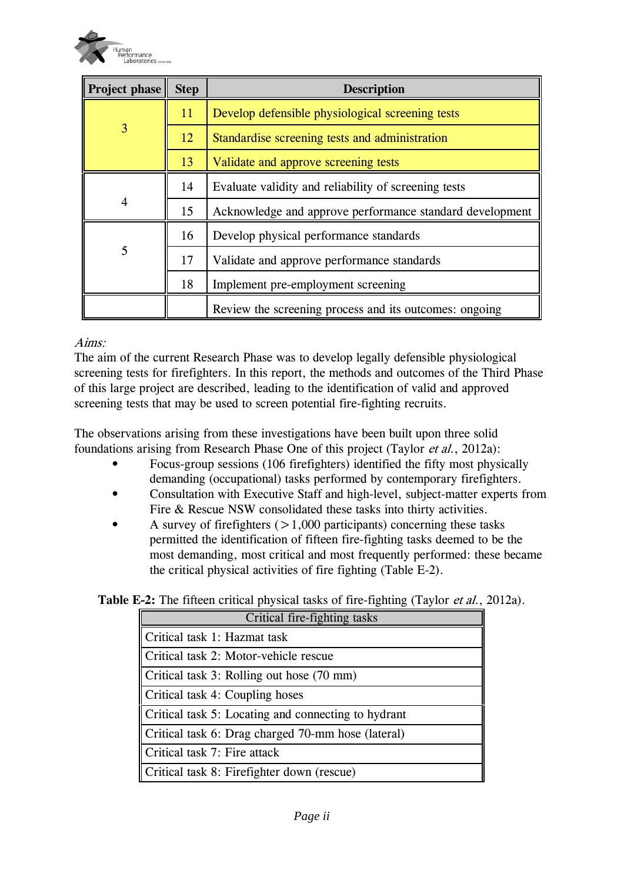| Project phase | Step | Description |
|---|---|---|
| 3 | 11 | Develop defensible physiological screening tests |
| | 12 | Standardise screening tests and administration |
| | 13 | Validate and approve screening tests |
| 4 | 14 | Evaluate validity and reliability of screening tests |
| | 15 | Acknowledge and approve performance standard development |
| 5 | 16 | Develop physical performance standards |
| | 17 | Validate and approve performance standards |
| | 18 | Implement pre-employment screening |
| | | Review the screening process and its outcomes: ongoing |

*Aims:*
The aim of the current Research Phase was to develop legally defensible physiological screening tests for firefighters. In this report, the methods and outcomes of the Third Phase of this large project are described, leading to the identification of valid and approved screening tests that may be used to screen potential fire-fighting recruits.

The observations arising from these investigations have been built upon three solid foundations arising from Research Phase One of this project (Taylor *et al.*, 2012a):

- Focus-group sessions (106 firefighters) identified the fifty most physically demanding (occupational) tasks performed by contemporary firefighters.
- Consultation with Executive Staff and high-level, subject-matter experts from Fire & Rescue NSW consolidated these tasks into thirty activities.
- A survey of firefighters (>1,000 participants) concerning these tasks permitted the identification of fifteen fire-fighting tasks deemed to be the most demanding, most critical and most frequently performed: these became the critical physical activities of fire fighting (Table E-2).

**Table E-2:** The fifteen critical physical tasks of fire-fighting (Taylor *et al.*, 2012a).

| Critical fire-fighting tasks |
|---|
| Critical task 1: Hazmat task |
| Critical task 2: Motor-vehicle rescue |
| Critical task 3: Rolling out hose (70 mm) |
| Critical task 4: Coupling hoses |
| Critical task 5: Locating and connecting to hydrant |
| Critical task 6: Drag charged 70-mm hose (lateral) |
| Critical task 7: Fire attack |
| Critical task 8: Firefighter down (rescue) |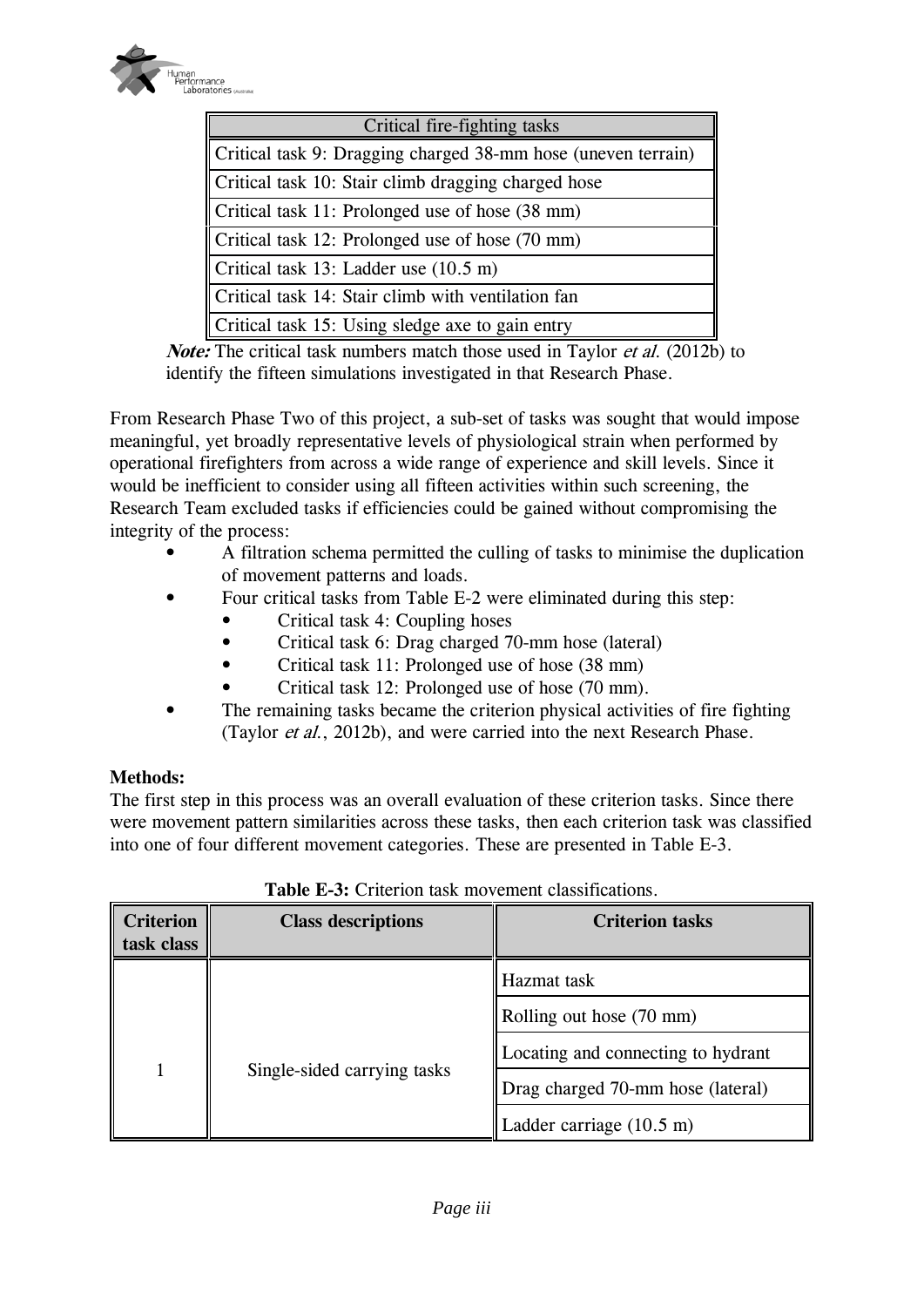| Critical fire-fighting tasks |
|---|
| Critical task 9: Dragging charged 38-mm hose (uneven terrain) |
| Critical task 10: Stair climb dragging charged hose |
| Critical task 11: Prolonged use of hose (38 mm) |
| Critical task 12: Prolonged use of hose (70 mm) |
| Critical task 13: Ladder use (10.5 m) |
| Critical task 14: Stair climb with ventilation fan |
| Critical task 15: Using sledge axe to gain entry |

***Note:*** The critical task numbers match those used in Taylor *et al.* (2012b) to identify the fifteen simulations investigated in that Research Phase.

From Research Phase Two of this project, a sub-set of tasks was sought that would impose meaningful, yet broadly representative levels of physiological strain when performed by operational firefighters from across a wide range of experience and skill levels. Since it would be inefficient to consider using all fifteen activities within such screening, the Research Team excluded tasks if efficiencies could be gained without compromising the integrity of the process:

- A filtration schema permitted the culling of tasks to minimise the duplication of movement patterns and loads.
- Four critical tasks from Table E-2 were eliminated during this step:
  - Critical task 4: Coupling hoses
  - Critical task 6: Drag charged 70-mm hose (lateral)
  - Critical task 11: Prolonged use of hose (38 mm)
  - Critical task 12: Prolonged use of hose (70 mm).
- The remaining tasks became the criterion physical activities of fire fighting (Taylor *et al.*, 2012b), and were carried into the next Research Phase.

**Methods:**

The first step in this process was an overall evaluation of these criterion tasks. Since there were movement pattern similarities across these tasks, then each criterion task was classified into one of four different movement categories. These are presented in Table E-3.

**Table E-3:** Criterion task movement classifications.

| Criterion task class | Class descriptions | Criterion tasks |
|---|---|---|
| 1 | Single-sided carrying tasks | Hazmat task |
| | | Rolling out hose (70 mm) |
| | | Locating and connecting to hydrant |
| | | Drag charged 70-mm hose (lateral) |
| | | Ladder carriage (10.5 m) |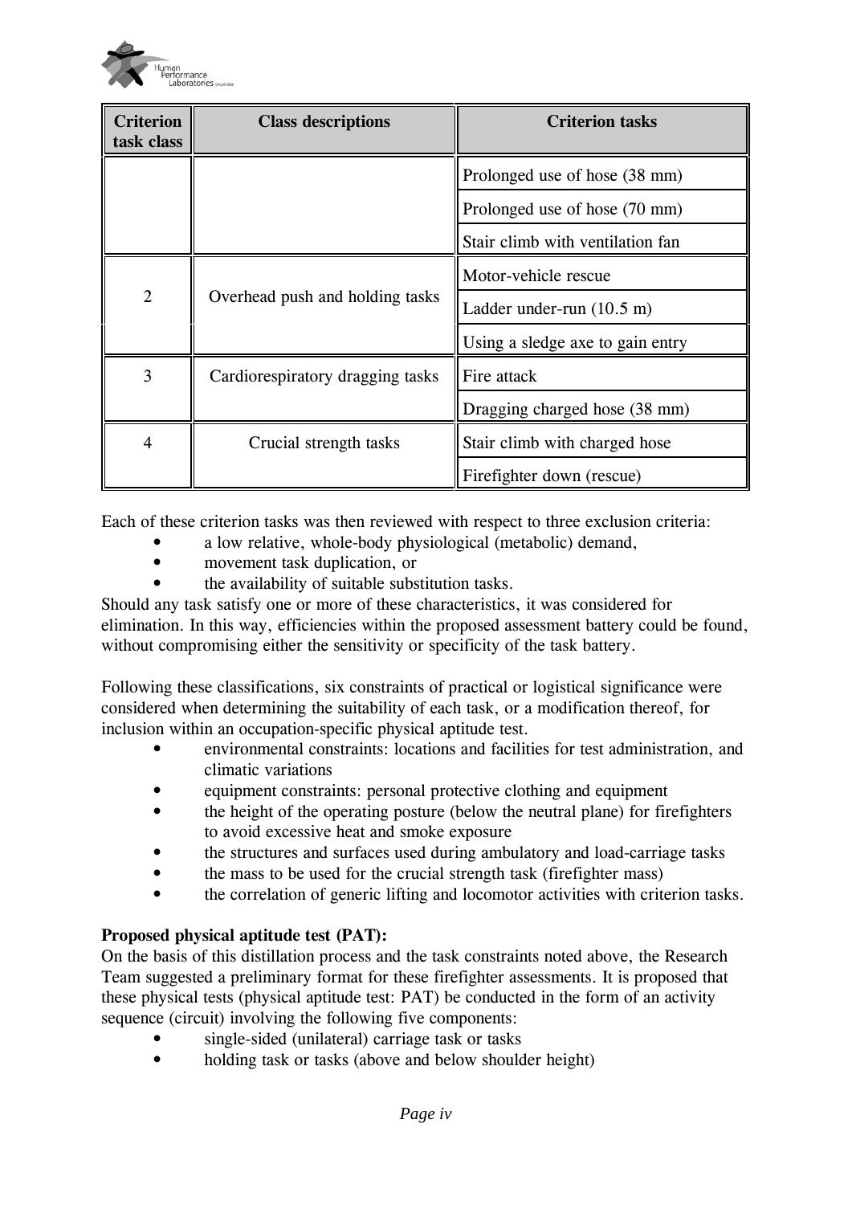| Criterion task class | Class descriptions | Criterion tasks |
|---|---|---|
| | | Prolonged use of hose (38 mm) |
| | | Prolonged use of hose (70 mm) |
| | | Stair climb with ventilation fan |
| 2 | Overhead push and holding tasks | Motor-vehicle rescue |
| | | Ladder under-run (10.5 m) |
| | | Using a sledge axe to gain entry |
| 3 | Cardiorespiratory dragging tasks | Fire attack |
| | | Dragging charged hose (38 mm) |
| 4 | Crucial strength tasks | Stair climb with charged hose |
| | | Firefighter down (rescue) |

Each of these criterion tasks was then reviewed with respect to three exclusion criteria:

- a low relative, whole-body physiological (metabolic) demand,
- movement task duplication, or
- the availability of suitable substitution tasks.

Should any task satisfy one or more of these characteristics, it was considered for elimination. In this way, efficiencies within the proposed assessment battery could be found, without compromising either the sensitivity or specificity of the task battery.

Following these classifications, six constraints of practical or logistical significance were considered when determining the suitability of each task, or a modification thereof, for inclusion within an occupation-specific physical aptitude test.

- environmental constraints: locations and facilities for test administration, and climatic variations
- equipment constraints: personal protective clothing and equipment
- the height of the operating posture (below the neutral plane) for firefighters to avoid excessive heat and smoke exposure
- the structures and surfaces used during ambulatory and load-carriage tasks
- the mass to be used for the crucial strength task (firefighter mass)
- the correlation of generic lifting and locomotor activities with criterion tasks.

**Proposed physical aptitude test (PAT):**

On the basis of this distillation process and the task constraints noted above, the Research Team suggested a preliminary format for these firefighter assessments. It is proposed that these physical tests (physical aptitude test: PAT) be conducted in the form of an activity sequence (circuit) involving the following five components:

- single-sided (unilateral) carriage task or tasks
- holding task or tasks (above and below shoulder height)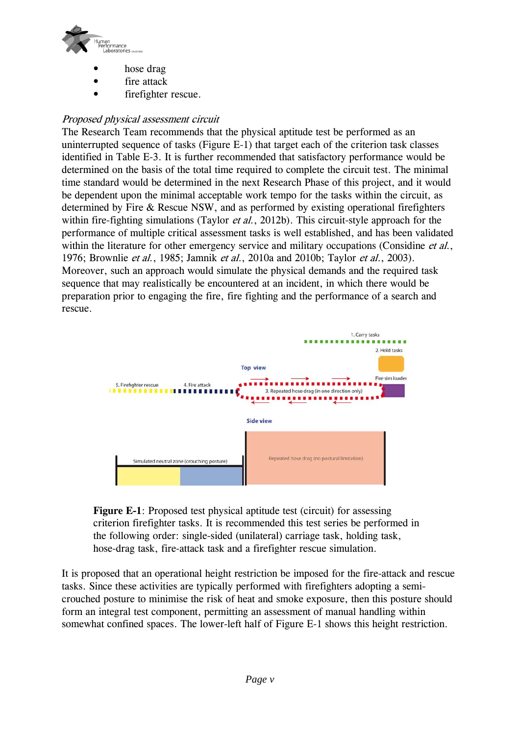- hose drag
- fire attack
- firefighter rescue.

*Proposed physical assessment circuit*

The Research Team recommends that the physical aptitude test be performed as an uninterrupted sequence of tasks (Figure E-1) that target each of the criterion task classes identified in Table E-3. It is further recommended that satisfactory performance would be determined on the basis of the total time required to complete the circuit test. The minimal time standard would be determined in the next Research Phase of this project, and it would be dependent upon the minimal acceptable work tempo for the tasks within the circuit, as determined by Fire & Rescue NSW, and as performed by existing operational firefighters within fire-fighting simulations (Taylor *et al.*, 2012b). This circuit-style approach for the performance of multiple critical assessment tasks is well established, and has been validated within the literature for other emergency service and military occupations (Considine *et al.*, 1976; Brownlie *et al.*, 1985; Jamnik *et al.*, 2010a and 2010b; Taylor *et al.*, 2003). Moreover, such an approach would simulate the physical demands and the required task sequence that may realistically be encountered at an incident, in which there would be preparation prior to engaging the fire, fire fighting and the performance of a search and rescue.

**Figure E-1**: Proposed test physical aptitude test (circuit) for assessing criterion firefighter tasks. It is recommended this test series be performed in the following order: single-sided (unilateral) carriage task, holding task, hose-drag task, fire-attack task and a firefighter rescue simulation.

It is proposed that an operational height restriction be imposed for the fire-attack and rescue tasks. Since these activities are typically performed with firefighters adopting a semi-crouched posture to minimise the risk of heat and smoke exposure, then this posture should form an integral test component, permitting an assessment of manual handling within somewhat confined spaces. The lower-left half of Figure E-1 shows this height restriction.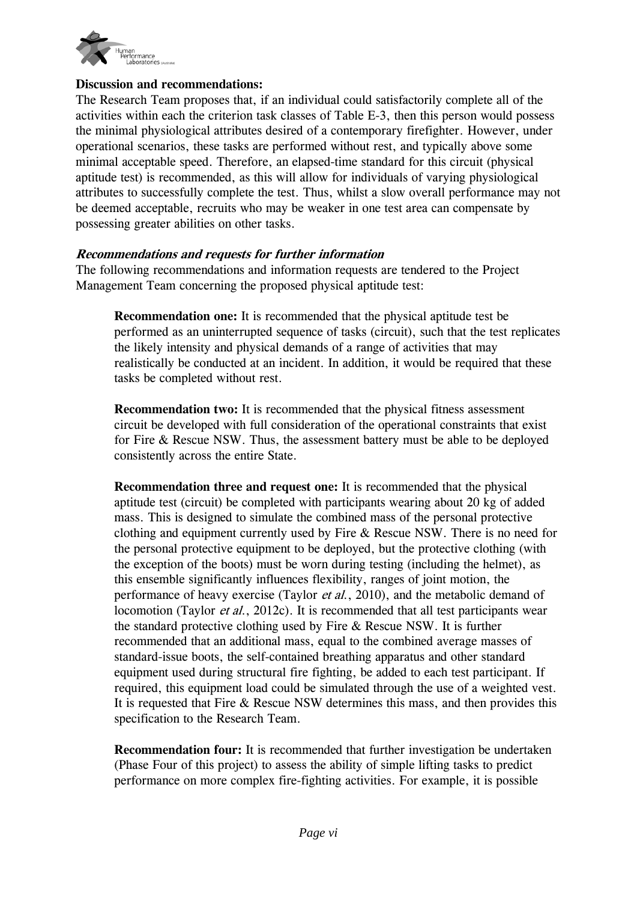**Discussion and recommendations:**

The Research Team proposes that, if an individual could satisfactorily complete all of the activities within each the criterion task classes of Table E-3, then this person would possess the minimal physiological attributes desired of a contemporary firefighter. However, under operational scenarios, these tasks are performed without rest, and typically above some minimal acceptable speed. Therefore, an elapsed-time standard for this circuit (physical aptitude test) is recommended, as this will allow for individuals of varying physiological attributes to successfully complete the test. Thus, whilst a slow overall performance may not be deemed acceptable, recruits who may be weaker in one test area can compensate by possessing greater abilities on other tasks.

***Recommendations and requests for further information***

The following recommendations and information requests are tendered to the Project Management Team concerning the proposed physical aptitude test:

> **Recommendation one:** It is recommended that the physical aptitude test be performed as an uninterrupted sequence of tasks (circuit), such that the test replicates the likely intensity and physical demands of a range of activities that may realistically be conducted at an incident. In addition, it would be required that these tasks be completed without rest.
>
> **Recommendation two:** It is recommended that the physical fitness assessment circuit be developed with full consideration of the operational constraints that exist for Fire & Rescue NSW. Thus, the assessment battery must be able to be deployed consistently across the entire State.
>
> **Recommendation three and request one:** It is recommended that the physical aptitude test (circuit) be completed with participants wearing about 20 kg of added mass. This is designed to simulate the combined mass of the personal protective clothing and equipment currently used by Fire & Rescue NSW. There is no need for the personal protective equipment to be deployed, but the protective clothing (with the exception of the boots) must be worn during testing (including the helmet), as this ensemble significantly influences flexibility, ranges of joint motion, the performance of heavy exercise (Taylor *et al.*, 2010), and the metabolic demand of locomotion (Taylor *et al.*, 2012c). It is recommended that all test participants wear the standard protective clothing used by Fire & Rescue NSW. It is further recommended that an additional mass, equal to the combined average masses of standard-issue boots, the self-contained breathing apparatus and other standard equipment used during structural fire fighting, be added to each test participant. If required, this equipment load could be simulated through the use of a weighted vest. It is requested that Fire & Rescue NSW determines this mass, and then provides this specification to the Research Team.
>
> **Recommendation four:** It is recommended that further investigation be undertaken (Phase Four of this project) to assess the ability of simple lifting tasks to predict performance on more complex fire-fighting activities. For example, it is possible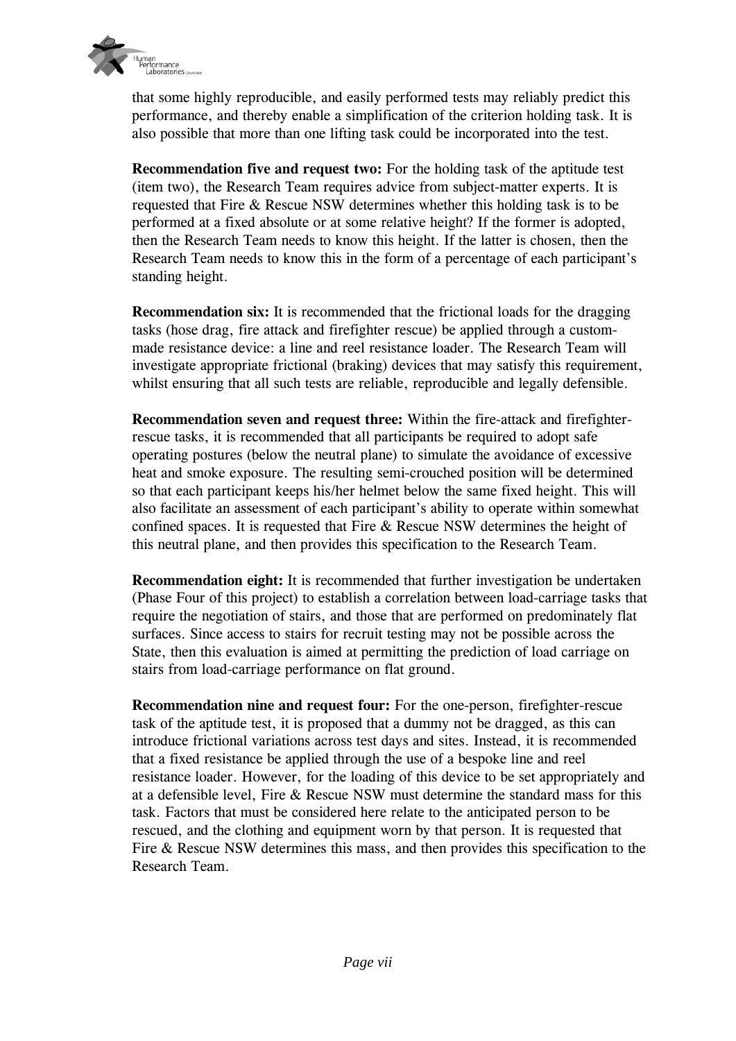that some highly reproducible, and easily performed tests may reliably predict this performance, and thereby enable a simplification of the criterion holding task. It is also possible that more than one lifting task could be incorporated into the test.

**Recommendation five and request two:** For the holding task of the aptitude test (item two), the Research Team requires advice from subject-matter experts. It is requested that Fire & Rescue NSW determines whether this holding task is to be performed at a fixed absolute or at some relative height? If the former is adopted, then the Research Team needs to know this height. If the latter is chosen, then the Research Team needs to know this in the form of a percentage of each participant's standing height.

**Recommendation six:** It is recommended that the frictional loads for the dragging tasks (hose drag, fire attack and firefighter rescue) be applied through a custom-made resistance device: a line and reel resistance loader. The Research Team will investigate appropriate frictional (braking) devices that may satisfy this requirement, whilst ensuring that all such tests are reliable, reproducible and legally defensible.

**Recommendation seven and request three:** Within the fire-attack and firefighter-rescue tasks, it is recommended that all participants be required to adopt safe operating postures (below the neutral plane) to simulate the avoidance of excessive heat and smoke exposure. The resulting semi-crouched position will be determined so that each participant keeps his/her helmet below the same fixed height. This will also facilitate an assessment of each participant's ability to operate within somewhat confined spaces. It is requested that Fire & Rescue NSW determines the height of this neutral plane, and then provides this specification to the Research Team.

**Recommendation eight:** It is recommended that further investigation be undertaken (Phase Four of this project) to establish a correlation between load-carriage tasks that require the negotiation of stairs, and those that are performed on predominately flat surfaces. Since access to stairs for recruit testing may not be possible across the State, then this evaluation is aimed at permitting the prediction of load carriage on stairs from load-carriage performance on flat ground.

**Recommendation nine and request four:** For the one-person, firefighter-rescue task of the aptitude test, it is proposed that a dummy not be dragged, as this can introduce frictional variations across test days and sites. Instead, it is recommended that a fixed resistance be applied through the use of a bespoke line and reel resistance loader. However, for the loading of this device to be set appropriately and at a defensible level, Fire & Rescue NSW must determine the standard mass for this task. Factors that must be considered here relate to the anticipated person to be rescued, and the clothing and equipment worn by that person. It is requested that Fire & Rescue NSW determines this mass, and then provides this specification to the Research Team.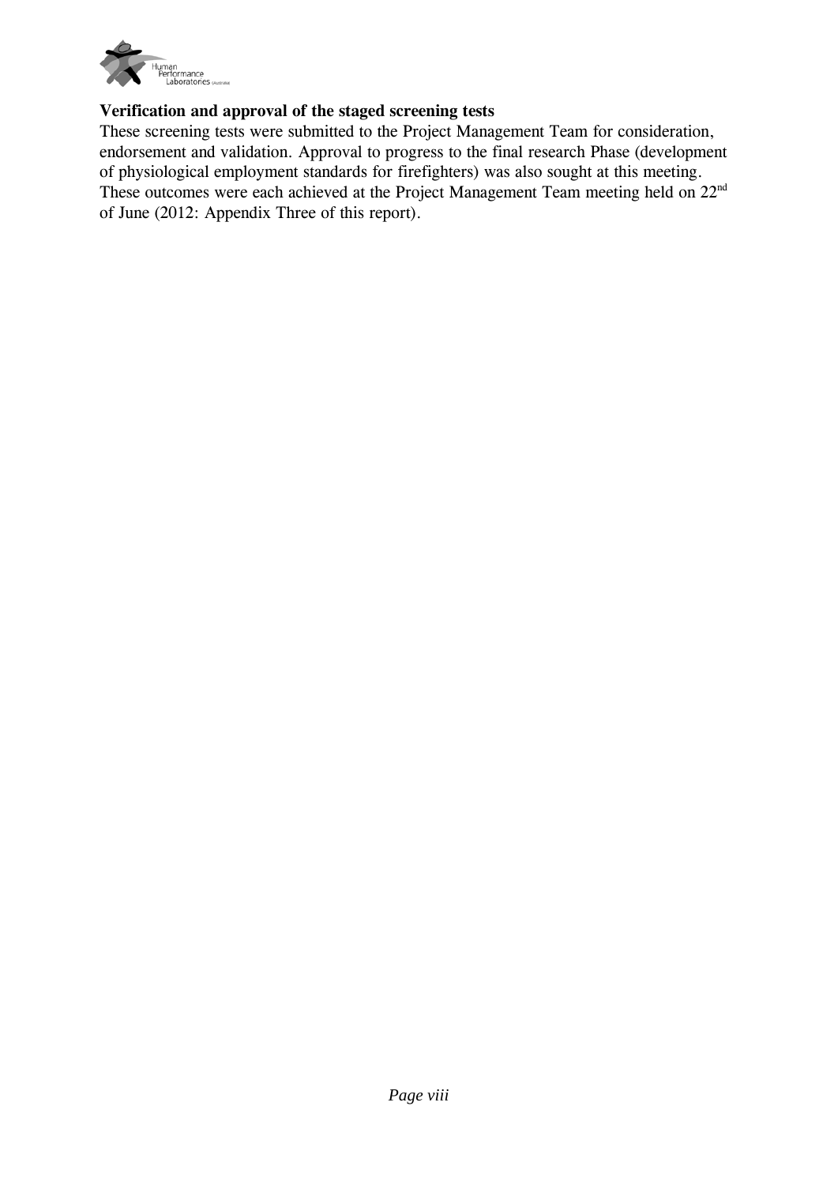**Verification and approval of the staged screening tests**

These screening tests were submitted to the Project Management Team for consideration, endorsement and validation. Approval to progress to the final research Phase (development of physiological employment standards for firefighters) was also sought at this meeting. These outcomes were each achieved at the Project Management Team meeting held on 22nd of June (2012: Appendix Three of this report).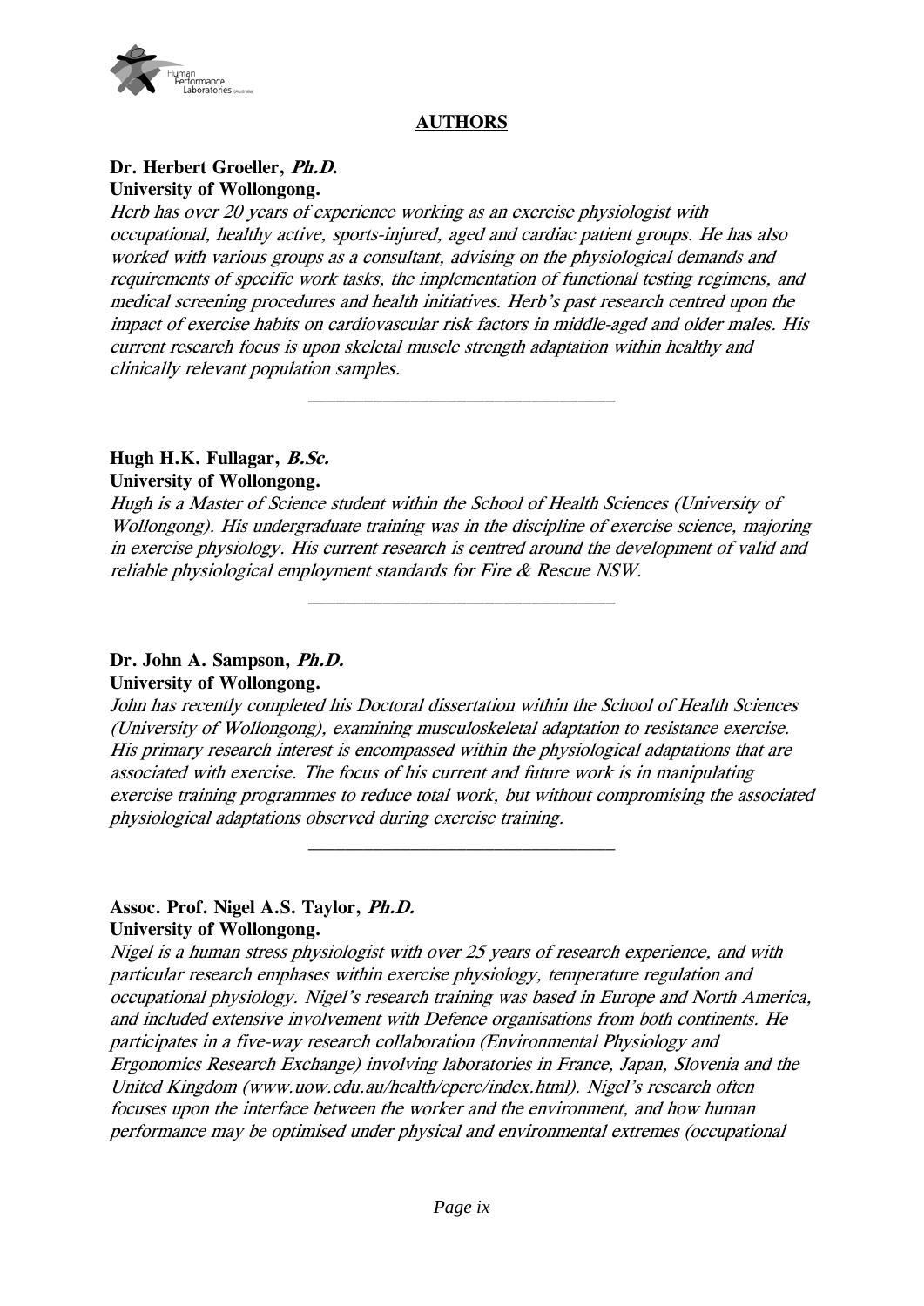## AUTHORS

**Dr. Herbert Groeller, *Ph.D.***
**University of Wollongong.**

*Herb has over 20 years of experience working as an exercise physiologist with occupational, healthy active, sports-injured, aged and cardiac patient groups. He has also worked with various groups as a consultant, advising on the physiological demands and requirements of specific work tasks, the implementation of functional testing regimens, and medical screening procedures and health initiatives. Herb's past research centred upon the impact of exercise habits on cardiovascular risk factors in middle-aged and older males. His current research focus is upon skeletal muscle strength adaptation within healthy and clinically relevant population samples.*

---

**Hugh H.K. Fullagar, *B.Sc.***
**University of Wollongong.**

*Hugh is a Master of Science student within the School of Health Sciences (University of Wollongong). His undergraduate training was in the discipline of exercise science, majoring in exercise physiology. His current research is centred around the development of valid and reliable physiological employment standards for Fire & Rescue NSW.*

---

**Dr. John A. Sampson, *Ph.D.***
**University of Wollongong.**

*John has recently completed his Doctoral dissertation within the School of Health Sciences (University of Wollongong), examining musculoskeletal adaptation to resistance exercise. His primary research interest is encompassed within the physiological adaptations that are associated with exercise. The focus of his current and future work is in manipulating exercise training programmes to reduce total work, but without compromising the associated physiological adaptations observed during exercise training.*

---

**Assoc. Prof. Nigel A.S. Taylor, *Ph.D.***
**University of Wollongong.**

*Nigel is a human stress physiologist with over 25 years of research experience, and with particular research emphases within exercise physiology, temperature regulation and occupational physiology. Nigel's research training was based in Europe and North America, and included extensive involvement with Defence organisations from both continents. He participates in a five-way research collaboration (Environmental Physiology and Ergonomics Research Exchange) involving laboratories in France, Japan, Slovenia and the United Kingdom (www.uow.edu.au/health/epere/index.html). Nigel's research often focuses upon the interface between the worker and the environment, and how human performance may be optimised under physical and environmental extremes (occupational*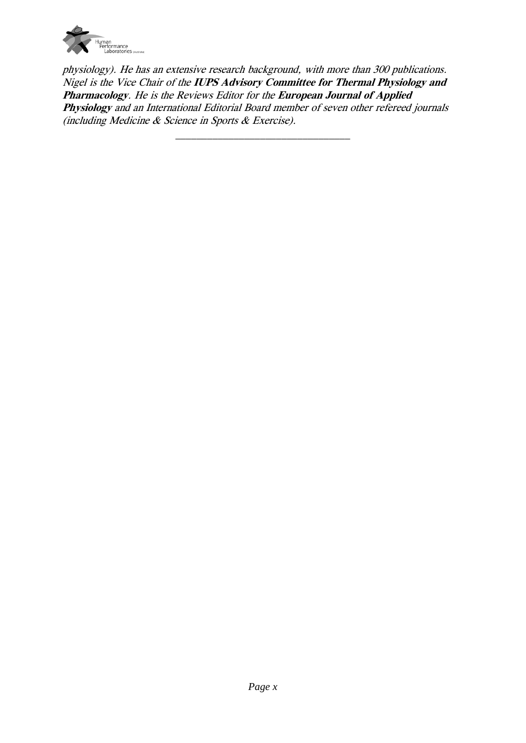*physiology). He has an extensive research background, with more than 300 publications. Nigel is the Vice Chair of the* ***IUPS Advisory Committee for Thermal Physiology and Pharmacology****. He is the Reviews Editor for the* ***European Journal of Applied Physiology*** *and an International Editorial Board member of seven other refereed journals (including Medicine & Science in Sports & Exercise).*

---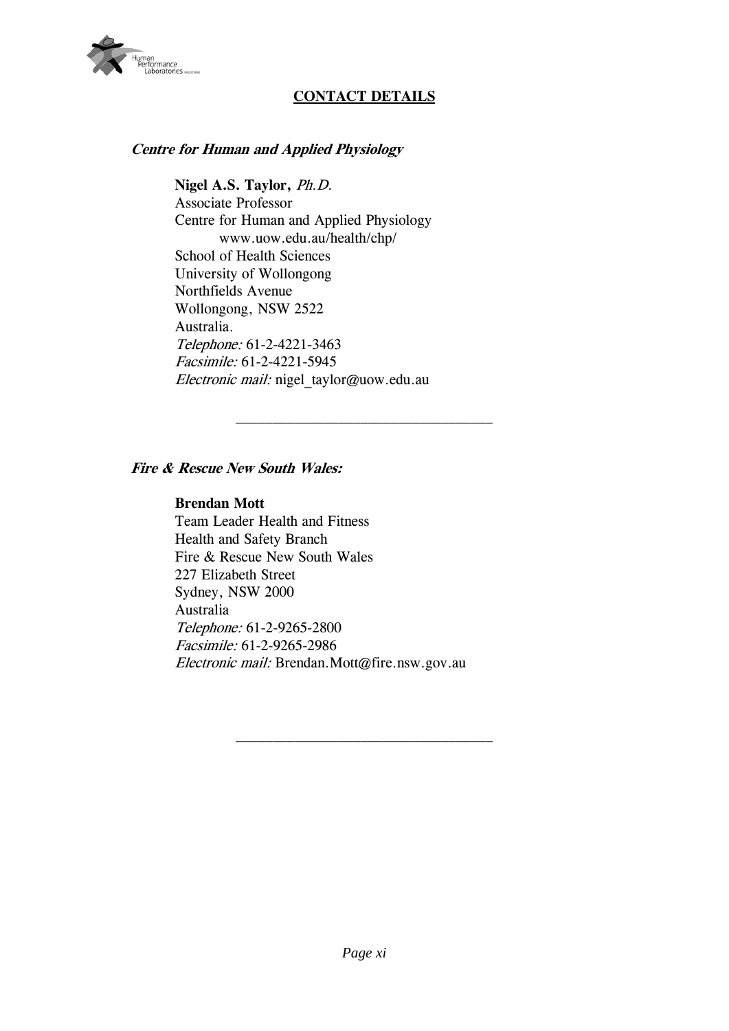## CONTACT DETAILS

### *Centre for Human and Applied Physiology*

**Nigel A.S. Taylor,** *Ph.D.*
Associate Professor
Centre for Human and Applied Physiology
    www.uow.edu.au/health/chp/
School of Health Sciences
University of Wollongong
Northfields Avenue
Wollongong, NSW 2522
Australia.
*Telephone:* 61-2-4221-3463
*Facsimile:* 61-2-4221-5945
*Electronic mail:* nigel_taylor@uow.edu.au

---

### *Fire & Rescue New South Wales:*

**Brendan Mott**
Team Leader Health and Fitness
Health and Safety Branch
Fire & Rescue New South Wales
227 Elizabeth Street
Sydney, NSW 2000
Australia
*Telephone:* 61-2-9265-2800
*Facsimile:* 61-2-9265-2986
*Electronic mail:* Brendan.Mott@fire.nsw.gov.au

---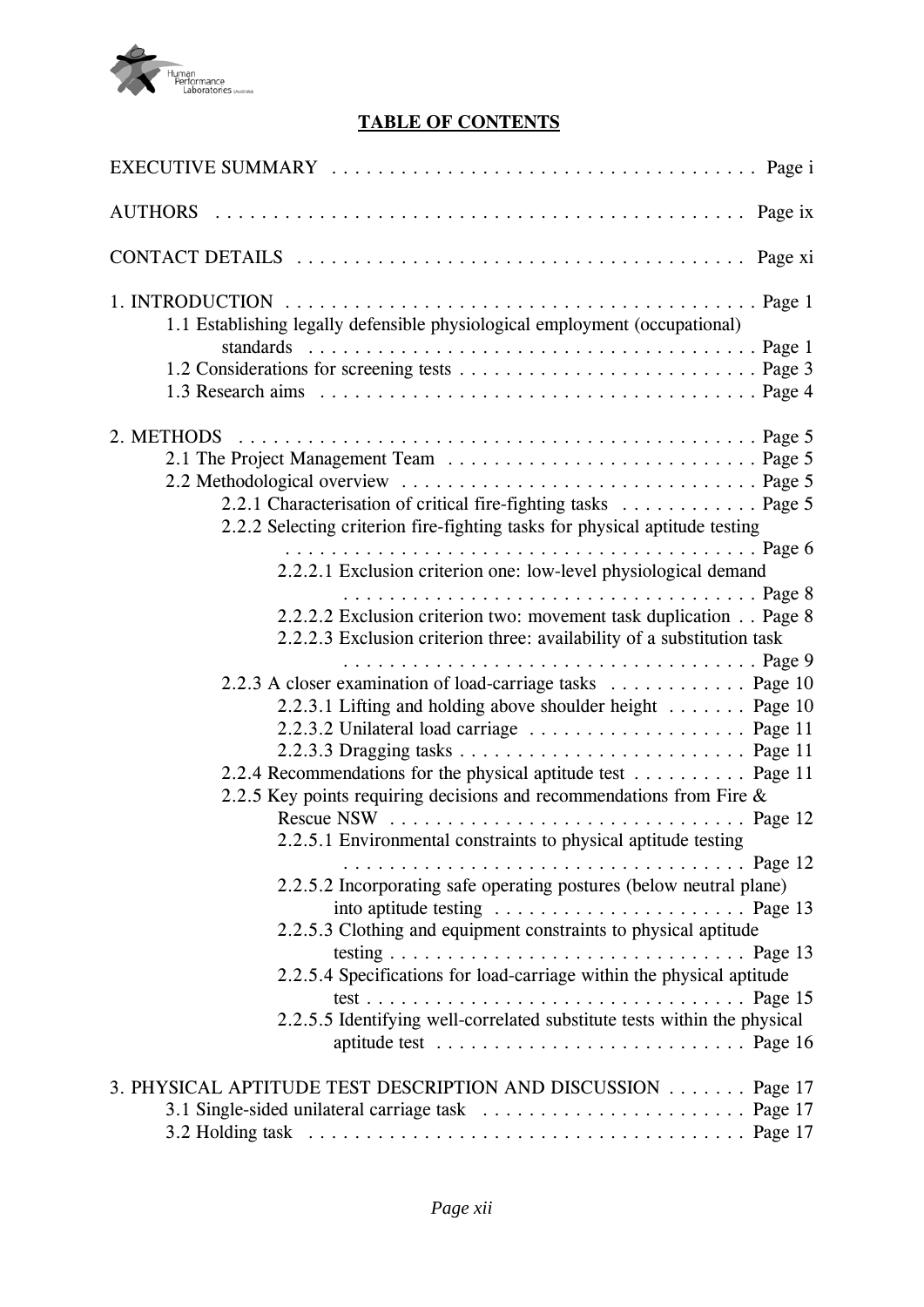## TABLE OF CONTENTS

EXECUTIVE SUMMARY ..... Page i

AUTHORS ..... Page ix

CONTACT DETAILS ..... Page xi

1. INTRODUCTION ..... Page 1
    - 1.1 Establishing legally defensible physiological employment (occupational) standards ..... Page 1
    - 1.2 Considerations for screening tests ..... Page 3
    - 1.3 Research aims ..... Page 4

2. METHODS ..... Page 5
    - 2.1 The Project Management Team ..... Page 5
    - 2.2 Methodological overview ..... Page 5
        - 2.2.1 Characterisation of critical fire-fighting tasks ..... Page 5
        - 2.2.2 Selecting criterion fire-fighting tasks for physical aptitude testing ..... Page 6
            - 2.2.2.1 Exclusion criterion one: low-level physiological demand ..... Page 8
            - 2.2.2.2 Exclusion criterion two: movement task duplication ..... Page 8
            - 2.2.2.3 Exclusion criterion three: availability of a substitution task ..... Page 9
        - 2.2.3 A closer examination of load-carriage tasks ..... Page 10
            - 2.2.3.1 Lifting and holding above shoulder height ..... Page 10
            - 2.2.3.2 Unilateral load carriage ..... Page 11
            - 2.2.3.3 Dragging tasks ..... Page 11
        - 2.2.4 Recommendations for the physical aptitude test ..... Page 11
        - 2.2.5 Key points requiring decisions and recommendations from Fire & Rescue NSW ..... Page 12
            - 2.2.5.1 Environmental constraints to physical aptitude testing ..... Page 12
            - 2.2.5.2 Incorporating safe operating postures (below neutral plane) into aptitude testing ..... Page 13
            - 2.2.5.3 Clothing and equipment constraints to physical aptitude testing ..... Page 13
            - 2.2.5.4 Specifications for load-carriage within the physical aptitude test ..... Page 15
            - 2.2.5.5 Identifying well-correlated substitute tests within the physical aptitude test ..... Page 16

3. PHYSICAL APTITUDE TEST DESCRIPTION AND DISCUSSION ..... Page 17
    - 3.1 Single-sided unilateral carriage task ..... Page 17
    - 3.2 Holding task ..... Page 17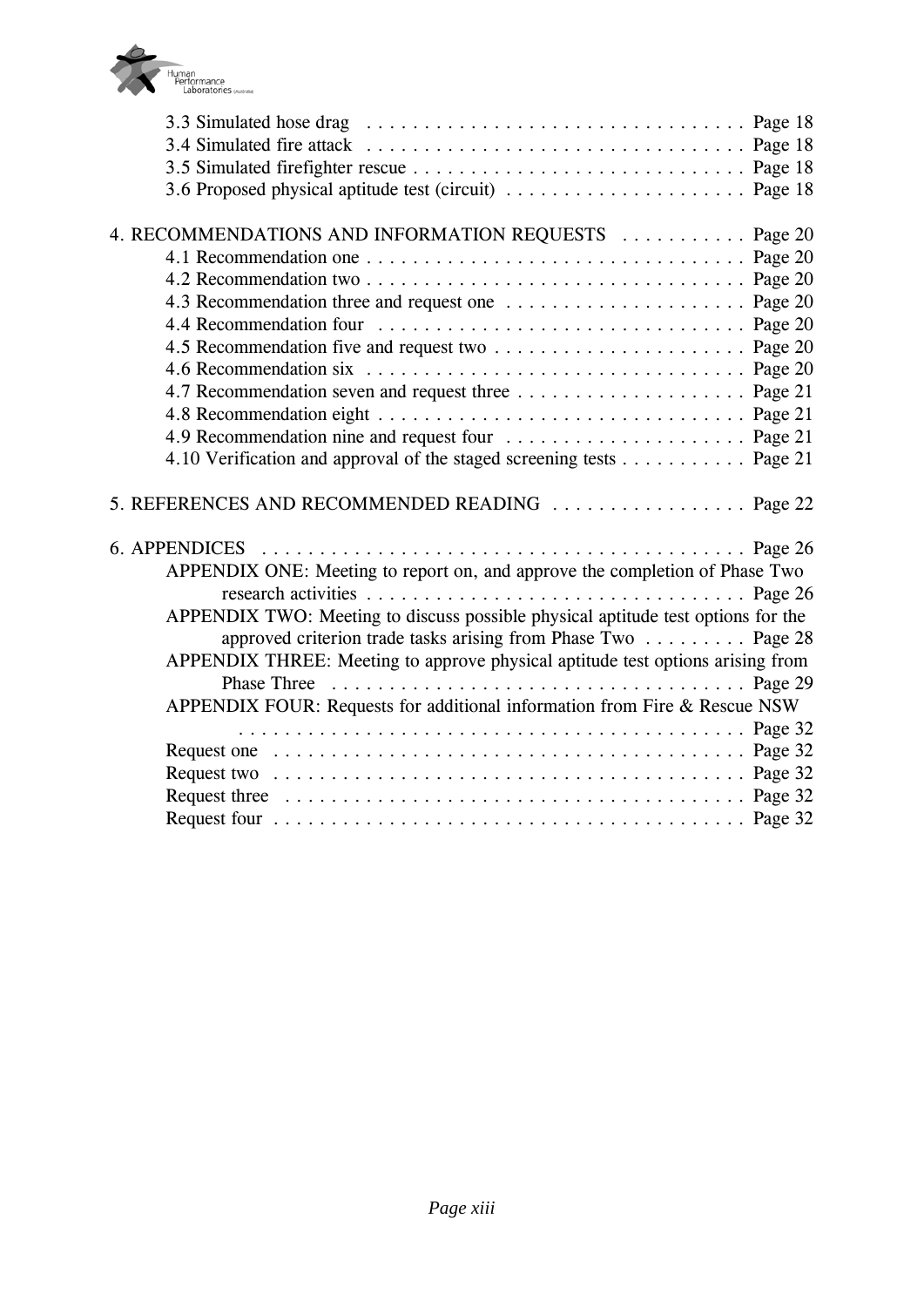3.3 Simulated hose drag . . . . . . . . . . . . . . . . . . . . . . . . . . . . . . . . Page 18
3.4 Simulated fire attack . . . . . . . . . . . . . . . . . . . . . . . . . . . . . . . . Page 18
3.5 Simulated firefighter rescue . . . . . . . . . . . . . . . . . . . . . . . . . . . . Page 18
3.6 Proposed physical aptitude test (circuit) . . . . . . . . . . . . . . . . . . . . . Page 18

4. RECOMMENDATIONS AND INFORMATION REQUESTS . . . . . . . . . . . Page 20
4.1 Recommendation one . . . . . . . . . . . . . . . . . . . . . . . . . . . . . . . . Page 20
4.2 Recommendation two . . . . . . . . . . . . . . . . . . . . . . . . . . . . . . . . Page 20
4.3 Recommendation three and request one . . . . . . . . . . . . . . . . . . . . . Page 20
4.4 Recommendation four . . . . . . . . . . . . . . . . . . . . . . . . . . . . . . . Page 20
4.5 Recommendation five and request two . . . . . . . . . . . . . . . . . . . . . . Page 20
4.6 Recommendation six . . . . . . . . . . . . . . . . . . . . . . . . . . . . . . . . Page 20
4.7 Recommendation seven and request three . . . . . . . . . . . . . . . . . . . . Page 21
4.8 Recommendation eight . . . . . . . . . . . . . . . . . . . . . . . . . . . . . . . Page 21
4.9 Recommendation nine and request four . . . . . . . . . . . . . . . . . . . . . Page 21
4.10 Verification and approval of the staged screening tests . . . . . . . . . . . Page 21

5. REFERENCES AND RECOMMENDED READING . . . . . . . . . . . . . . . . . Page 22

6. APPENDICES . . . . . . . . . . . . . . . . . . . . . . . . . . . . . . . . . . . . . . . . Page 26
APPENDIX ONE: Meeting to report on, and approve the completion of Phase Two research activities . . . . . . . . . . . . . . . . . . . . . . . . . . . . . . . . Page 26
APPENDIX TWO: Meeting to discuss possible physical aptitude test options for the approved criterion trade tasks arising from Phase Two . . . . . . . . . Page 28
APPENDIX THREE: Meeting to approve physical aptitude test options arising from Phase Three . . . . . . . . . . . . . . . . . . . . . . . . . . . . . . . . . . . Page 29
APPENDIX FOUR: Requests for additional information from Fire & Rescue NSW . . . . . . . . . . . . . . . . . . . . . . . . . . . . . . . . . . . . . . . . . . . . Page 32
Request one . . . . . . . . . . . . . . . . . . . . . . . . . . . . . . . . . . . . . . . Page 32
Request two . . . . . . . . . . . . . . . . . . . . . . . . . . . . . . . . . . . . . . . Page 32
Request three . . . . . . . . . . . . . . . . . . . . . . . . . . . . . . . . . . . . . . Page 32
Request four . . . . . . . . . . . . . . . . . . . . . . . . . . . . . . . . . . . . . . . Page 32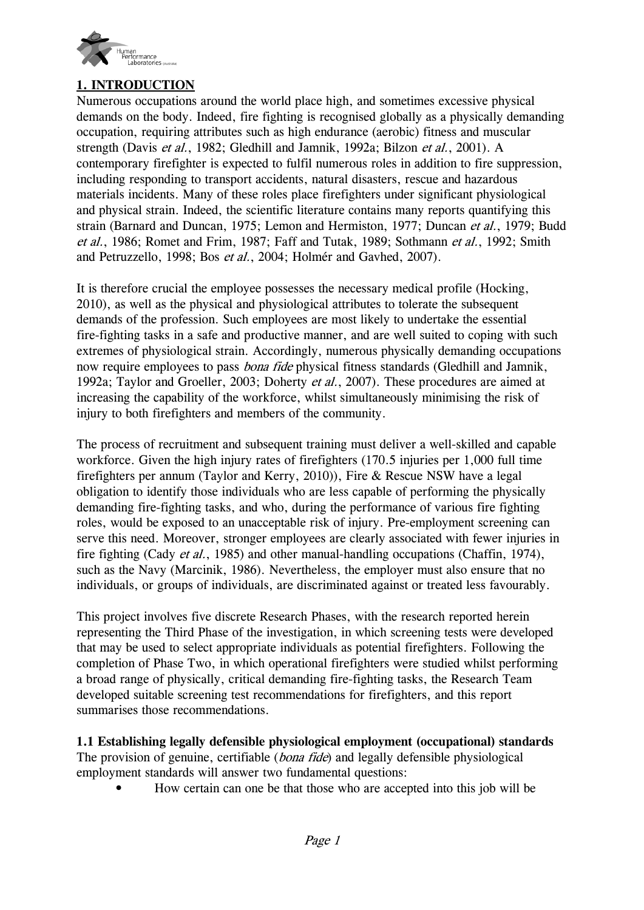## 1. INTRODUCTION

Numerous occupations around the world place high, and sometimes excessive physical demands on the body. Indeed, fire fighting is recognised globally as a physically demanding occupation, requiring attributes such as high endurance (aerobic) fitness and muscular strength (Davis *et al.*, 1982; Gledhill and Jamnik, 1992a; Bilzon *et al.*, 2001). A contemporary firefighter is expected to fulfil numerous roles in addition to fire suppression, including responding to transport accidents, natural disasters, rescue and hazardous materials incidents. Many of these roles place firefighters under significant physiological and physical strain. Indeed, the scientific literature contains many reports quantifying this strain (Barnard and Duncan, 1975; Lemon and Hermiston, 1977; Duncan *et al.*, 1979; Budd *et al.*, 1986; Romet and Frim, 1987; Faff and Tutak, 1989; Sothmann *et al.*, 1992; Smith and Petruzzello, 1998; Bos *et al.*, 2004; Holmér and Gavhed, 2007).

It is therefore crucial the employee possesses the necessary medical profile (Hocking, 2010), as well as the physical and physiological attributes to tolerate the subsequent demands of the profession. Such employees are most likely to undertake the essential fire-fighting tasks in a safe and productive manner, and are well suited to coping with such extremes of physiological strain. Accordingly, numerous physically demanding occupations now require employees to pass *bona fide* physical fitness standards (Gledhill and Jamnik, 1992a; Taylor and Groeller, 2003; Doherty *et al.*, 2007). These procedures are aimed at increasing the capability of the workforce, whilst simultaneously minimising the risk of injury to both firefighters and members of the community.

The process of recruitment and subsequent training must deliver a well-skilled and capable workforce. Given the high injury rates of firefighters (170.5 injuries per 1,000 full time firefighters per annum (Taylor and Kerry, 2010)), Fire & Rescue NSW have a legal obligation to identify those individuals who are less capable of performing the physically demanding fire-fighting tasks, and who, during the performance of various fire fighting roles, would be exposed to an unacceptable risk of injury. Pre-employment screening can serve this need. Moreover, stronger employees are clearly associated with fewer injuries in fire fighting (Cady *et al.*, 1985) and other manual-handling occupations (Chaffin, 1974), such as the Navy (Marcinik, 1986). Nevertheless, the employer must also ensure that no individuals, or groups of individuals, are discriminated against or treated less favourably.

This project involves five discrete Research Phases, with the research reported herein representing the Third Phase of the investigation, in which screening tests were developed that may be used to select appropriate individuals as potential firefighters. Following the completion of Phase Two, in which operational firefighters were studied whilst performing a broad range of physically, critical demanding fire-fighting tasks, the Research Team developed suitable screening test recommendations for firefighters, and this report summarises those recommendations.

### 1.1 Establishing legally defensible physiological employment (occupational) standards

The provision of genuine, certifiable (*bona fide*) and legally defensible physiological employment standards will answer two fundamental questions:

- How certain can one be that those who are accepted into this job will be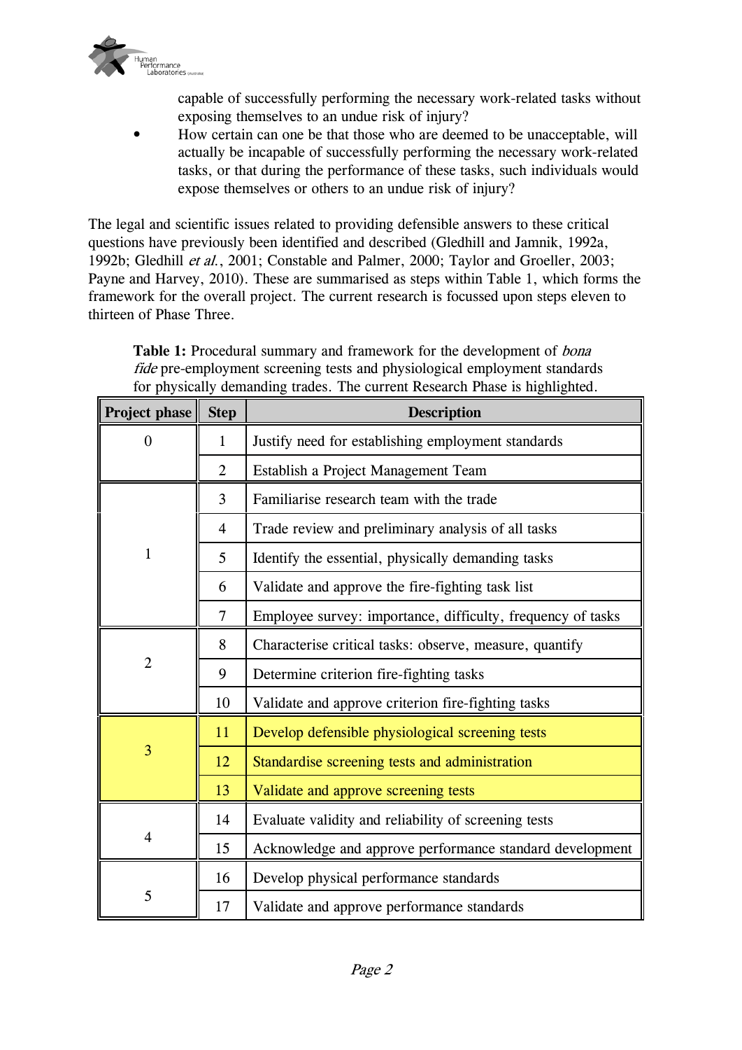capable of successfully performing the necessary work-related tasks without exposing themselves to an undue risk of injury?

- How certain can one be that those who are deemed to be unacceptable, will actually be incapable of successfully performing the necessary work-related tasks, or that during the performance of these tasks, such individuals would expose themselves or others to an undue risk of injury?

The legal and scientific issues related to providing defensible answers to these critical questions have previously been identified and described (Gledhill and Jamnik, 1992a, 1992b; Gledhill *et al.*, 2001; Constable and Palmer, 2000; Taylor and Groeller, 2003; Payne and Harvey, 2010). These are summarised as steps within Table 1, which forms the framework for the overall project. The current research is focussed upon steps eleven to thirteen of Phase Three.

**Table 1:** Procedural summary and framework for the development of *bona fide* pre-employment screening tests and physiological employment standards for physically demanding trades. The current Research Phase is highlighted.

| Project phase | Step | Description |
|---|---|---|
| 0 | 1 | Justify need for establishing employment standards |
| | 2 | Establish a Project Management Team |
| 1 | 3 | Familiarise research team with the trade |
| | 4 | Trade review and preliminary analysis of all tasks |
| | 5 | Identify the essential, physically demanding tasks |
| | 6 | Validate and approve the fire-fighting task list |
| | 7 | Employee survey: importance, difficulty, frequency of tasks |
| 2 | 8 | Characterise critical tasks: observe, measure, quantify |
| | 9 | Determine criterion fire-fighting tasks |
| | 10 | Validate and approve criterion fire-fighting tasks |
| 3 | 11 | Develop defensible physiological screening tests |
| | 12 | Standardise screening tests and administration |
| | 13 | Validate and approve screening tests |
| 4 | 14 | Evaluate validity and reliability of screening tests |
| | 15 | Acknowledge and approve performance standard development |
| 5 | 16 | Develop physical performance standards |
| | 17 | Validate and approve performance standards |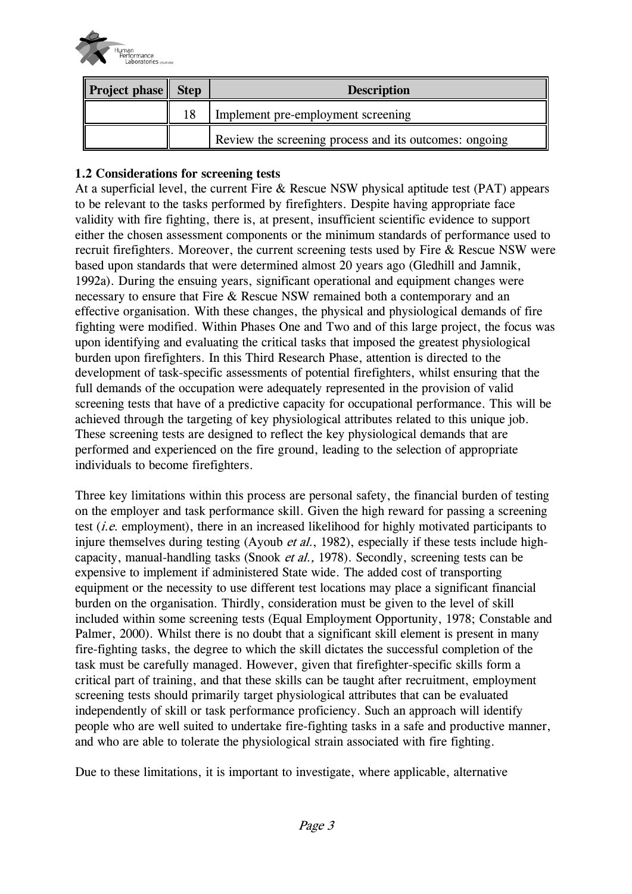| Project phase | Step | Description |
|---|---|---|
| | 18 | Implement pre-employment screening |
| | | Review the screening process and its outcomes: ongoing |

**1.2 Considerations for screening tests**

At a superficial level, the current Fire & Rescue NSW physical aptitude test (PAT) appears to be relevant to the tasks performed by firefighters. Despite having appropriate face validity with fire fighting, there is, at present, insufficient scientific evidence to support either the chosen assessment components or the minimum standards of performance used to recruit firefighters. Moreover, the current screening tests used by Fire & Rescue NSW were based upon standards that were determined almost 20 years ago (Gledhill and Jamnik, 1992a). During the ensuing years, significant operational and equipment changes were necessary to ensure that Fire & Rescue NSW remained both a contemporary and an effective organisation. With these changes, the physical and physiological demands of fire fighting were modified. Within Phases One and Two and of this large project, the focus was upon identifying and evaluating the critical tasks that imposed the greatest physiological burden upon firefighters. In this Third Research Phase, attention is directed to the development of task-specific assessments of potential firefighters, whilst ensuring that the full demands of the occupation were adequately represented in the provision of valid screening tests that have of a predictive capacity for occupational performance. This will be achieved through the targeting of key physiological attributes related to this unique job. These screening tests are designed to reflect the key physiological demands that are performed and experienced on the fire ground, leading to the selection of appropriate individuals to become firefighters.

Three key limitations within this process are personal safety, the financial burden of testing on the employer and task performance skill. Given the high reward for passing a screening test (*i.e.* employment), there in an increased likelihood for highly motivated participants to injure themselves during testing (Ayoub *et al.*, 1982), especially if these tests include high-capacity, manual-handling tasks (Snook *et al.,* 1978). Secondly, screening tests can be expensive to implement if administered State wide. The added cost of transporting equipment or the necessity to use different test locations may place a significant financial burden on the organisation. Thirdly, consideration must be given to the level of skill included within some screening tests (Equal Employment Opportunity, 1978; Constable and Palmer, 2000). Whilst there is no doubt that a significant skill element is present in many fire-fighting tasks, the degree to which the skill dictates the successful completion of the task must be carefully managed. However, given that firefighter-specific skills form a critical part of training, and that these skills can be taught after recruitment, employment screening tests should primarily target physiological attributes that can be evaluated independently of skill or task performance proficiency. Such an approach will identify people who are well suited to undertake fire-fighting tasks in a safe and productive manner, and who are able to tolerate the physiological strain associated with fire fighting.

Due to these limitations, it is important to investigate, where applicable, alternative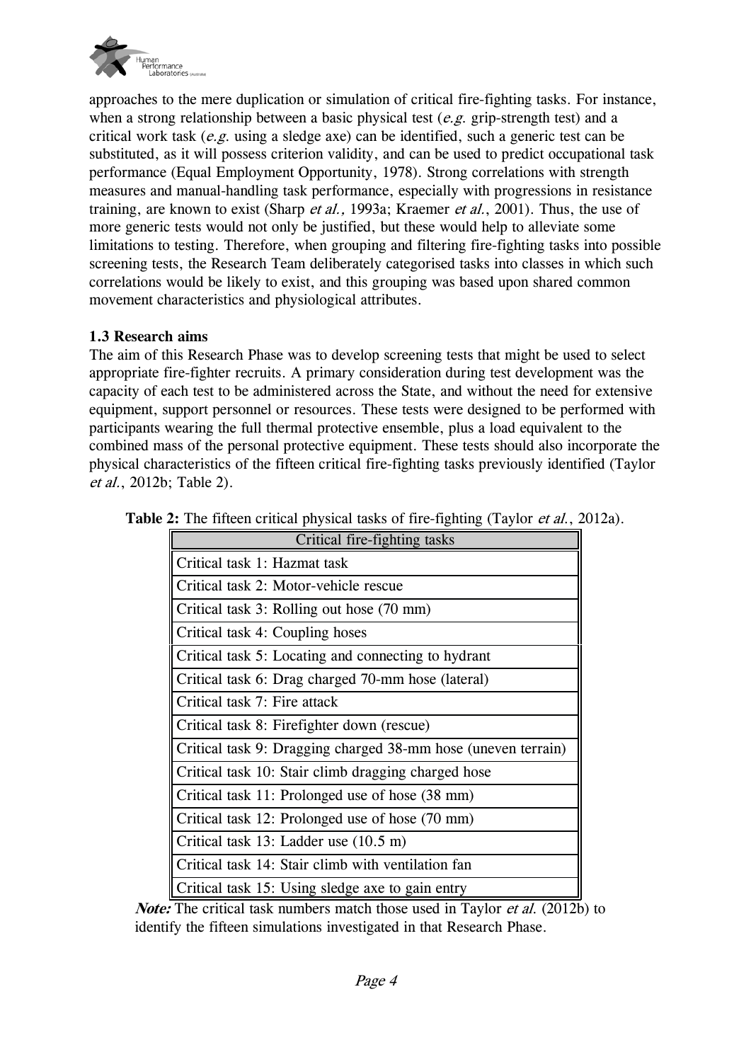approaches to the mere duplication or simulation of critical fire-fighting tasks. For instance, when a strong relationship between a basic physical test (*e.g.* grip-strength test) and a critical work task (*e.g.* using a sledge axe) can be identified, such a generic test can be substituted, as it will possess criterion validity, and can be used to predict occupational task performance (Equal Employment Opportunity, 1978). Strong correlations with strength measures and manual-handling task performance, especially with progressions in resistance training, are known to exist (Sharp *et al.,* 1993a; Kraemer *et al.*, 2001). Thus, the use of more generic tests would not only be justified, but these would help to alleviate some limitations to testing. Therefore, when grouping and filtering fire-fighting tasks into possible screening tests, the Research Team deliberately categorised tasks into classes in which such correlations would be likely to exist, and this grouping was based upon shared common movement characteristics and physiological attributes.

### 1.3 Research aims

The aim of this Research Phase was to develop screening tests that might be used to select appropriate fire-fighter recruits. A primary consideration during test development was the capacity of each test to be administered across the State, and without the need for extensive equipment, support personnel or resources. These tests were designed to be performed with participants wearing the full thermal protective ensemble, plus a load equivalent to the combined mass of the personal protective equipment. These tests should also incorporate the physical characteristics of the fifteen critical fire-fighting tasks previously identified (Taylor *et al.*, 2012b; Table 2).

**Table 2:** The fifteen critical physical tasks of fire-fighting (Taylor *et al.*, 2012a).

| Critical fire-fighting tasks |
|---|
| Critical task 1: Hazmat task |
| Critical task 2: Motor-vehicle rescue |
| Critical task 3: Rolling out hose (70 mm) |
| Critical task 4: Coupling hoses |
| Critical task 5: Locating and connecting to hydrant |
| Critical task 6: Drag charged 70-mm hose (lateral) |
| Critical task 7: Fire attack |
| Critical task 8: Firefighter down (rescue) |
| Critical task 9: Dragging charged 38-mm hose (uneven terrain) |
| Critical task 10: Stair climb dragging charged hose |
| Critical task 11: Prolonged use of hose (38 mm) |
| Critical task 12: Prolonged use of hose (70 mm) |
| Critical task 13: Ladder use (10.5 m) |
| Critical task 14: Stair climb with ventilation fan |
| Critical task 15: Using sledge axe to gain entry |

***Note:*** The critical task numbers match those used in Taylor *et al.* (2012b) to identify the fifteen simulations investigated in that Research Phase.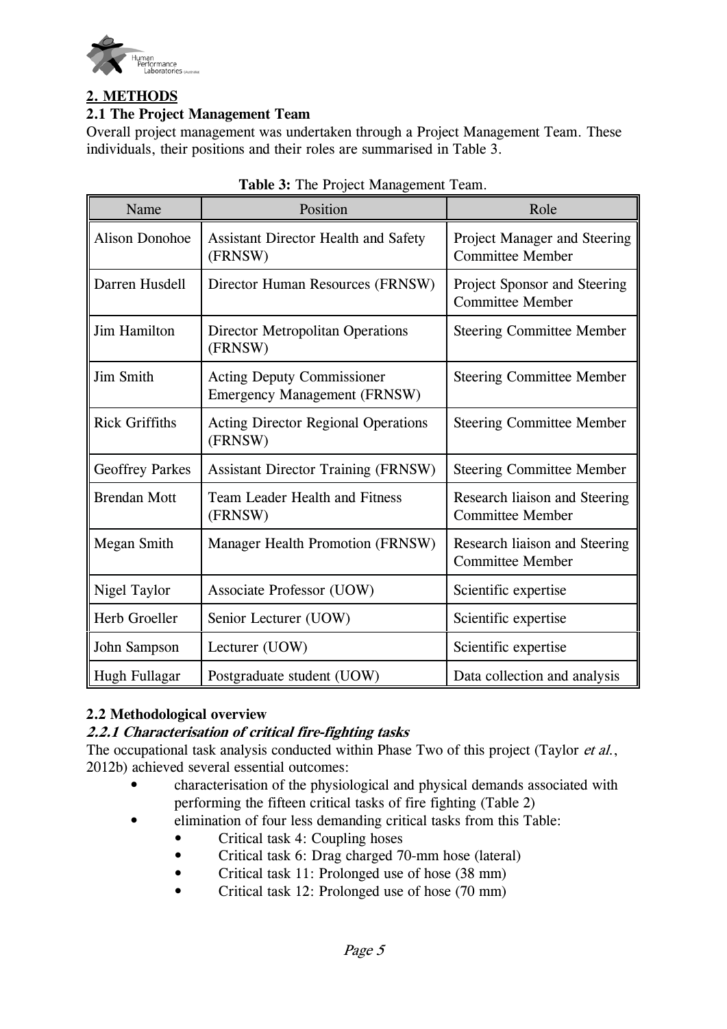## 2. METHODS

### 2.1 The Project Management Team

Overall project management was undertaken through a Project Management Team. These individuals, their positions and their roles are summarised in Table 3.

**Table 3:** The Project Management Team.

| Name | Position | Role |
|---|---|---|
| Alison Donohoe | Assistant Director Health and Safety (FRNSW) | Project Manager and Steering Committee Member |
| Darren Husdell | Director Human Resources (FRNSW) | Project Sponsor and Steering Committee Member |
| Jim Hamilton | Director Metropolitan Operations (FRNSW) | Steering Committee Member |
| Jim Smith | Acting Deputy Commissioner Emergency Management (FRNSW) | Steering Committee Member |
| Rick Griffiths | Acting Director Regional Operations (FRNSW) | Steering Committee Member |
| Geoffrey Parkes | Assistant Director Training (FRNSW) | Steering Committee Member |
| Brendan Mott | Team Leader Health and Fitness (FRNSW) | Research liaison and Steering Committee Member |
| Megan Smith | Manager Health Promotion (FRNSW) | Research liaison and Steering Committee Member |
| Nigel Taylor | Associate Professor (UOW) | Scientific expertise |
| Herb Groeller | Senior Lecturer (UOW) | Scientific expertise |
| John Sampson | Lecturer (UOW) | Scientific expertise |
| Hugh Fullagar | Postgraduate student (UOW) | Data collection and analysis |

### 2.2 Methodological overview

#### *2.2.1 Characterisation of critical fire-fighting tasks*

The occupational task analysis conducted within Phase Two of this project (Taylor *et al.*, 2012b) achieved several essential outcomes:

- characterisation of the physiological and physical demands associated with performing the fifteen critical tasks of fire fighting (Table 2)
- elimination of four less demanding critical tasks from this Table:
  - Critical task 4: Coupling hoses
  - Critical task 6: Drag charged 70-mm hose (lateral)
  - Critical task 11: Prolonged use of hose (38 mm)
  - Critical task 12: Prolonged use of hose (70 mm)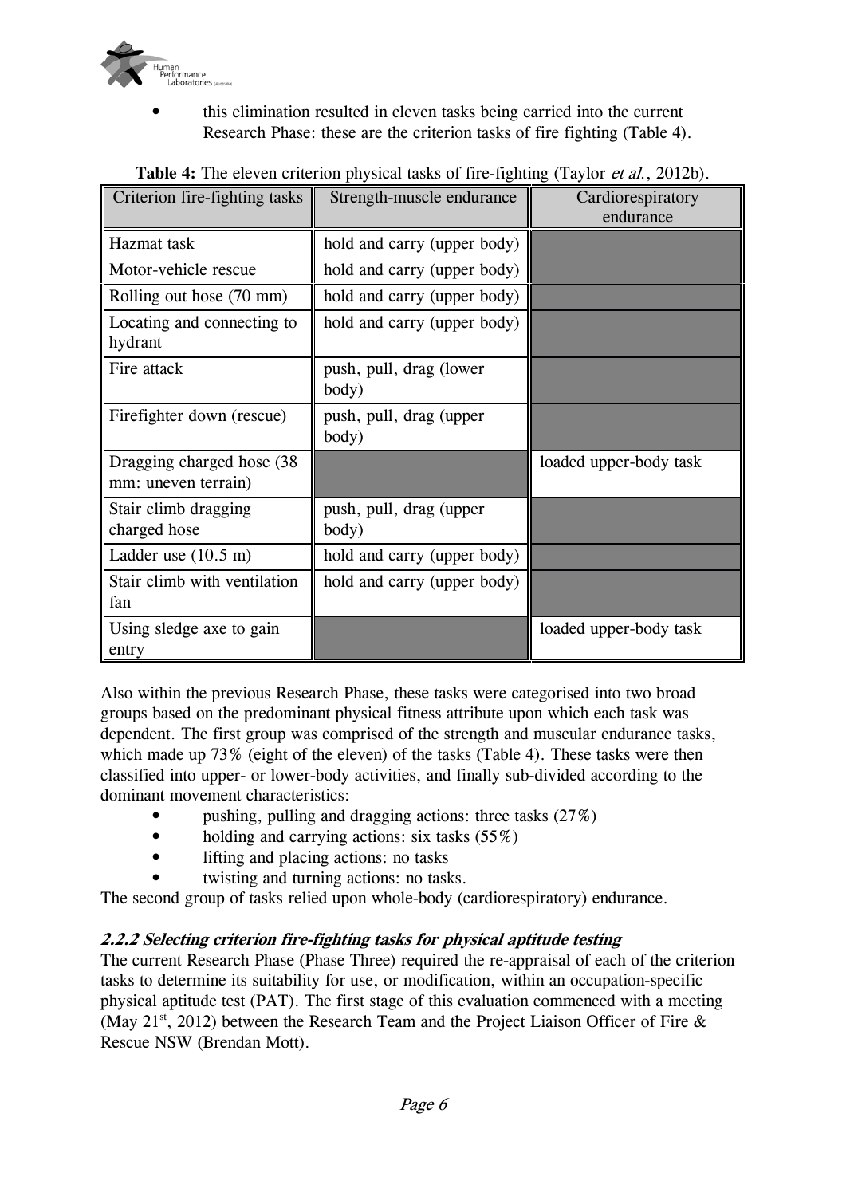- this elimination resulted in eleven tasks being carried into the current Research Phase: these are the criterion tasks of fire fighting (Table 4).

**Table 4:** The eleven criterion physical tasks of fire-fighting (Taylor *et al.*, 2012b).

| Criterion fire-fighting tasks | Strength-muscle endurance | Cardiorespiratory endurance |
|---|---|---|
| Hazmat task | hold and carry (upper body) | |
| Motor-vehicle rescue | hold and carry (upper body) | |
| Rolling out hose (70 mm) | hold and carry (upper body) | |
| Locating and connecting to hydrant | hold and carry (upper body) | |
| Fire attack | push, pull, drag (lower body) | |
| Firefighter down (rescue) | push, pull, drag (upper body) | |
| Dragging charged hose (38 mm: uneven terrain) | | loaded upper-body task |
| Stair climb dragging charged hose | push, pull, drag (upper body) | |
| Ladder use (10.5 m) | hold and carry (upper body) | |
| Stair climb with ventilation fan | hold and carry (upper body) | |
| Using sledge axe to gain entry | | loaded upper-body task |

Also within the previous Research Phase, these tasks were categorised into two broad groups based on the predominant physical fitness attribute upon which each task was dependent. The first group was comprised of the strength and muscular endurance tasks, which made up 73% (eight of the eleven) of the tasks (Table 4). These tasks were then classified into upper- or lower-body activities, and finally sub-divided according to the dominant movement characteristics:

- pushing, pulling and dragging actions: three tasks (27%)
- holding and carrying actions: six tasks (55%)
- lifting and placing actions: no tasks
- twisting and turning actions: no tasks.

The second group of tasks relied upon whole-body (cardiorespiratory) endurance.

### *2.2.2 Selecting criterion fire-fighting tasks for physical aptitude testing*

The current Research Phase (Phase Three) required the re-appraisal of each of the criterion tasks to determine its suitability for use, or modification, within an occupation-specific physical aptitude test (PAT). The first stage of this evaluation commenced with a meeting (May 21st, 2012) between the Research Team and the Project Liaison Officer of Fire & Rescue NSW (Brendan Mott).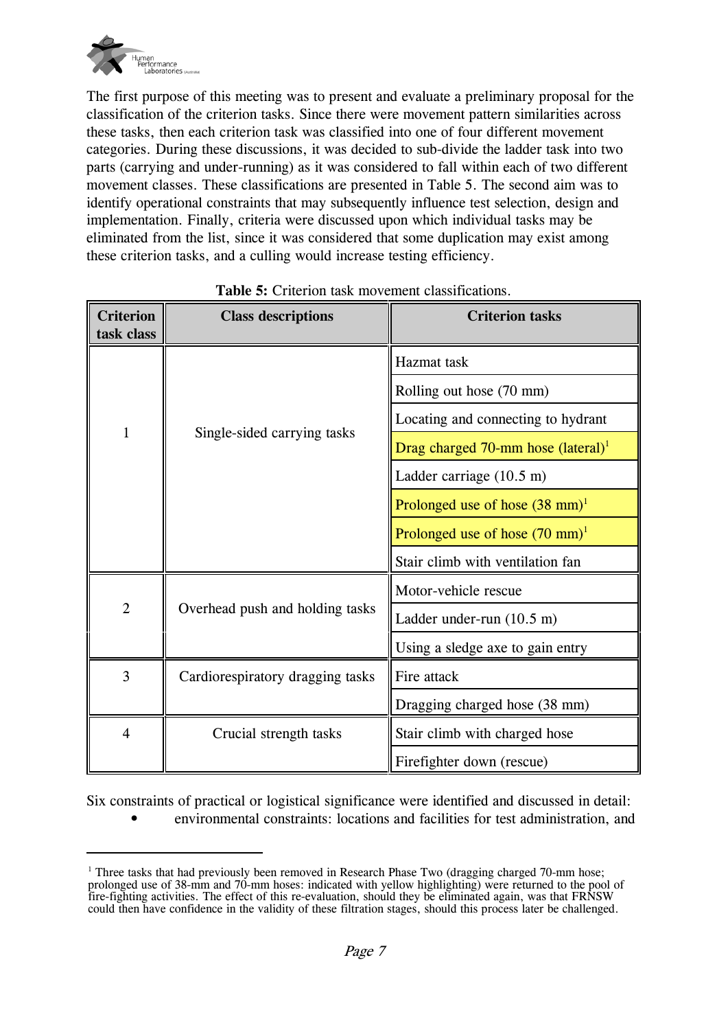The first purpose of this meeting was to present and evaluate a preliminary proposal for the classification of the criterion tasks. Since there were movement pattern similarities across these tasks, then each criterion task was classified into one of four different movement categories. During these discussions, it was decided to sub-divide the ladder task into two parts (carrying and under-running) as it was considered to fall within each of two different movement classes. These classifications are presented in Table 5. The second aim was to identify operational constraints that may subsequently influence test selection, design and implementation. Finally, criteria were discussed upon which individual tasks may be eliminated from the list, since it was considered that some duplication may exist among these criterion tasks, and a culling would increase testing efficiency.

**Table 5:** Criterion task movement classifications.

| Criterion task class | Class descriptions | Criterion tasks |
|---|---|---|
| 1 | Single-sided carrying tasks | Hazmat task |
| | | Rolling out hose (70 mm) |
| | | Locating and connecting to hydrant |
| | | Drag charged 70-mm hose (lateral)[1] |
| | | Ladder carriage (10.5 m) |
| | | Prolonged use of hose (38 mm)[1] |
| | | Prolonged use of hose (70 mm)[1] |
| | | Stair climb with ventilation fan |
| 2 | Overhead push and holding tasks | Motor-vehicle rescue |
| | | Ladder under-run (10.5 m) |
| | | Using a sledge axe to gain entry |
| 3 | Cardiorespiratory dragging tasks | Fire attack |
| | | Dragging charged hose (38 mm) |
| 4 | Crucial strength tasks | Stair climb with charged hose |
| | | Firefighter down (rescue) |

Six constraints of practical or logistical significance were identified and discussed in detail:

- environmental constraints: locations and facilities for test administration, and

[1] Three tasks that had previously been removed in Research Phase Two (dragging charged 70-mm hose; prolonged use of 38-mm and 70-mm hoses: indicated with yellow highlighting) were returned to the pool of fire-fighting activities. The effect of this re-evaluation, should they be eliminated again, was that FRNSW could then have confidence in the validity of these filtration stages, should this process later be challenged.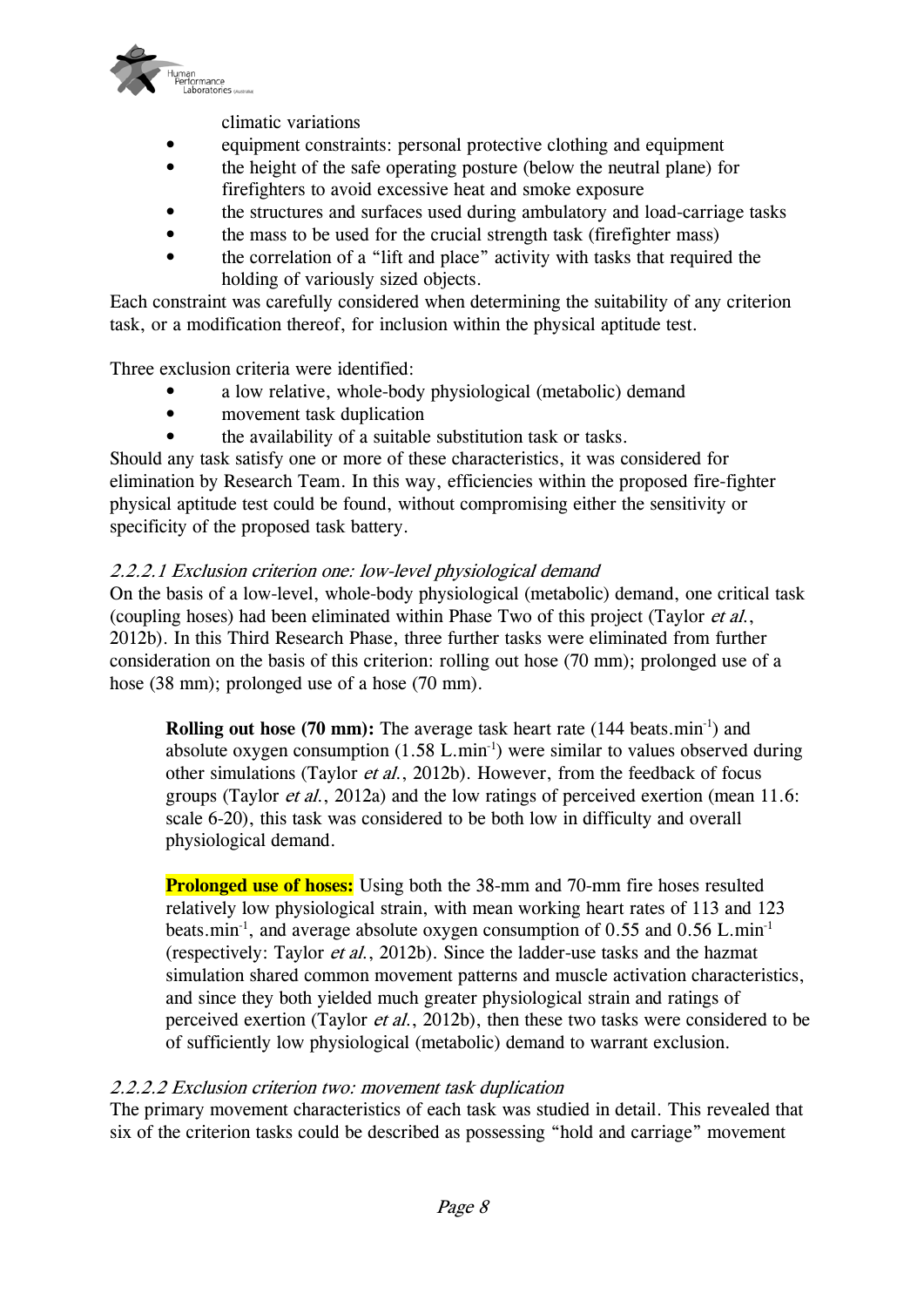climatic variations

- equipment constraints: personal protective clothing and equipment
- the height of the safe operating posture (below the neutral plane) for firefighters to avoid excessive heat and smoke exposure
- the structures and surfaces used during ambulatory and load-carriage tasks
- the mass to be used for the crucial strength task (firefighter mass)
- the correlation of a "lift and place" activity with tasks that required the holding of variously sized objects.

Each constraint was carefully considered when determining the suitability of any criterion task, or a modification thereof, for inclusion within the physical aptitude test.

Three exclusion criteria were identified:

- a low relative, whole-body physiological (metabolic) demand
- movement task duplication
- the availability of a suitable substitution task or tasks.

Should any task satisfy one or more of these characteristics, it was considered for elimination by Research Team. In this way, efficiencies within the proposed fire-fighter physical aptitude test could be found, without compromising either the sensitivity or specificity of the proposed task battery.

### *2.2.2.1 Exclusion criterion one: low-level physiological demand*

On the basis of a low-level, whole-body physiological (metabolic) demand, one critical task (coupling hoses) had been eliminated within Phase Two of this project (Taylor *et al.*, 2012b). In this Third Research Phase, three further tasks were eliminated from further consideration on the basis of this criterion: rolling out hose (70 mm); prolonged use of a hose (38 mm); prolonged use of a hose (70 mm).

> **Rolling out hose (70 mm):** The average task heart rate (144 beats.min$^{-1}$) and absolute oxygen consumption (1.58 L.min$^{-1}$) were similar to values observed during other simulations (Taylor *et al.*, 2012b). However, from the feedback of focus groups (Taylor *et al.*, 2012a) and the low ratings of perceived exertion (mean 11.6: scale 6-20), this task was considered to be both low in difficulty and overall physiological demand.

> **Prolonged use of hoses:** Using both the 38-mm and 70-mm fire hoses resulted relatively low physiological strain, with mean working heart rates of 113 and 123 beats.min$^{-1}$, and average absolute oxygen consumption of 0.55 and 0.56 L.min$^{-1}$ (respectively: Taylor *et al.*, 2012b). Since the ladder-use tasks and the hazmat simulation shared common movement patterns and muscle activation characteristics, and since they both yielded much greater physiological strain and ratings of perceived exertion (Taylor *et al.*, 2012b), then these two tasks were considered to be of sufficiently low physiological (metabolic) demand to warrant exclusion.

### *2.2.2.2 Exclusion criterion two: movement task duplication*

The primary movement characteristics of each task was studied in detail. This revealed that six of the criterion tasks could be described as possessing "hold and carriage" movement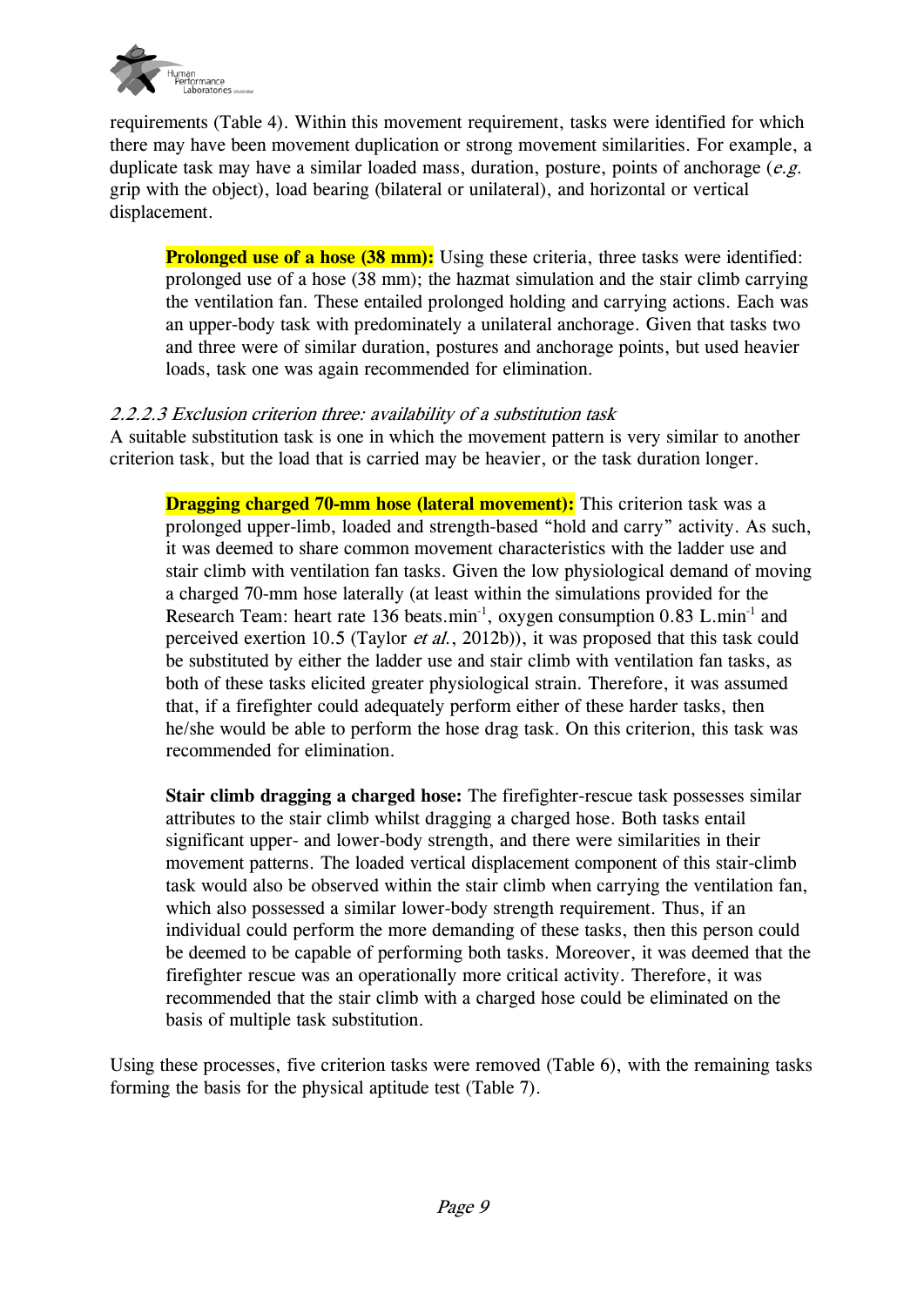requirements (Table 4). Within this movement requirement, tasks were identified for which there may have been movement duplication or strong movement similarities. For example, a duplicate task may have a similar loaded mass, duration, posture, points of anchorage (*e.g.* grip with the object), load bearing (bilateral or unilateral), and horizontal or vertical displacement.

> **Prolonged use of a hose (38 mm):** Using these criteria, three tasks were identified: prolonged use of a hose (38 mm); the hazmat simulation and the stair climb carrying the ventilation fan. These entailed prolonged holding and carrying actions. Each was an upper-body task with predominately a unilateral anchorage. Given that tasks two and three were of similar duration, postures and anchorage points, but used heavier loads, task one was again recommended for elimination.

#### *2.2.2.3 Exclusion criterion three: availability of a substitution task*

A suitable substitution task is one in which the movement pattern is very similar to another criterion task, but the load that is carried may be heavier, or the task duration longer.

> **Dragging charged 70-mm hose (lateral movement):** This criterion task was a prolonged upper-limb, loaded and strength-based "hold and carry" activity. As such, it was deemed to share common movement characteristics with the ladder use and stair climb with ventilation fan tasks. Given the low physiological demand of moving a charged 70-mm hose laterally (at least within the simulations provided for the Research Team: heart rate 136 beats.min$^{-1}$, oxygen consumption 0.83 L.min$^{-1}$ and perceived exertion 10.5 (Taylor *et al.*, 2012b)), it was proposed that this task could be substituted by either the ladder use and stair climb with ventilation fan tasks, as both of these tasks elicited greater physiological strain. Therefore, it was assumed that, if a firefighter could adequately perform either of these harder tasks, then he/she would be able to perform the hose drag task. On this criterion, this task was recommended for elimination.
>
> **Stair climb dragging a charged hose:** The firefighter-rescue task possesses similar attributes to the stair climb whilst dragging a charged hose. Both tasks entail significant upper- and lower-body strength, and there were similarities in their movement patterns. The loaded vertical displacement component of this stair-climb task would also be observed within the stair climb when carrying the ventilation fan, which also possessed a similar lower-body strength requirement. Thus, if an individual could perform the more demanding of these tasks, then this person could be deemed to be capable of performing both tasks. Moreover, it was deemed that the firefighter rescue was an operationally more critical activity. Therefore, it was recommended that the stair climb with a charged hose could be eliminated on the basis of multiple task substitution.

Using these processes, five criterion tasks were removed (Table 6), with the remaining tasks forming the basis for the physical aptitude test (Table 7).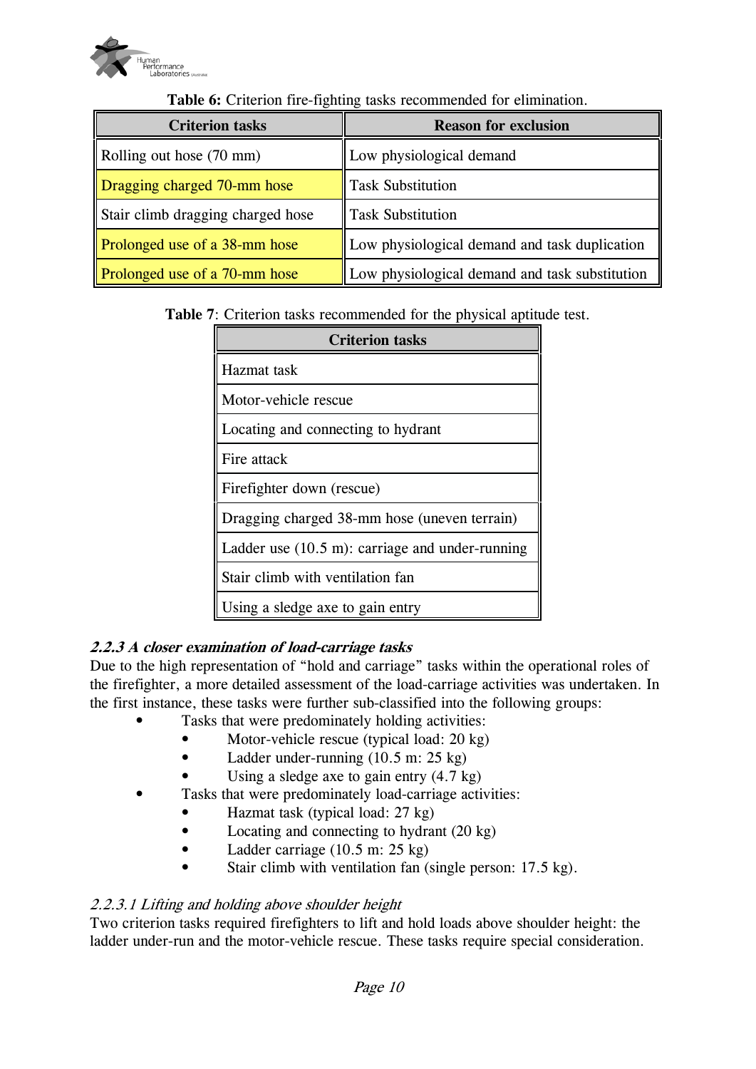**Table 6:** Criterion fire-fighting tasks recommended for elimination.

| Criterion tasks | Reason for exclusion |
|---|---|
| Rolling out hose (70 mm) | Low physiological demand |
| Dragging charged 70-mm hose | Task Substitution |
| Stair climb dragging charged hose | Task Substitution |
| Prolonged use of a 38-mm hose | Low physiological demand and task duplication |
| Prolonged use of a 70-mm hose | Low physiological demand and task substitution |

**Table 7**: Criterion tasks recommended for the physical aptitude test.

| Criterion tasks |
|---|
| Hazmat task |
| Motor-vehicle rescue |
| Locating and connecting to hydrant |
| Fire attack |
| Firefighter down (rescue) |
| Dragging charged 38-mm hose (uneven terrain) |
| Ladder use (10.5 m): carriage and under-running |
| Stair climb with ventilation fan |
| Using a sledge axe to gain entry |

### *2.2.3 A closer examination of load-carriage tasks*

Due to the high representation of "hold and carriage" tasks within the operational roles of the firefighter, a more detailed assessment of the load-carriage activities was undertaken. In the first instance, these tasks were further sub-classified into the following groups:

- Tasks that were predominately holding activities:
  - Motor-vehicle rescue (typical load: 20 kg)
  - Ladder under-running (10.5 m: 25 kg)
  - Using a sledge axe to gain entry (4.7 kg)
- Tasks that were predominately load-carriage activities:
  - Hazmat task (typical load: 27 kg)
  - Locating and connecting to hydrant (20 kg)
  - Ladder carriage (10.5 m: 25 kg)
  - Stair climb with ventilation fan (single person: 17.5 kg).

#### *2.2.3.1 Lifting and holding above shoulder height*

Two criterion tasks required firefighters to lift and hold loads above shoulder height: the ladder under-run and the motor-vehicle rescue. These tasks require special consideration.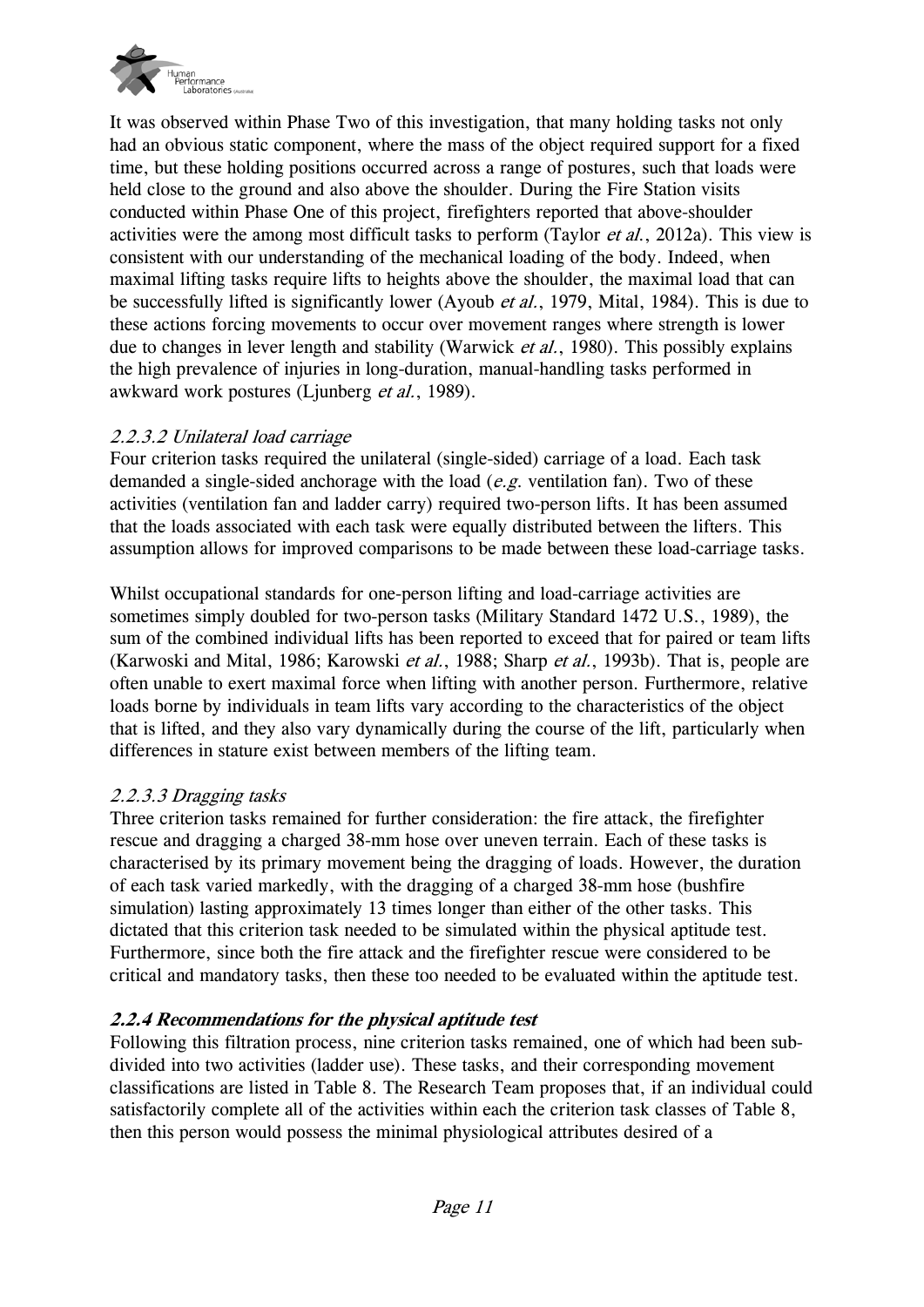It was observed within Phase Two of this investigation, that many holding tasks not only had an obvious static component, where the mass of the object required support for a fixed time, but these holding positions occurred across a range of postures, such that loads were held close to the ground and also above the shoulder. During the Fire Station visits conducted within Phase One of this project, firefighters reported that above-shoulder activities were the among most difficult tasks to perform (Taylor *et al.*, 2012a). This view is consistent with our understanding of the mechanical loading of the body. Indeed, when maximal lifting tasks require lifts to heights above the shoulder, the maximal load that can be successfully lifted is significantly lower (Ayoub *et al.*, 1979, Mital, 1984). This is due to these actions forcing movements to occur over movement ranges where strength is lower due to changes in lever length and stability (Warwick *et al.*, 1980). This possibly explains the high prevalence of injuries in long-duration, manual-handling tasks performed in awkward work postures (Ljunberg *et al.*, 1989).

#### *2.2.3.2 Unilateral load carriage*

Four criterion tasks required the unilateral (single-sided) carriage of a load. Each task demanded a single-sided anchorage with the load (*e.g.* ventilation fan). Two of these activities (ventilation fan and ladder carry) required two-person lifts. It has been assumed that the loads associated with each task were equally distributed between the lifters. This assumption allows for improved comparisons to be made between these load-carriage tasks.

Whilst occupational standards for one-person lifting and load-carriage activities are sometimes simply doubled for two-person tasks (Military Standard 1472 U.S., 1989), the sum of the combined individual lifts has been reported to exceed that for paired or team lifts (Karwoski and Mital, 1986; Karowski *et al.*, 1988; Sharp *et al.*, 1993b). That is, people are often unable to exert maximal force when lifting with another person. Furthermore, relative loads borne by individuals in team lifts vary according to the characteristics of the object that is lifted, and they also vary dynamically during the course of the lift, particularly when differences in stature exist between members of the lifting team.

#### *2.2.3.3 Dragging tasks*

Three criterion tasks remained for further consideration: the fire attack, the firefighter rescue and dragging a charged 38-mm hose over uneven terrain. Each of these tasks is characterised by its primary movement being the dragging of loads. However, the duration of each task varied markedly, with the dragging of a charged 38-mm hose (bushfire simulation) lasting approximately 13 times longer than either of the other tasks. This dictated that this criterion task needed to be simulated within the physical aptitude test. Furthermore, since both the fire attack and the firefighter rescue were considered to be critical and mandatory tasks, then these too needed to be evaluated within the aptitude test.

### ***2.2.4 Recommendations for the physical aptitude test***

Following this filtration process, nine criterion tasks remained, one of which had been sub-divided into two activities (ladder use). These tasks, and their corresponding movement classifications are listed in Table 8. The Research Team proposes that, if an individual could satisfactorily complete all of the activities within each the criterion task classes of Table 8, then this person would possess the minimal physiological attributes desired of a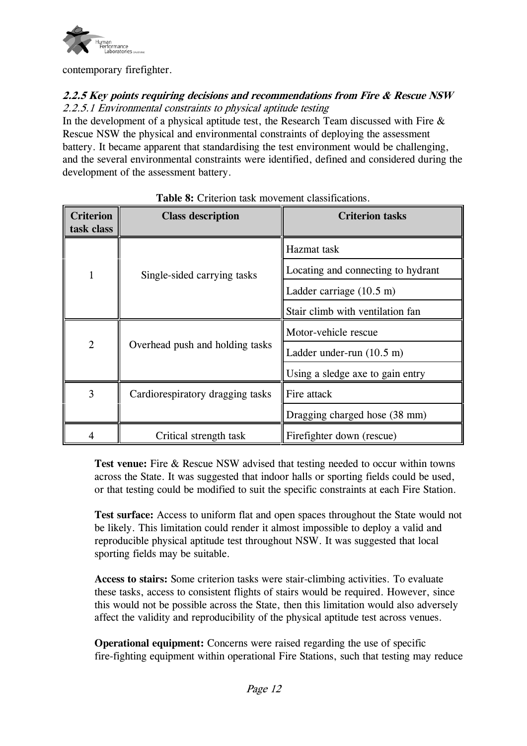contemporary firefighter.

### *2.2.5 Key points requiring decisions and recommendations from Fire & Rescue NSW*

#### *2.2.5.1 Environmental constraints to physical aptitude testing*

In the development of a physical aptitude test, the Research Team discussed with Fire & Rescue NSW the physical and environmental constraints of deploying the assessment battery. It became apparent that standardising the test environment would be challenging, and the several environmental constraints were identified, defined and considered during the development of the assessment battery.

**Table 8:** Criterion task movement classifications.

| Criterion task class | Class description | Criterion tasks |
|---|---|---|
| 1 | Single-sided carrying tasks | Hazmat task |
| | | Locating and connecting to hydrant |
| | | Ladder carriage (10.5 m) |
| | | Stair climb with ventilation fan |
| 2 | Overhead push and holding tasks | Motor-vehicle rescue |
| | | Ladder under-run (10.5 m) |
| | | Using a sledge axe to gain entry |
| 3 | Cardiorespiratory dragging tasks | Fire attack |
| | | Dragging charged hose (38 mm) |
| 4 | Critical strength task | Firefighter down (rescue) |

**Test venue:** Fire & Rescue NSW advised that testing needed to occur within towns across the State. It was suggested that indoor halls or sporting fields could be used, or that testing could be modified to suit the specific constraints at each Fire Station.

**Test surface:** Access to uniform flat and open spaces throughout the State would not be likely. This limitation could render it almost impossible to deploy a valid and reproducible physical aptitude test throughout NSW. It was suggested that local sporting fields may be suitable.

**Access to stairs:** Some criterion tasks were stair-climbing activities. To evaluate these tasks, access to consistent flights of stairs would be required. However, since this would not be possible across the State, then this limitation would also adversely affect the validity and reproducibility of the physical aptitude test across venues.

**Operational equipment:** Concerns were raised regarding the use of specific fire-fighting equipment within operational Fire Stations, such that testing may reduce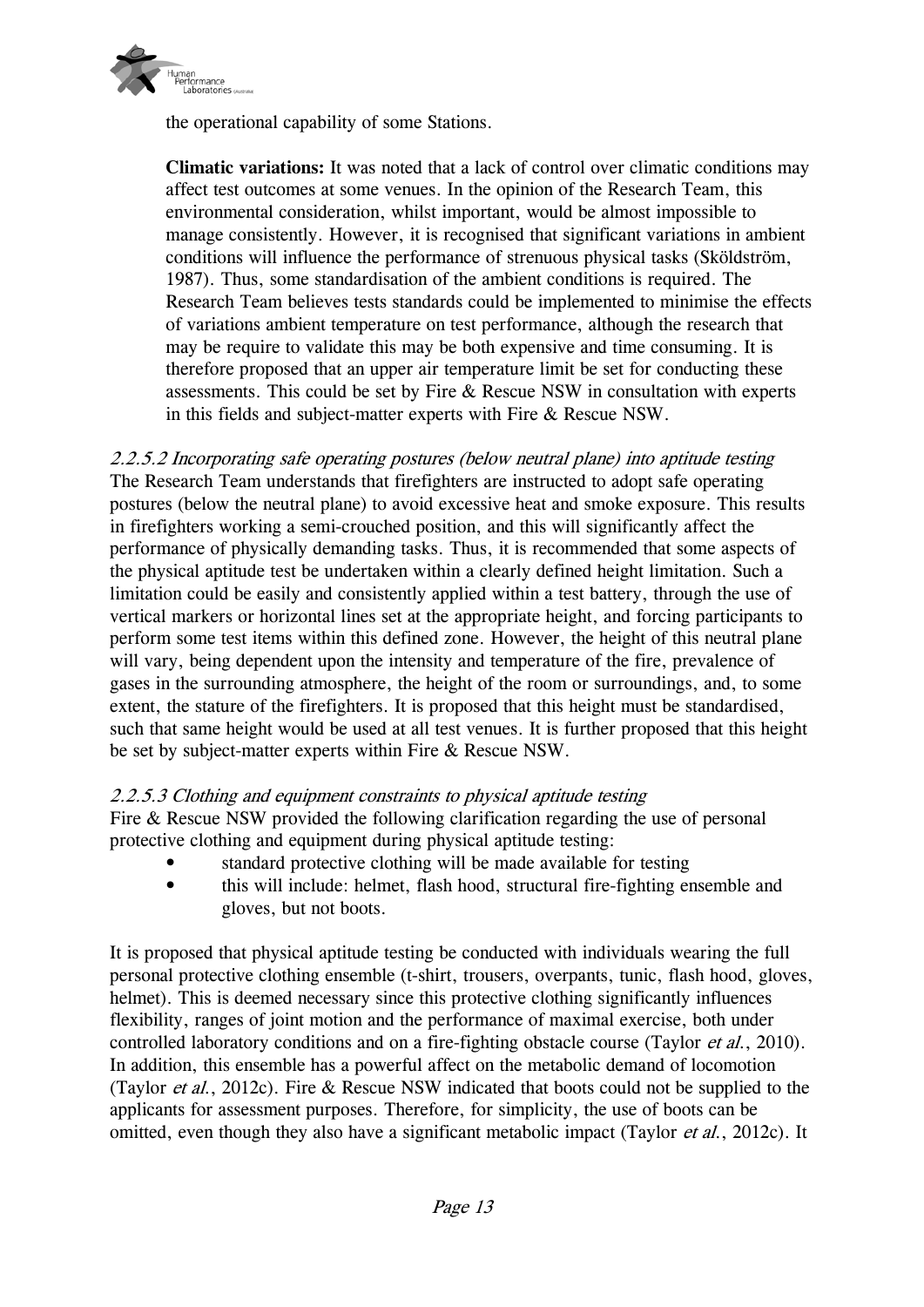the operational capability of some Stations.

**Climatic variations:** It was noted that a lack of control over climatic conditions may affect test outcomes at some venues. In the opinion of the Research Team, this environmental consideration, whilst important, would be almost impossible to manage consistently. However, it is recognised that significant variations in ambient conditions will influence the performance of strenuous physical tasks (Sköldström, 1987). Thus, some standardisation of the ambient conditions is required. The Research Team believes tests standards could be implemented to minimise the effects of variations ambient temperature on test performance, although the research that may be require to validate this may be both expensive and time consuming. It is therefore proposed that an upper air temperature limit be set for conducting these assessments. This could be set by Fire & Rescue NSW in consultation with experts in this fields and subject-matter experts with Fire & Rescue NSW.

*2.2.5.2 Incorporating safe operating postures (below neutral plane) into aptitude testing*

The Research Team understands that firefighters are instructed to adopt safe operating postures (below the neutral plane) to avoid excessive heat and smoke exposure. This results in firefighters working a semi-crouched position, and this will significantly affect the performance of physically demanding tasks. Thus, it is recommended that some aspects of the physical aptitude test be undertaken within a clearly defined height limitation. Such a limitation could be easily and consistently applied within a test battery, through the use of vertical markers or horizontal lines set at the appropriate height, and forcing participants to perform some test items within this defined zone. However, the height of this neutral plane will vary, being dependent upon the intensity and temperature of the fire, prevalence of gases in the surrounding atmosphere, the height of the room or surroundings, and, to some extent, the stature of the firefighters. It is proposed that this height must be standardised, such that same height would be used at all test venues. It is further proposed that this height be set by subject-matter experts within Fire & Rescue NSW.

*2.2.5.3 Clothing and equipment constraints to physical aptitude testing*

Fire & Rescue NSW provided the following clarification regarding the use of personal protective clothing and equipment during physical aptitude testing:

- standard protective clothing will be made available for testing
- this will include: helmet, flash hood, structural fire-fighting ensemble and gloves, but not boots.

It is proposed that physical aptitude testing be conducted with individuals wearing the full personal protective clothing ensemble (t-shirt, trousers, overpants, tunic, flash hood, gloves, helmet). This is deemed necessary since this protective clothing significantly influences flexibility, ranges of joint motion and the performance of maximal exercise, both under controlled laboratory conditions and on a fire-fighting obstacle course (Taylor *et al.*, 2010). In addition, this ensemble has a powerful affect on the metabolic demand of locomotion (Taylor *et al.*, 2012c). Fire & Rescue NSW indicated that boots could not be supplied to the applicants for assessment purposes. Therefore, for simplicity, the use of boots can be omitted, even though they also have a significant metabolic impact (Taylor *et al.*, 2012c). It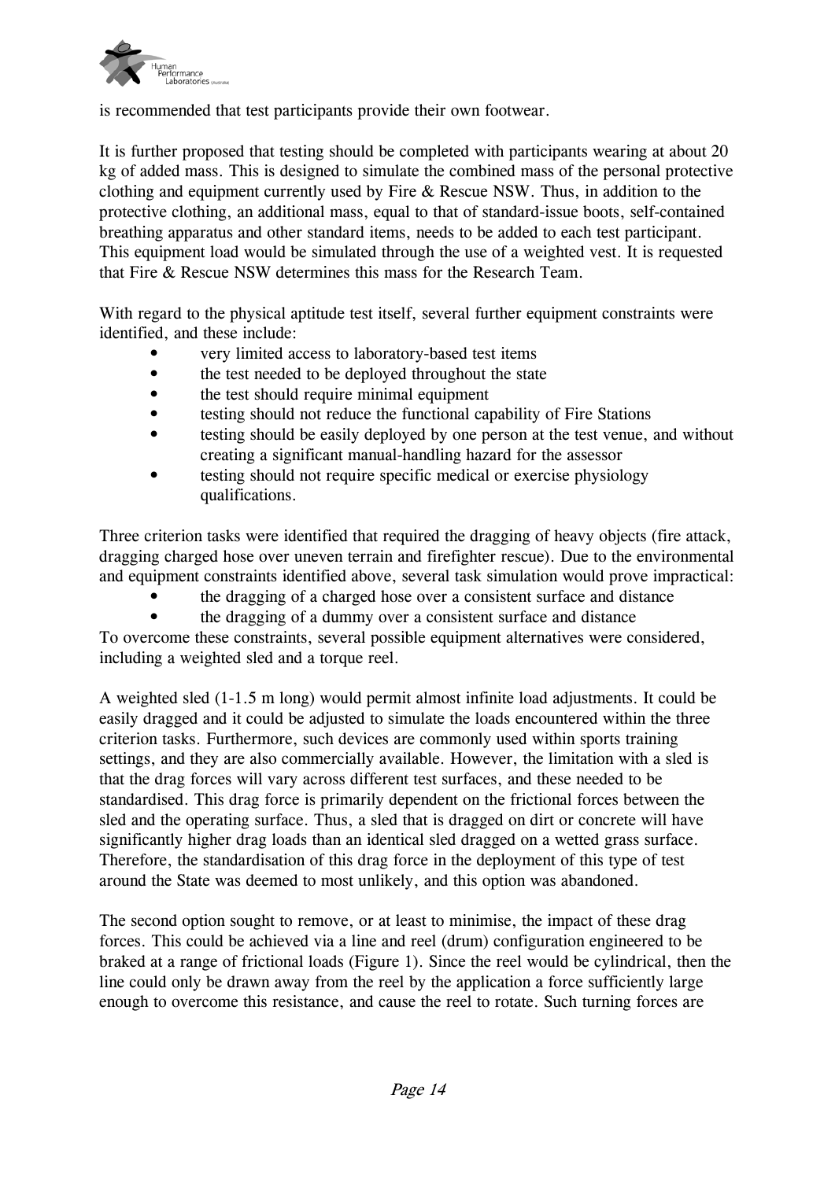is recommended that test participants provide their own footwear.

It is further proposed that testing should be completed with participants wearing at about 20 kg of added mass. This is designed to simulate the combined mass of the personal protective clothing and equipment currently used by Fire & Rescue NSW. Thus, in addition to the protective clothing, an additional mass, equal to that of standard-issue boots, self-contained breathing apparatus and other standard items, needs to be added to each test participant. This equipment load would be simulated through the use of a weighted vest. It is requested that Fire & Rescue NSW determines this mass for the Research Team.

With regard to the physical aptitude test itself, several further equipment constraints were identified, and these include:

- very limited access to laboratory-based test items
- the test needed to be deployed throughout the state
- the test should require minimal equipment
- testing should not reduce the functional capability of Fire Stations
- testing should be easily deployed by one person at the test venue, and without creating a significant manual-handling hazard for the assessor
- testing should not require specific medical or exercise physiology qualifications.

Three criterion tasks were identified that required the dragging of heavy objects (fire attack, dragging charged hose over uneven terrain and firefighter rescue). Due to the environmental and equipment constraints identified above, several task simulation would prove impractical:

- the dragging of a charged hose over a consistent surface and distance
- the dragging of a dummy over a consistent surface and distance

To overcome these constraints, several possible equipment alternatives were considered, including a weighted sled and a torque reel.

A weighted sled (1-1.5 m long) would permit almost infinite load adjustments. It could be easily dragged and it could be adjusted to simulate the loads encountered within the three criterion tasks. Furthermore, such devices are commonly used within sports training settings, and they are also commercially available. However, the limitation with a sled is that the drag forces will vary across different test surfaces, and these needed to be standardised. This drag force is primarily dependent on the frictional forces between the sled and the operating surface. Thus, a sled that is dragged on dirt or concrete will have significantly higher drag loads than an identical sled dragged on a wetted grass surface. Therefore, the standardisation of this drag force in the deployment of this type of test around the State was deemed to most unlikely, and this option was abandoned.

The second option sought to remove, or at least to minimise, the impact of these drag forces. This could be achieved via a line and reel (drum) configuration engineered to be braked at a range of frictional loads (Figure 1). Since the reel would be cylindrical, then the line could only be drawn away from the reel by the application a force sufficiently large enough to overcome this resistance, and cause the reel to rotate. Such turning forces are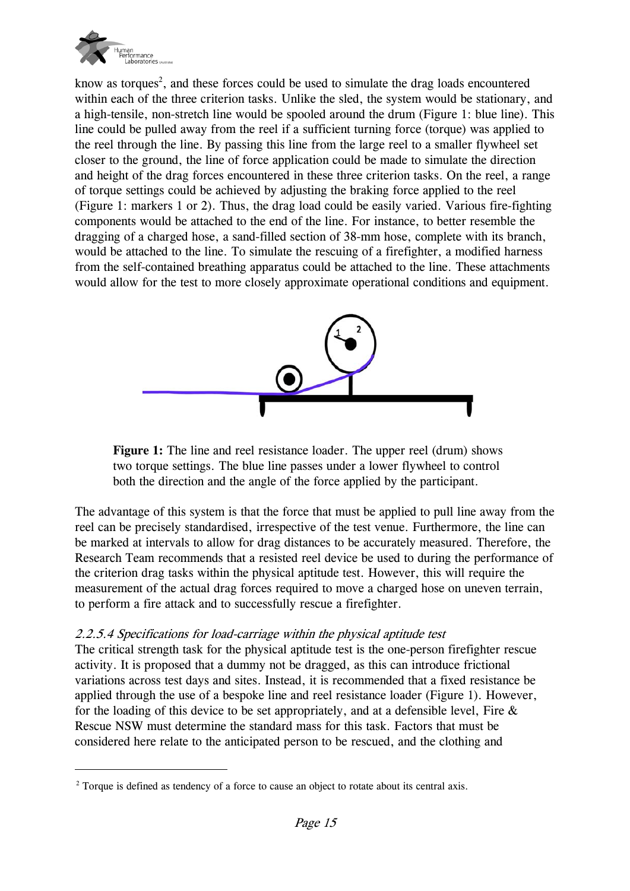know as torques[2], and these forces could be used to simulate the drag loads encountered within each of the three criterion tasks. Unlike the sled, the system would be stationary, and a high-tensile, non-stretch line would be spooled around the drum (Figure 1: blue line). This line could be pulled away from the reel if a sufficient turning force (torque) was applied to the reel through the line. By passing this line from the large reel to a smaller flywheel set closer to the ground, the line of force application could be made to simulate the direction and height of the drag forces encountered in these three criterion tasks. On the reel, a range of torque settings could be achieved by adjusting the braking force applied to the reel (Figure 1: markers 1 or 2). Thus, the drag load could be easily varied. Various fire-fighting components would be attached to the end of the line. For instance, to better resemble the dragging of a charged hose, a sand-filled section of 38-mm hose, complete with its branch, would be attached to the line. To simulate the rescuing of a firefighter, a modified harness from the self-contained breathing apparatus could be attached to the line. These attachments would allow for the test to more closely approximate operational conditions and equipment.

**Figure 1:** The line and reel resistance loader. The upper reel (drum) shows two torque settings. The blue line passes under a lower flywheel to control both the direction and the angle of the force applied by the participant.

The advantage of this system is that the force that must be applied to pull line away from the reel can be precisely standardised, irrespective of the test venue. Furthermore, the line can be marked at intervals to allow for drag distances to be accurately measured. Therefore, the Research Team recommends that a resisted reel device be used to during the performance of the criterion drag tasks within the physical aptitude test. However, this will require the measurement of the actual drag forces required to move a charged hose on uneven terrain, to perform a fire attack and to successfully rescue a firefighter.

#### *2.2.5.4 Specifications for load-carriage within the physical aptitude test*

The critical strength task for the physical aptitude test is the one-person firefighter rescue activity. It is proposed that a dummy not be dragged, as this can introduce frictional variations across test days and sites. Instead, it is recommended that a fixed resistance be applied through the use of a bespoke line and reel resistance loader (Figure 1). However, for the loading of this device to be set appropriately, and at a defensible level, Fire & Rescue NSW must determine the standard mass for this task. Factors that must be considered here relate to the anticipated person to be rescued, and the clothing and

[2] Torque is defined as tendency of a force to cause an object to rotate about its central axis.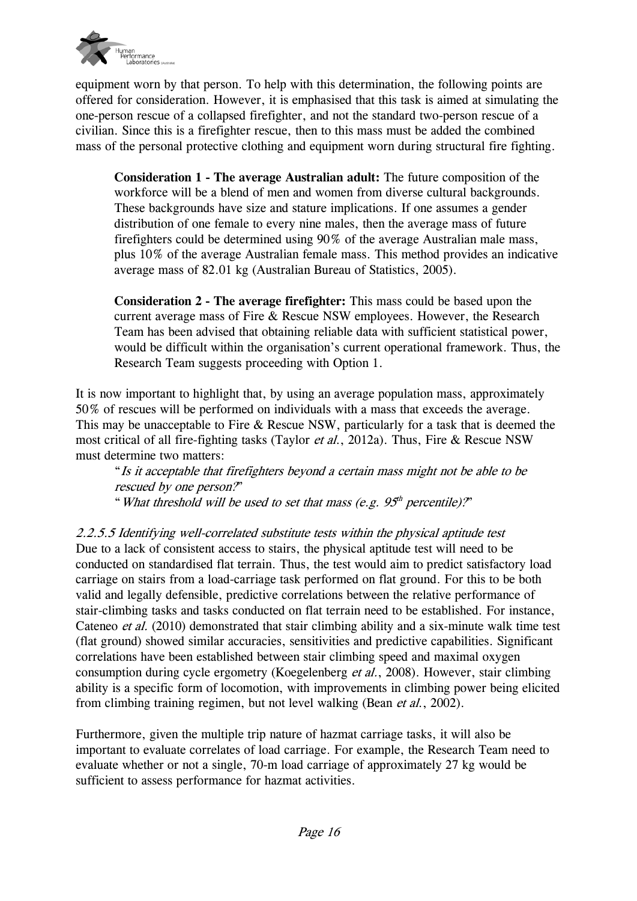equipment worn by that person. To help with this determination, the following points are offered for consideration. However, it is emphasised that this task is aimed at simulating the one-person rescue of a collapsed firefighter, and not the standard two-person rescue of a civilian. Since this is a firefighter rescue, then to this mass must be added the combined mass of the personal protective clothing and equipment worn during structural fire fighting.

> **Consideration 1 - The average Australian adult:** The future composition of the workforce will be a blend of men and women from diverse cultural backgrounds. These backgrounds have size and stature implications. If one assumes a gender distribution of one female to every nine males, then the average mass of future firefighters could be determined using 90% of the average Australian male mass, plus 10% of the average Australian female mass. This method provides an indicative average mass of 82.01 kg (Australian Bureau of Statistics, 2005).

> **Consideration 2 - The average firefighter:** This mass could be based upon the current average mass of Fire & Rescue NSW employees. However, the Research Team has been advised that obtaining reliable data with sufficient statistical power, would be difficult within the organisation's current operational framework. Thus, the Research Team suggests proceeding with Option 1.

It is now important to highlight that, by using an average population mass, approximately 50% of rescues will be performed on individuals with a mass that exceeds the average. This may be unacceptable to Fire & Rescue NSW, particularly for a task that is deemed the most critical of all fire-fighting tasks (Taylor *et al.*, 2012a). Thus, Fire & Rescue NSW must determine two matters:

> "*Is it acceptable that firefighters beyond a certain mass might not be able to be rescued by one person?*"
> "*What threshold will be used to set that mass (e.g. 95th percentile)?*"

*2.2.5.5 Identifying well-correlated substitute tests within the physical aptitude test*

Due to a lack of consistent access to stairs, the physical aptitude test will need to be conducted on standardised flat terrain. Thus, the test would aim to predict satisfactory load carriage on stairs from a load-carriage task performed on flat ground. For this to be both valid and legally defensible, predictive correlations between the relative performance of stair-climbing tasks and tasks conducted on flat terrain need to be established. For instance, Cateneo *et al.* (2010) demonstrated that stair climbing ability and a six-minute walk time test (flat ground) showed similar accuracies, sensitivities and predictive capabilities. Significant correlations have been established between stair climbing speed and maximal oxygen consumption during cycle ergometry (Koegelenberg *et al.*, 2008). However, stair climbing ability is a specific form of locomotion, with improvements in climbing power being elicited from climbing training regimen, but not level walking (Bean *et al.*, 2002).

Furthermore, given the multiple trip nature of hazmat carriage tasks, it will also be important to evaluate correlates of load carriage. For example, the Research Team need to evaluate whether or not a single, 70-m load carriage of approximately 27 kg would be sufficient to assess performance for hazmat activities.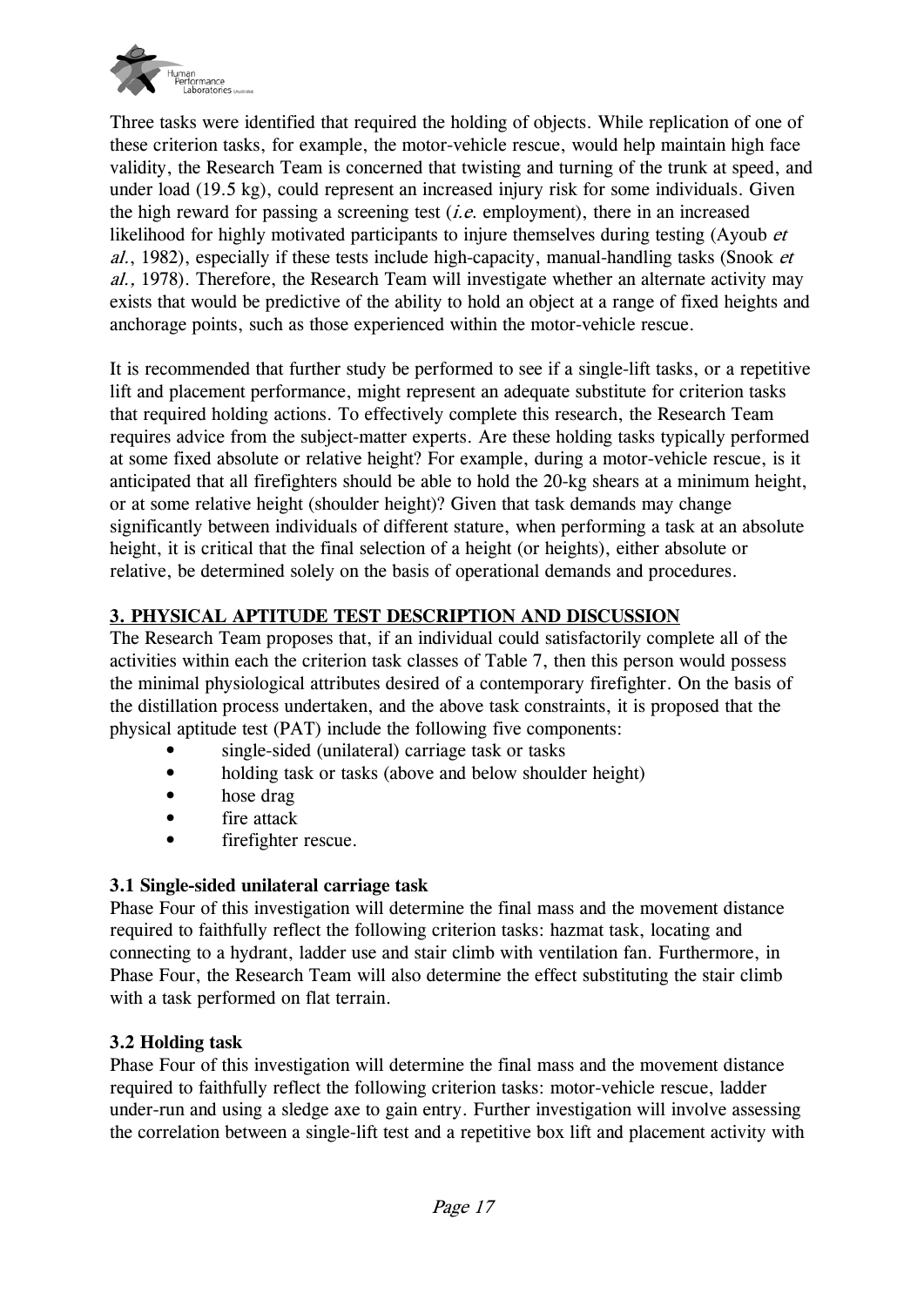Three tasks were identified that required the holding of objects. While replication of one of these criterion tasks, for example, the motor-vehicle rescue, would help maintain high face validity, the Research Team is concerned that twisting and turning of the trunk at speed, and under load (19.5 kg), could represent an increased injury risk for some individuals. Given the high reward for passing a screening test (*i.e.* employment), there in an increased likelihood for highly motivated participants to injure themselves during testing (Ayoub *et al.*, 1982), especially if these tests include high-capacity, manual-handling tasks (Snook *et al.,* 1978). Therefore, the Research Team will investigate whether an alternate activity may exists that would be predictive of the ability to hold an object at a range of fixed heights and anchorage points, such as those experienced within the motor-vehicle rescue.

It is recommended that further study be performed to see if a single-lift tasks, or a repetitive lift and placement performance, might represent an adequate substitute for criterion tasks that required holding actions. To effectively complete this research, the Research Team requires advice from the subject-matter experts. Are these holding tasks typically performed at some fixed absolute or relative height? For example, during a motor-vehicle rescue, is it anticipated that all firefighters should be able to hold the 20-kg shears at a minimum height, or at some relative height (shoulder height)? Given that task demands may change significantly between individuals of different stature, when performing a task at an absolute height, it is critical that the final selection of a height (or heights), either absolute or relative, be determined solely on the basis of operational demands and procedures.

## 3. PHYSICAL APTITUDE TEST DESCRIPTION AND DISCUSSION

The Research Team proposes that, if an individual could satisfactorily complete all of the activities within each the criterion task classes of Table 7, then this person would possess the minimal physiological attributes desired of a contemporary firefighter. On the basis of the distillation process undertaken, and the above task constraints, it is proposed that the physical aptitude test (PAT) include the following five components:

- single-sided (unilateral) carriage task or tasks
- holding task or tasks (above and below shoulder height)
- hose drag
- fire attack
- firefighter rescue.

### 3.1 Single-sided unilateral carriage task

Phase Four of this investigation will determine the final mass and the movement distance required to faithfully reflect the following criterion tasks: hazmat task, locating and connecting to a hydrant, ladder use and stair climb with ventilation fan. Furthermore, in Phase Four, the Research Team will also determine the effect substituting the stair climb with a task performed on flat terrain.

### 3.2 Holding task

Phase Four of this investigation will determine the final mass and the movement distance required to faithfully reflect the following criterion tasks: motor-vehicle rescue, ladder under-run and using a sledge axe to gain entry. Further investigation will involve assessing the correlation between a single-lift test and a repetitive box lift and placement activity with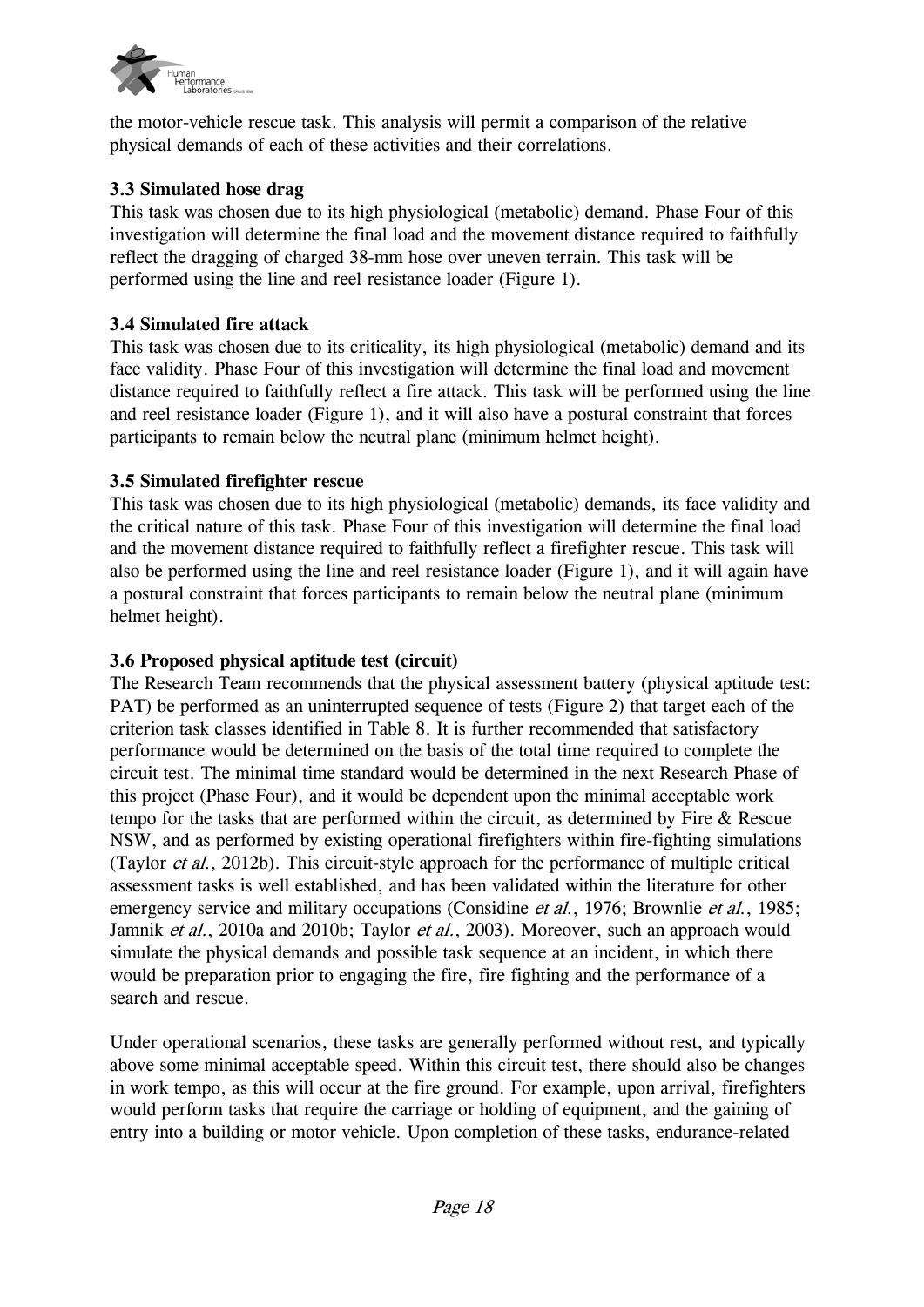the motor-vehicle rescue task. This analysis will permit a comparison of the relative physical demands of each of these activities and their correlations.

### 3.3 Simulated hose drag

This task was chosen due to its high physiological (metabolic) demand. Phase Four of this investigation will determine the final load and the movement distance required to faithfully reflect the dragging of charged 38-mm hose over uneven terrain. This task will be performed using the line and reel resistance loader (Figure 1).

### 3.4 Simulated fire attack

This task was chosen due to its criticality, its high physiological (metabolic) demand and its face validity. Phase Four of this investigation will determine the final load and movement distance required to faithfully reflect a fire attack. This task will be performed using the line and reel resistance loader (Figure 1), and it will also have a postural constraint that forces participants to remain below the neutral plane (minimum helmet height).

### 3.5 Simulated firefighter rescue

This task was chosen due to its high physiological (metabolic) demands, its face validity and the critical nature of this task. Phase Four of this investigation will determine the final load and the movement distance required to faithfully reflect a firefighter rescue. This task will also be performed using the line and reel resistance loader (Figure 1), and it will again have a postural constraint that forces participants to remain below the neutral plane (minimum helmet height).

### 3.6 Proposed physical aptitude test (circuit)

The Research Team recommends that the physical assessment battery (physical aptitude test: PAT) be performed as an uninterrupted sequence of tests (Figure 2) that target each of the criterion task classes identified in Table 8. It is further recommended that satisfactory performance would be determined on the basis of the total time required to complete the circuit test. The minimal time standard would be determined in the next Research Phase of this project (Phase Four), and it would be dependent upon the minimal acceptable work tempo for the tasks that are performed within the circuit, as determined by Fire & Rescue NSW, and as performed by existing operational firefighters within fire-fighting simulations (Taylor *et al.*, 2012b). This circuit-style approach for the performance of multiple critical assessment tasks is well established, and has been validated within the literature for other emergency service and military occupations (Considine *et al.*, 1976; Brownlie *et al.*, 1985; Jamnik *et al.*, 2010a and 2010b; Taylor *et al.*, 2003). Moreover, such an approach would simulate the physical demands and possible task sequence at an incident, in which there would be preparation prior to engaging the fire, fire fighting and the performance of a search and rescue.

Under operational scenarios, these tasks are generally performed without rest, and typically above some minimal acceptable speed. Within this circuit test, there should also be changes in work tempo, as this will occur at the fire ground. For example, upon arrival, firefighters would perform tasks that require the carriage or holding of equipment, and the gaining of entry into a building or motor vehicle. Upon completion of these tasks, endurance-related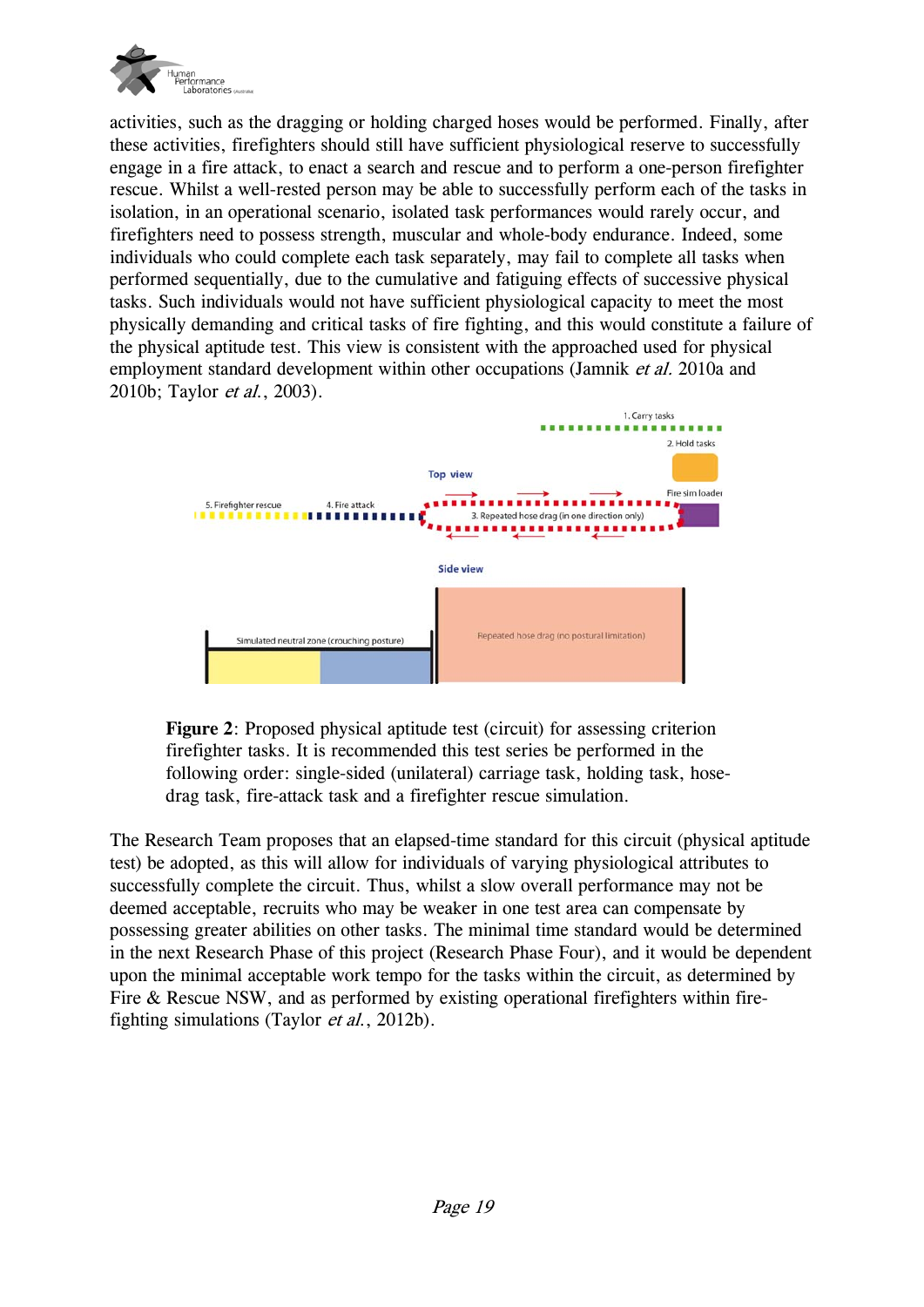activities, such as the dragging or holding charged hoses would be performed. Finally, after these activities, firefighters should still have sufficient physiological reserve to successfully engage in a fire attack, to enact a search and rescue and to perform a one-person firefighter rescue. Whilst a well-rested person may be able to successfully perform each of the tasks in isolation, in an operational scenario, isolated task performances would rarely occur, and firefighters need to possess strength, muscular and whole-body endurance. Indeed, some individuals who could complete each task separately, may fail to complete all tasks when performed sequentially, due to the cumulative and fatiguing effects of successive physical tasks. Such individuals would not have sufficient physiological capacity to meet the most physically demanding and critical tasks of fire fighting, and this would constitute a failure of the physical aptitude test. This view is consistent with the approached used for physical employment standard development within other occupations (Jamnik *et al.* 2010a and 2010b; Taylor *et al.*, 2003).

**Figure 2**: Proposed physical aptitude test (circuit) for assessing criterion firefighter tasks. It is recommended this test series be performed in the following order: single-sided (unilateral) carriage task, holding task, hose-drag task, fire-attack task and a firefighter rescue simulation.

The Research Team proposes that an elapsed-time standard for this circuit (physical aptitude test) be adopted, as this will allow for individuals of varying physiological attributes to successfully complete the circuit. Thus, whilst a slow overall performance may not be deemed acceptable, recruits who may be weaker in one test area can compensate by possessing greater abilities on other tasks. The minimal time standard would be determined in the next Research Phase of this project (Research Phase Four), and it would be dependent upon the minimal acceptable work tempo for the tasks within the circuit, as determined by Fire & Rescue NSW, and as performed by existing operational firefighters within fire-fighting simulations (Taylor *et al.*, 2012b).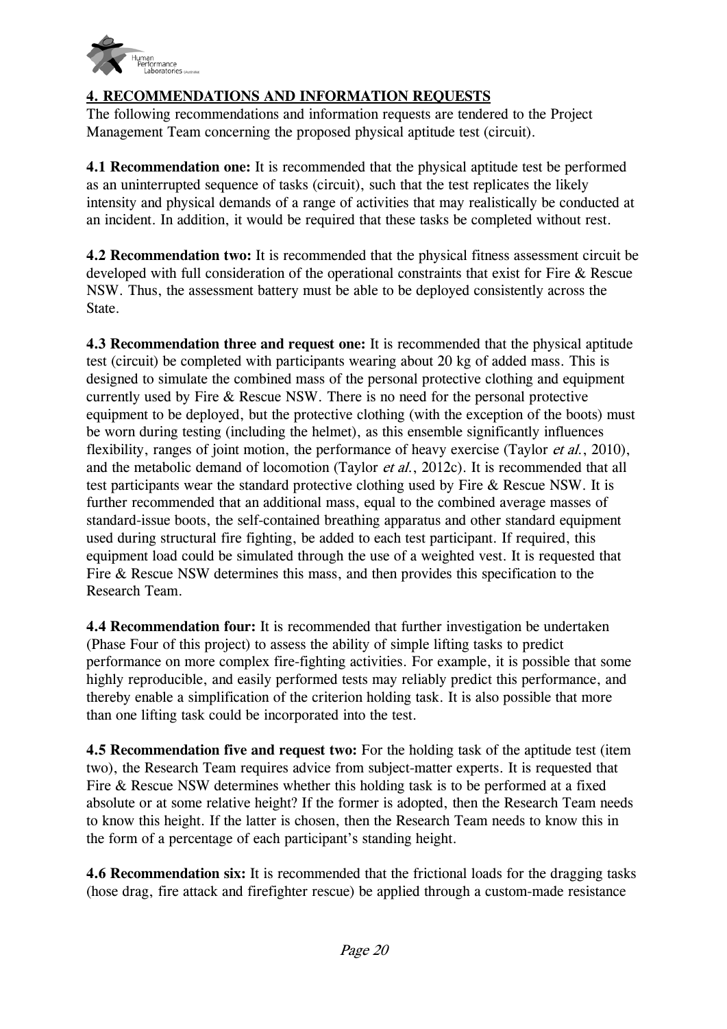## 4. RECOMMENDATIONS AND INFORMATION REQUESTS

The following recommendations and information requests are tendered to the Project Management Team concerning the proposed physical aptitude test (circuit).

**4.1 Recommendation one:** It is recommended that the physical aptitude test be performed as an uninterrupted sequence of tasks (circuit), such that the test replicates the likely intensity and physical demands of a range of activities that may realistically be conducted at an incident. In addition, it would be required that these tasks be completed without rest.

**4.2 Recommendation two:** It is recommended that the physical fitness assessment circuit be developed with full consideration of the operational constraints that exist for Fire & Rescue NSW. Thus, the assessment battery must be able to be deployed consistently across the State.

**4.3 Recommendation three and request one:** It is recommended that the physical aptitude test (circuit) be completed with participants wearing about 20 kg of added mass. This is designed to simulate the combined mass of the personal protective clothing and equipment currently used by Fire & Rescue NSW. There is no need for the personal protective equipment to be deployed, but the protective clothing (with the exception of the boots) must be worn during testing (including the helmet), as this ensemble significantly influences flexibility, ranges of joint motion, the performance of heavy exercise (Taylor *et al.*, 2010), and the metabolic demand of locomotion (Taylor *et al.*, 2012c). It is recommended that all test participants wear the standard protective clothing used by Fire & Rescue NSW. It is further recommended that an additional mass, equal to the combined average masses of standard-issue boots, the self-contained breathing apparatus and other standard equipment used during structural fire fighting, be added to each test participant. If required, this equipment load could be simulated through the use of a weighted vest. It is requested that Fire & Rescue NSW determines this mass, and then provides this specification to the Research Team.

**4.4 Recommendation four:** It is recommended that further investigation be undertaken (Phase Four of this project) to assess the ability of simple lifting tasks to predict performance on more complex fire-fighting activities. For example, it is possible that some highly reproducible, and easily performed tests may reliably predict this performance, and thereby enable a simplification of the criterion holding task. It is also possible that more than one lifting task could be incorporated into the test.

**4.5 Recommendation five and request two:** For the holding task of the aptitude test (item two), the Research Team requires advice from subject-matter experts. It is requested that Fire & Rescue NSW determines whether this holding task is to be performed at a fixed absolute or at some relative height? If the former is adopted, then the Research Team needs to know this height. If the latter is chosen, then the Research Team needs to know this in the form of a percentage of each participant's standing height.

**4.6 Recommendation six:** It is recommended that the frictional loads for the dragging tasks (hose drag, fire attack and firefighter rescue) be applied through a custom-made resistance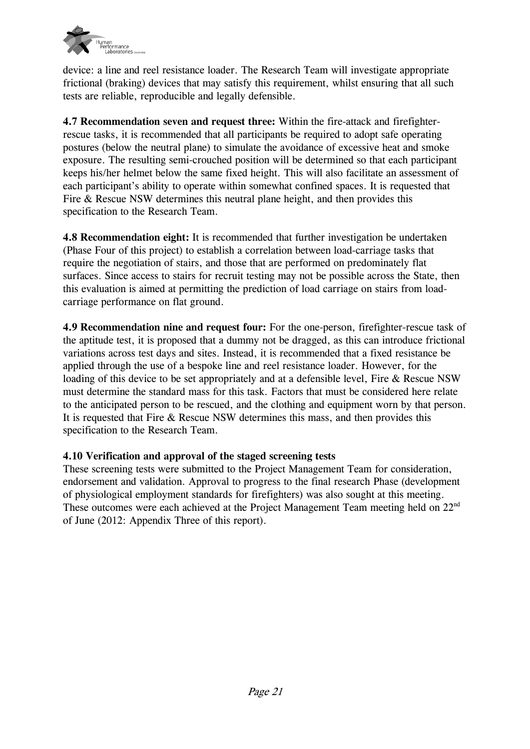device: a line and reel resistance loader. The Research Team will investigate appropriate frictional (braking) devices that may satisfy this requirement, whilst ensuring that all such tests are reliable, reproducible and legally defensible.

**4.7 Recommendation seven and request three:** Within the fire-attack and firefighter-rescue tasks, it is recommended that all participants be required to adopt safe operating postures (below the neutral plane) to simulate the avoidance of excessive heat and smoke exposure. The resulting semi-crouched position will be determined so that each participant keeps his/her helmet below the same fixed height. This will also facilitate an assessment of each participant's ability to operate within somewhat confined spaces. It is requested that Fire & Rescue NSW determines this neutral plane height, and then provides this specification to the Research Team.

**4.8 Recommendation eight:** It is recommended that further investigation be undertaken (Phase Four of this project) to establish a correlation between load-carriage tasks that require the negotiation of stairs, and those that are performed on predominately flat surfaces. Since access to stairs for recruit testing may not be possible across the State, then this evaluation is aimed at permitting the prediction of load carriage on stairs from load-carriage performance on flat ground.

**4.9 Recommendation nine and request four:** For the one-person, firefighter-rescue task of the aptitude test, it is proposed that a dummy not be dragged, as this can introduce frictional variations across test days and sites. Instead, it is recommended that a fixed resistance be applied through the use of a bespoke line and reel resistance loader. However, for the loading of this device to be set appropriately and at a defensible level, Fire & Rescue NSW must determine the standard mass for this task. Factors that must be considered here relate to the anticipated person to be rescued, and the clothing and equipment worn by that person. It is requested that Fire & Rescue NSW determines this mass, and then provides this specification to the Research Team.

**4.10 Verification and approval of the staged screening tests**

These screening tests were submitted to the Project Management Team for consideration, endorsement and validation. Approval to progress to the final research Phase (development of physiological employment standards for firefighters) was also sought at this meeting. These outcomes were each achieved at the Project Management Team meeting held on 22nd of June (2012: Appendix Three of this report).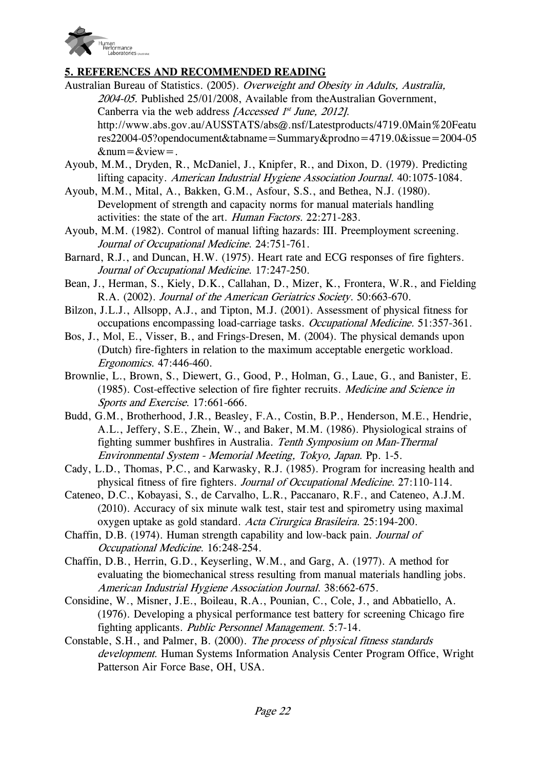## 5. REFERENCES AND RECOMMENDED READING

Australian Bureau of Statistics. (2005). *Overweight and Obesity in Adults, Australia, 2004-05.* Published 25/01/2008, Available from theAustralian Government, Canberra via the web address *[Accessed 1st June, 2012].* http://www.abs.gov.au/AUSSTATS/abs@.nsf/Latestproducts/4719.0Main%20Features22004-05?opendocument&tabname=Summary&prodno=4719.0&issue=2004-05&num=&view=.

Ayoub, M.M., Dryden, R., McDaniel, J., Knipfer, R., and Dixon, D. (1979). Predicting lifting capacity. *American Industrial Hygiene Association Journal.* 40:1075-1084.

Ayoub, M.M., Mital, A., Bakken, G.M., Asfour, S.S., and Bethea, N.J. (1980). Development of strength and capacity norms for manual materials handling activities: the state of the art. *Human Factors.* 22:271-283.

Ayoub, M.M. (1982). Control of manual lifting hazards: III. Preemployment screening. *Journal of Occupational Medicine.* 24:751-761.

Barnard, R.J., and Duncan, H.W. (1975). Heart rate and ECG responses of fire fighters. *Journal of Occupational Medicine.* 17:247-250.

Bean, J., Herman, S., Kiely, D.K., Callahan, D., Mizer, K., Frontera, W.R., and Fielding R.A. (2002). *Journal of the American Geriatrics Society.* 50:663-670.

Bilzon, J.L.J., Allsopp, A.J., and Tipton, M.J. (2001). Assessment of physical fitness for occupations encompassing load-carriage tasks. *Occupational Medicine.* 51:357-361.

Bos, J., Mol, E., Visser, B., and Frings-Dresen, M. (2004). The physical demands upon (Dutch) fire-fighters in relation to the maximum acceptable energetic workload. *Ergonomics.* 47:446-460.

Brownlie, L., Brown, S., Diewert, G., Good, P., Holman, G., Laue, G., and Banister, E. (1985). Cost-effective selection of fire fighter recruits. *Medicine and Science in Sports and Exercise.* 17:661-666.

Budd, G.M., Brotherhood, J.R., Beasley, F.A., Costin, B.P., Henderson, M.E., Hendrie, A.L., Jeffery, S.E., Zhein, W., and Baker, M.M. (1986). Physiological strains of fighting summer bushfires in Australia. *Tenth Symposium on Man-Thermal Environmental System - Memorial Meeting, Tokyo, Japan.* Pp. 1-5.

Cady, L.D., Thomas, P.C., and Karwasky, R.J. (1985). Program for increasing health and physical fitness of fire fighters. *Journal of Occupational Medicine.* 27:110-114.

Cateneo, D.C., Kobayasi, S., de Carvalho, L.R., Paccanaro, R.F., and Cateneo, A.J.M. (2010). Accuracy of six minute walk test, stair test and spirometry using maximal oxygen uptake as gold standard. *Acta Cirurgica Brasileira.* 25:194-200.

Chaffin, D.B. (1974). Human strength capability and low-back pain. *Journal of Occupational Medicine.* 16:248-254.

Chaffin, D.B., Herrin, G.D., Keyserling, W.M., and Garg, A. (1977). A method for evaluating the biomechanical stress resulting from manual materials handling jobs. *American Industrial Hygiene Association Journal.* 38:662-675.

Considine, W., Misner, J.E., Boileau, R.A., Pounian, C., Cole, J., and Abbatiello, A. (1976). Developing a physical performance test battery for screening Chicago fire fighting applicants. *Public Personnel Management.* 5:7-14.

Constable, S.H., and Palmer, B. (2000). *The process of physical fitness standards development.* Human Systems Information Analysis Center Program Office, Wright Patterson Air Force Base, OH, USA.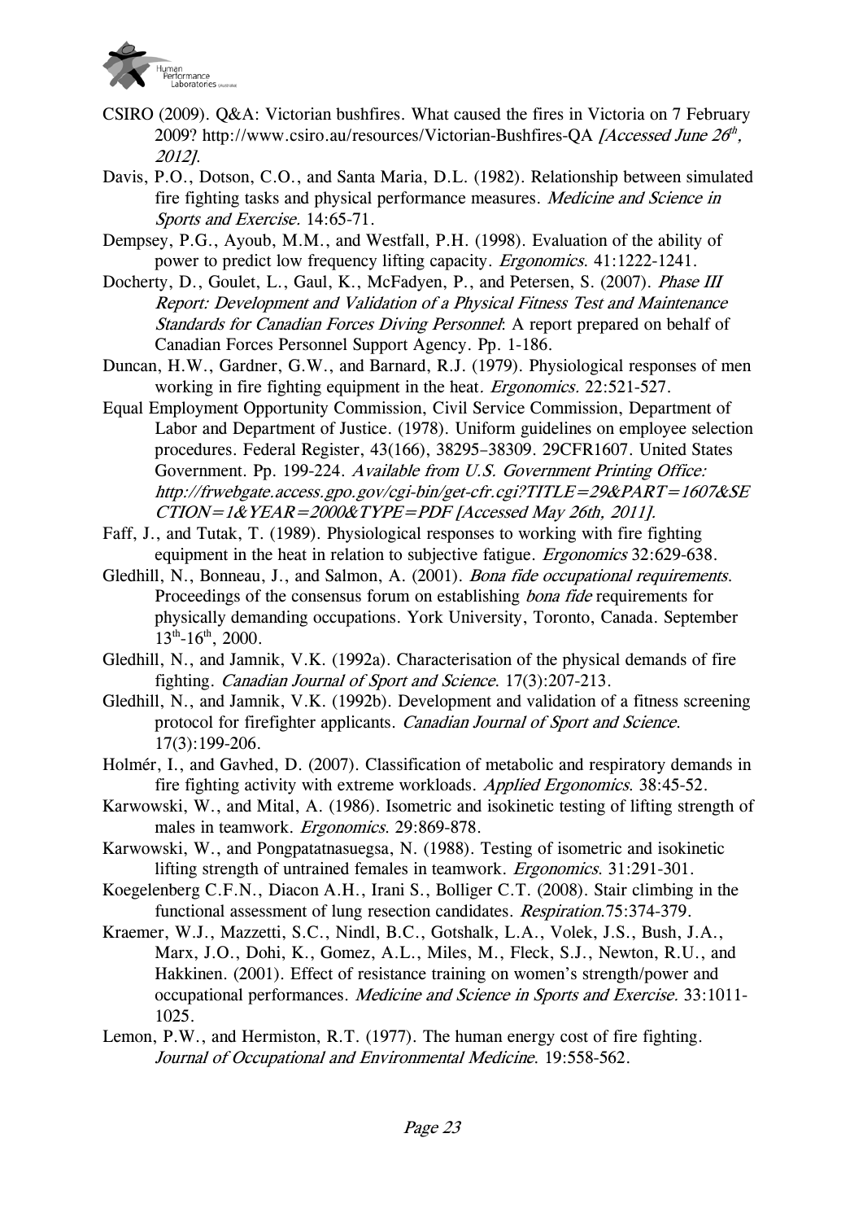CSIRO (2009). Q&A: Victorian bushfires. What caused the fires in Victoria on 7 February 2009? http://www.csiro.au/resources/Victorian-Bushfires-QA *[Accessed June 26th, 2012].*

Davis, P.O., Dotson, C.O., and Santa Maria, D.L. (1982). Relationship between simulated fire fighting tasks and physical performance measures. *Medicine and Science in Sports and Exercise.* 14:65-71.

Dempsey, P.G., Ayoub, M.M., and Westfall, P.H. (1998). Evaluation of the ability of power to predict low frequency lifting capacity. *Ergonomics.* 41:1222-1241.

Docherty, D., Goulet, L., Gaul, K., McFadyen, P., and Petersen, S. (2007). *Phase III Report: Development and Validation of a Physical Fitness Test and Maintenance Standards for Canadian Forces Diving Personnel*: A report prepared on behalf of Canadian Forces Personnel Support Agency. Pp. 1-186.

Duncan, H.W., Gardner, G.W., and Barnard, R.J. (1979). Physiological responses of men working in fire fighting equipment in the heat. *Ergonomics.* 22:521-527.

Equal Employment Opportunity Commission, Civil Service Commission, Department of Labor and Department of Justice. (1978). Uniform guidelines on employee selection procedures. Federal Register, 43(166), 38295–38309. 29CFR1607. United States Government. Pp. 199-224. *Available from U.S. Government Printing Office: http://frwebgate.access.gpo.gov/cgi-bin/get-cfr.cgi?TITLE=29&PART=1607&SECTION=1&YEAR=2000&TYPE=PDF [Accessed May 26th, 2011].*

Faff, J., and Tutak, T. (1989). Physiological responses to working with fire fighting equipment in the heat in relation to subjective fatigue. *Ergonomics* 32:629-638.

Gledhill, N., Bonneau, J., and Salmon, A. (2001). *Bona fide occupational requirements.* Proceedings of the consensus forum on establishing *bona fide* requirements for physically demanding occupations. York University, Toronto, Canada. September 13th-16th, 2000.

Gledhill, N., and Jamnik, V.K. (1992a). Characterisation of the physical demands of fire fighting. *Canadian Journal of Sport and Science.* 17(3):207-213.

Gledhill, N., and Jamnik, V.K. (1992b). Development and validation of a fitness screening protocol for firefighter applicants. *Canadian Journal of Sport and Science.* 17(3):199-206.

Holmér, I., and Gavhed, D. (2007). Classification of metabolic and respiratory demands in fire fighting activity with extreme workloads. *Applied Ergonomics.* 38:45-52.

Karwowski, W., and Mital, A. (1986). Isometric and isokinetic testing of lifting strength of males in teamwork. *Ergonomics.* 29:869-878.

Karwowski, W., and Pongpatatnasuegsa, N. (1988). Testing of isometric and isokinetic lifting strength of untrained females in teamwork. *Ergonomics.* 31:291-301.

Koegelenberg C.F.N., Diacon A.H., Irani S., Bolliger C.T. (2008). Stair climbing in the functional assessment of lung resection candidates. *Respiration.*75:374-379.

Kraemer, W.J., Mazzetti, S.C., Nindl, B.C., Gotshalk, L.A., Volek, J.S., Bush, J.A., Marx, J.O., Dohi, K., Gomez, A.L., Miles, M., Fleck, S.J., Newton, R.U., and Hakkinen. (2001). Effect of resistance training on women's strength/power and occupational performances. *Medicine and Science in Sports and Exercise.* 33:1011-1025.

Lemon, P.W., and Hermiston, R.T. (1977). The human energy cost of fire fighting. *Journal of Occupational and Environmental Medicine.* 19:558-562.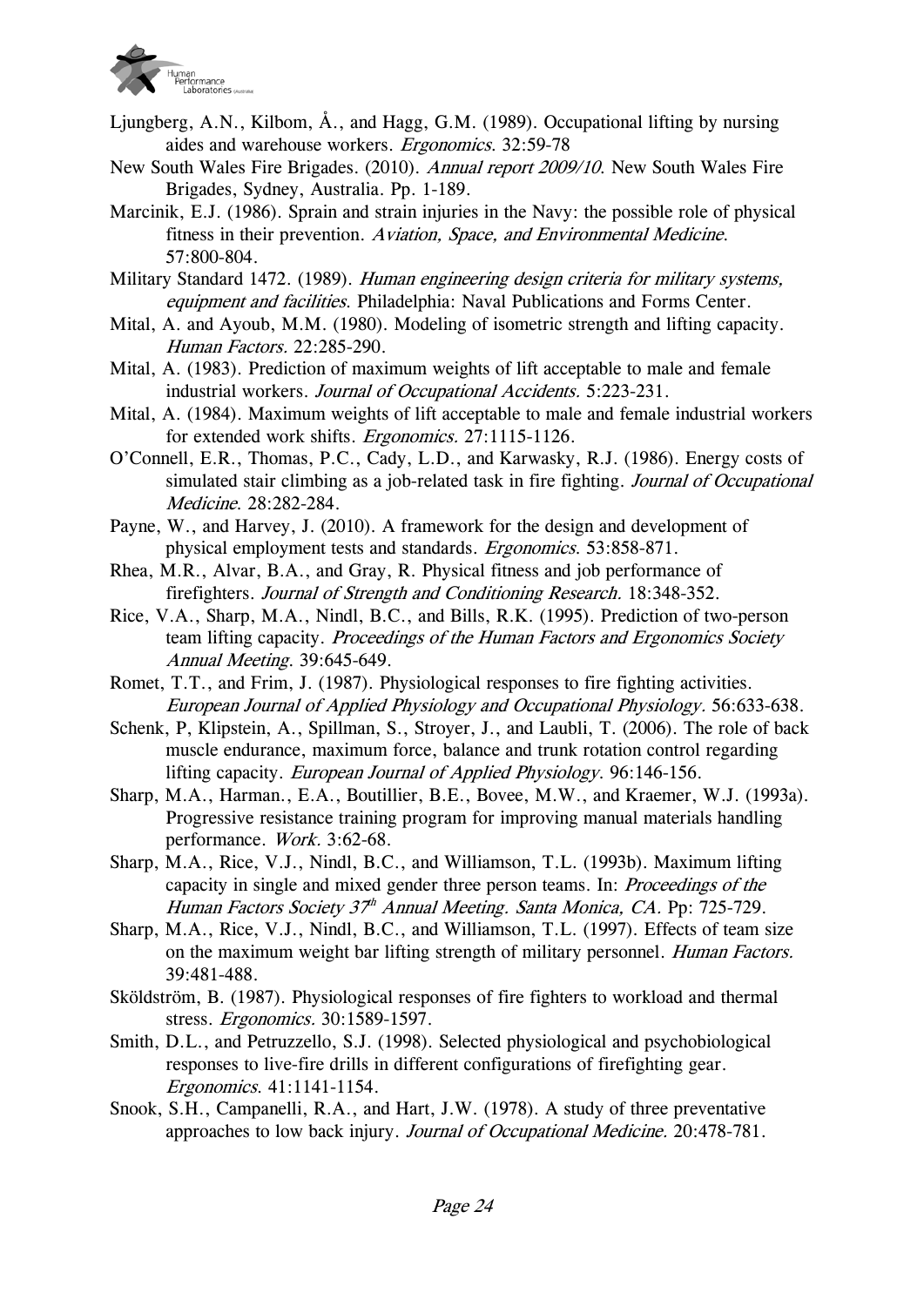Ljungberg, A.N., Kilbom, Å., and Hagg, G.M. (1989). Occupational lifting by nursing aides and warehouse workers. *Ergonomics*. 32:59-78

New South Wales Fire Brigades. (2010). *Annual report 2009/10*. New South Wales Fire Brigades, Sydney, Australia. Pp. 1-189.

Marcinik, E.J. (1986). Sprain and strain injuries in the Navy: the possible role of physical fitness in their prevention. *Aviation, Space, and Environmental Medicine*. 57:800-804.

Military Standard 1472. (1989). *Human engineering design criteria for military systems, equipment and facilities*. Philadelphia: Naval Publications and Forms Center.

Mital, A. and Ayoub, M.M. (1980). Modeling of isometric strength and lifting capacity. *Human Factors*. 22:285-290.

Mital, A. (1983). Prediction of maximum weights of lift acceptable to male and female industrial workers. *Journal of Occupational Accidents*. 5:223-231.

Mital, A. (1984). Maximum weights of lift acceptable to male and female industrial workers for extended work shifts. *Ergonomics*. 27:1115-1126.

O'Connell, E.R., Thomas, P.C., Cady, L.D., and Karwasky, R.J. (1986). Energy costs of simulated stair climbing as a job-related task in fire fighting. *Journal of Occupational Medicine*. 28:282-284.

Payne, W., and Harvey, J. (2010). A framework for the design and development of physical employment tests and standards. *Ergonomics*. 53:858-871.

Rhea, M.R., Alvar, B.A., and Gray, R. Physical fitness and job performance of firefighters. *Journal of Strength and Conditioning Research*. 18:348-352.

Rice, V.A., Sharp, M.A., Nindl, B.C., and Bills, R.K. (1995). Prediction of two-person team lifting capacity. *Proceedings of the Human Factors and Ergonomics Society Annual Meeting*. 39:645-649.

Romet, T.T., and Frim, J. (1987). Physiological responses to fire fighting activities. *European Journal of Applied Physiology and Occupational Physiology*. 56:633-638.

Schenk, P, Klipstein, A., Spillman, S., Stroyer, J., and Laubli, T. (2006). The role of back muscle endurance, maximum force, balance and trunk rotation control regarding lifting capacity. *European Journal of Applied Physiology*. 96:146-156.

Sharp, M.A., Harman., E.A., Boutillier, B.E., Bovee, M.W., and Kraemer, W.J. (1993a). Progressive resistance training program for improving manual materials handling performance. *Work*. 3:62-68.

Sharp, M.A., Rice, V.J., Nindl, B.C., and Williamson, T.L. (1993b). Maximum lifting capacity in single and mixed gender three person teams. In: *Proceedings of the Human Factors Society 37th Annual Meeting. Santa Monica, CA*. Pp: 725-729.

Sharp, M.A., Rice, V.J., Nindl, B.C., and Williamson, T.L. (1997). Effects of team size on the maximum weight bar lifting strength of military personnel. *Human Factors*. 39:481-488.

Sköldström, B. (1987). Physiological responses of fire fighters to workload and thermal stress. *Ergonomics*. 30:1589-1597.

Smith, D.L., and Petruzzello, S.J. (1998). Selected physiological and psychobiological responses to live-fire drills in different configurations of firefighting gear. *Ergonomics*. 41:1141-1154.

Snook, S.H., Campanelli, R.A., and Hart, J.W. (1978). A study of three preventative approaches to low back injury. *Journal of Occupational Medicine*. 20:478-781.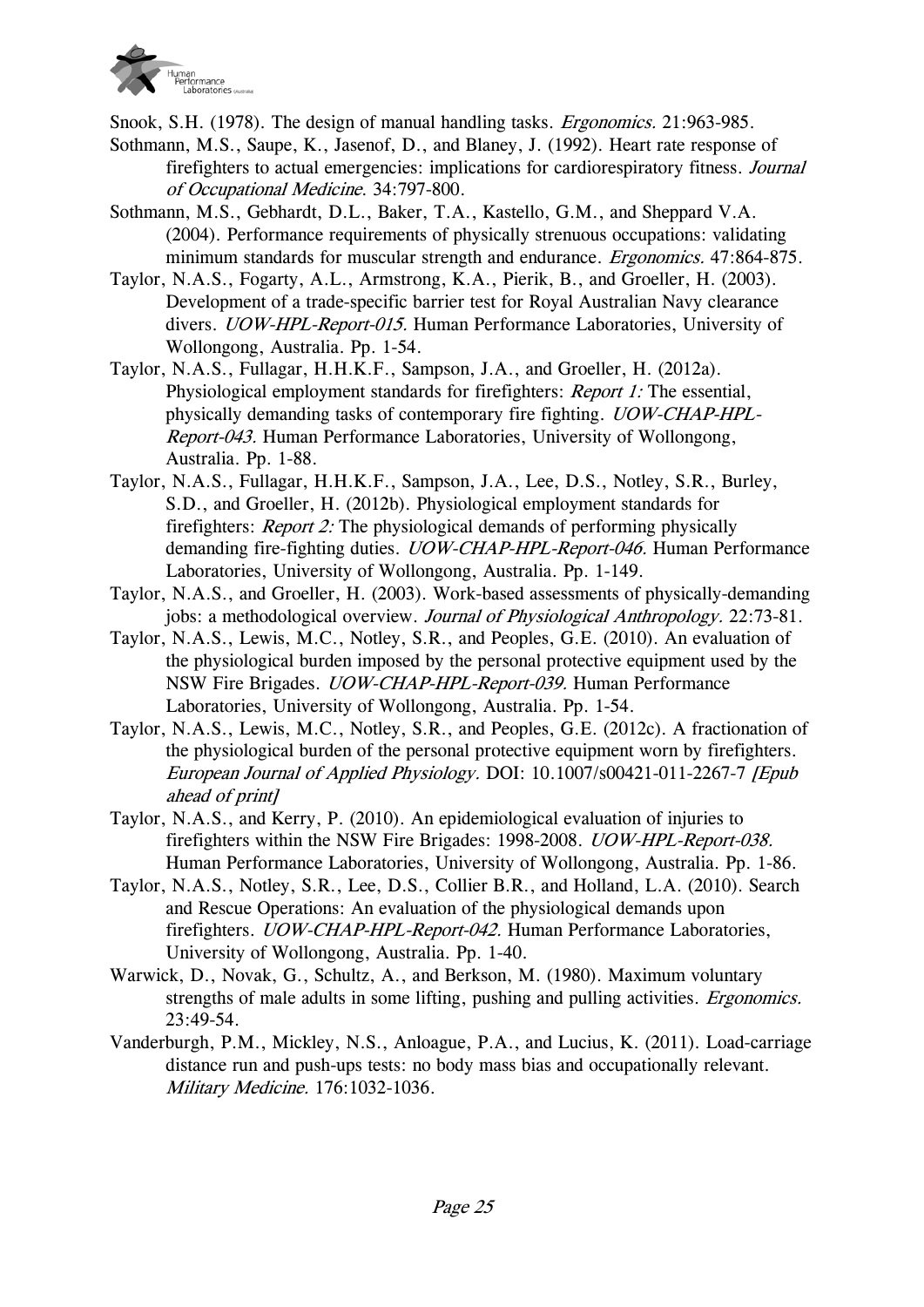Snook, S.H. (1978). The design of manual handling tasks. *Ergonomics.* 21:963-985.

Sothmann, M.S., Saupe, K., Jasenof, D., and Blaney, J. (1992). Heart rate response of firefighters to actual emergencies: implications for cardiorespiratory fitness. *Journal of Occupational Medicine.* 34:797-800.

Sothmann, M.S., Gebhardt, D.L., Baker, T.A., Kastello, G.M., and Sheppard V.A. (2004). Performance requirements of physically strenuous occupations: validating minimum standards for muscular strength and endurance. *Ergonomics.* 47:864-875.

Taylor, N.A.S., Fogarty, A.L., Armstrong, K.A., Pierik, B., and Groeller, H. (2003). Development of a trade-specific barrier test for Royal Australian Navy clearance divers. *UOW-HPL-Report-015.* Human Performance Laboratories, University of Wollongong, Australia. Pp. 1-54.

Taylor, N.A.S., Fullagar, H.H.K.F., Sampson, J.A., and Groeller, H. (2012a). Physiological employment standards for firefighters: *Report 1:* The essential, physically demanding tasks of contemporary fire fighting. *UOW-CHAP-HPL-Report-043.* Human Performance Laboratories, University of Wollongong, Australia. Pp. 1-88.

Taylor, N.A.S., Fullagar, H.H.K.F., Sampson, J.A., Lee, D.S., Notley, S.R., Burley, S.D., and Groeller, H. (2012b). Physiological employment standards for firefighters: *Report 2:* The physiological demands of performing physically demanding fire-fighting duties. *UOW-CHAP-HPL-Report-046.* Human Performance Laboratories, University of Wollongong, Australia. Pp. 1-149.

Taylor, N.A.S., and Groeller, H. (2003). Work-based assessments of physically-demanding jobs: a methodological overview. *Journal of Physiological Anthropology.* 22:73-81.

Taylor, N.A.S., Lewis, M.C., Notley, S.R., and Peoples, G.E. (2010). An evaluation of the physiological burden imposed by the personal protective equipment used by the NSW Fire Brigades. *UOW-CHAP-HPL-Report-039.* Human Performance Laboratories, University of Wollongong, Australia. Pp. 1-54.

Taylor, N.A.S., Lewis, M.C., Notley, S.R., and Peoples, G.E. (2012c). A fractionation of the physiological burden of the personal protective equipment worn by firefighters. *European Journal of Applied Physiology.* DOI: 10.1007/s00421-011-2267-7 *[Epub ahead of print]*

Taylor, N.A.S., and Kerry, P. (2010). An epidemiological evaluation of injuries to firefighters within the NSW Fire Brigades: 1998-2008. *UOW-HPL-Report-038.* Human Performance Laboratories, University of Wollongong, Australia. Pp. 1-86.

Taylor, N.A.S., Notley, S.R., Lee, D.S., Collier B.R., and Holland, L.A. (2010). Search and Rescue Operations: An evaluation of the physiological demands upon firefighters. *UOW-CHAP-HPL-Report-042.* Human Performance Laboratories, University of Wollongong, Australia. Pp. 1-40.

Warwick, D., Novak, G., Schultz, A., and Berkson, M. (1980). Maximum voluntary strengths of male adults in some lifting, pushing and pulling activities. *Ergonomics.* 23:49-54.

Vanderburgh, P.M., Mickley, N.S., Anloague, P.A., and Lucius, K. (2011). Load-carriage distance run and push-ups tests: no body mass bias and occupationally relevant. *Military Medicine.* 176:1032-1036.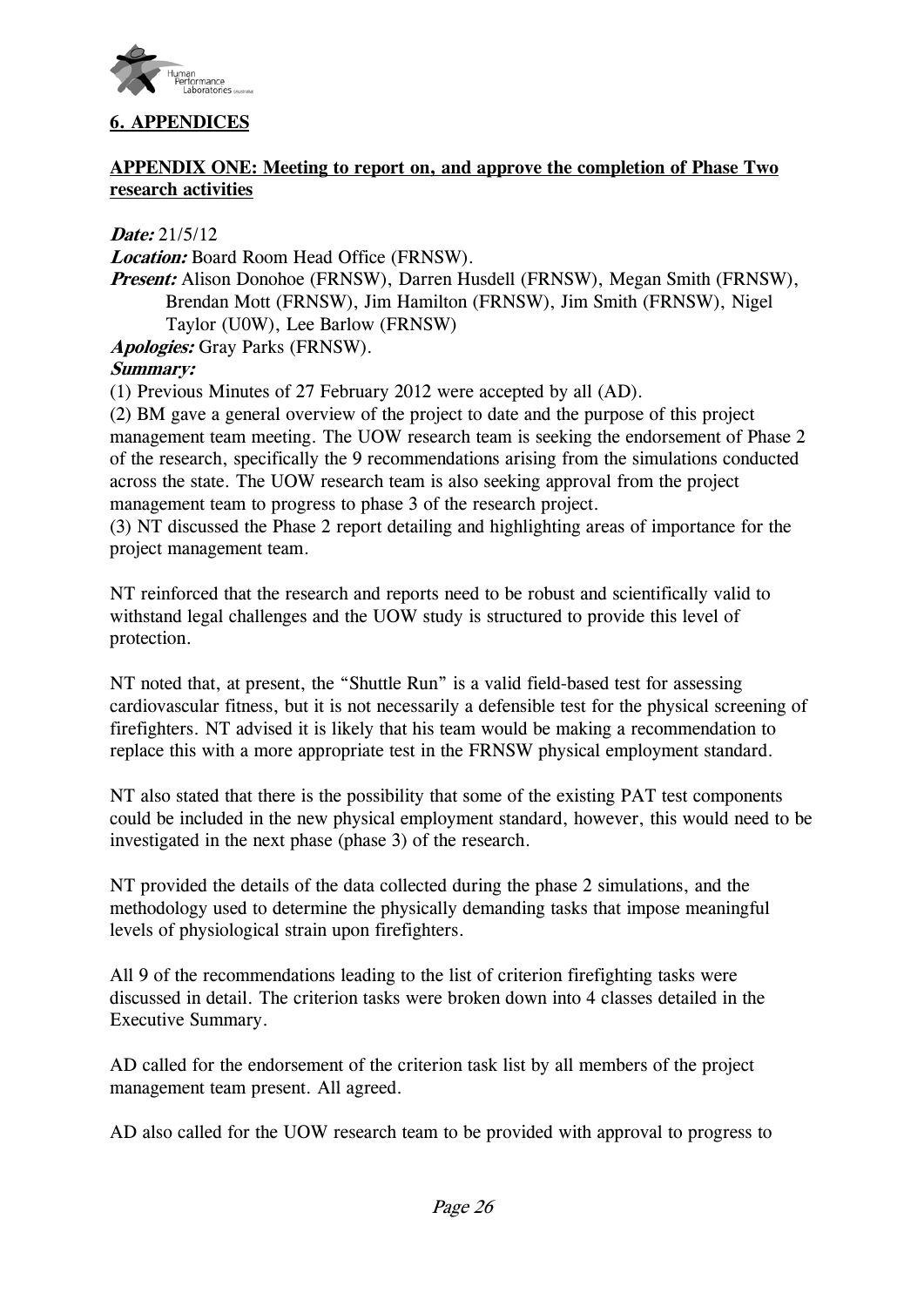## 6. APPENDICES

### APPENDIX ONE: Meeting to report on, and approve the completion of Phase Two research activities

***Date:*** 21/5/12

***Location:*** Board Room Head Office (FRNSW).

***Present:*** Alison Donohoe (FRNSW), Darren Husdell (FRNSW), Megan Smith (FRNSW), Brendan Mott (FRNSW), Jim Hamilton (FRNSW), Jim Smith (FRNSW), Nigel Taylor (U0W), Lee Barlow (FRNSW)

***Apologies:*** Gray Parks (FRNSW).

***Summary:***

(1) Previous Minutes of 27 February 2012 were accepted by all (AD).

(2) BM gave a general overview of the project to date and the purpose of this project management team meeting. The UOW research team is seeking the endorsement of Phase 2 of the research, specifically the 9 recommendations arising from the simulations conducted across the state. The UOW research team is also seeking approval from the project management team to progress to phase 3 of the research project.

(3) NT discussed the Phase 2 report detailing and highlighting areas of importance for the project management team.

NT reinforced that the research and reports need to be robust and scientifically valid to withstand legal challenges and the UOW study is structured to provide this level of protection.

NT noted that, at present, the "Shuttle Run" is a valid field-based test for assessing cardiovascular fitness, but it is not necessarily a defensible test for the physical screening of firefighters. NT advised it is likely that his team would be making a recommendation to replace this with a more appropriate test in the FRNSW physical employment standard.

NT also stated that there is the possibility that some of the existing PAT test components could be included in the new physical employment standard, however, this would need to be investigated in the next phase (phase 3) of the research.

NT provided the details of the data collected during the phase 2 simulations, and the methodology used to determine the physically demanding tasks that impose meaningful levels of physiological strain upon firefighters.

All 9 of the recommendations leading to the list of criterion firefighting tasks were discussed in detail. The criterion tasks were broken down into 4 classes detailed in the Executive Summary.

AD called for the endorsement of the criterion task list by all members of the project management team present. All agreed.

AD also called for the UOW research team to be provided with approval to progress to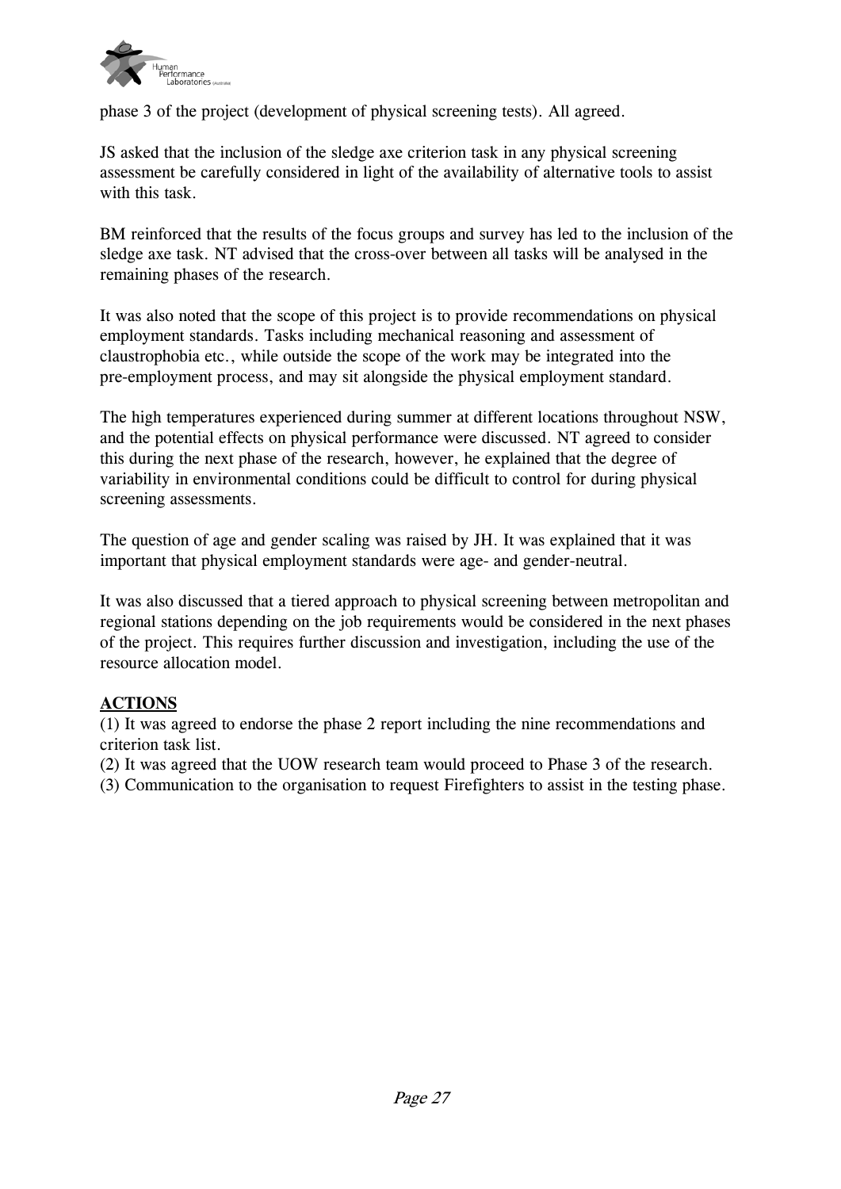phase 3 of the project (development of physical screening tests). All agreed.

JS asked that the inclusion of the sledge axe criterion task in any physical screening assessment be carefully considered in light of the availability of alternative tools to assist with this task.

BM reinforced that the results of the focus groups and survey has led to the inclusion of the sledge axe task. NT advised that the cross-over between all tasks will be analysed in the remaining phases of the research.

It was also noted that the scope of this project is to provide recommendations on physical employment standards. Tasks including mechanical reasoning and assessment of claustrophobia etc., while outside the scope of the work may be integrated into the pre-employment process, and may sit alongside the physical employment standard.

The high temperatures experienced during summer at different locations throughout NSW, and the potential effects on physical performance were discussed. NT agreed to consider this during the next phase of the research, however, he explained that the degree of variability in environmental conditions could be difficult to control for during physical screening assessments.

The question of age and gender scaling was raised by JH. It was explained that it was important that physical employment standards were age- and gender-neutral.

It was also discussed that a tiered approach to physical screening between metropolitan and regional stations depending on the job requirements would be considered in the next phases of the project. This requires further discussion and investigation, including the use of the resource allocation model.

**ACTIONS**

(1) It was agreed to endorse the phase 2 report including the nine recommendations and criterion task list.
(2) It was agreed that the UOW research team would proceed to Phase 3 of the research.
(3) Communication to the organisation to request Firefighters to assist in the testing phase.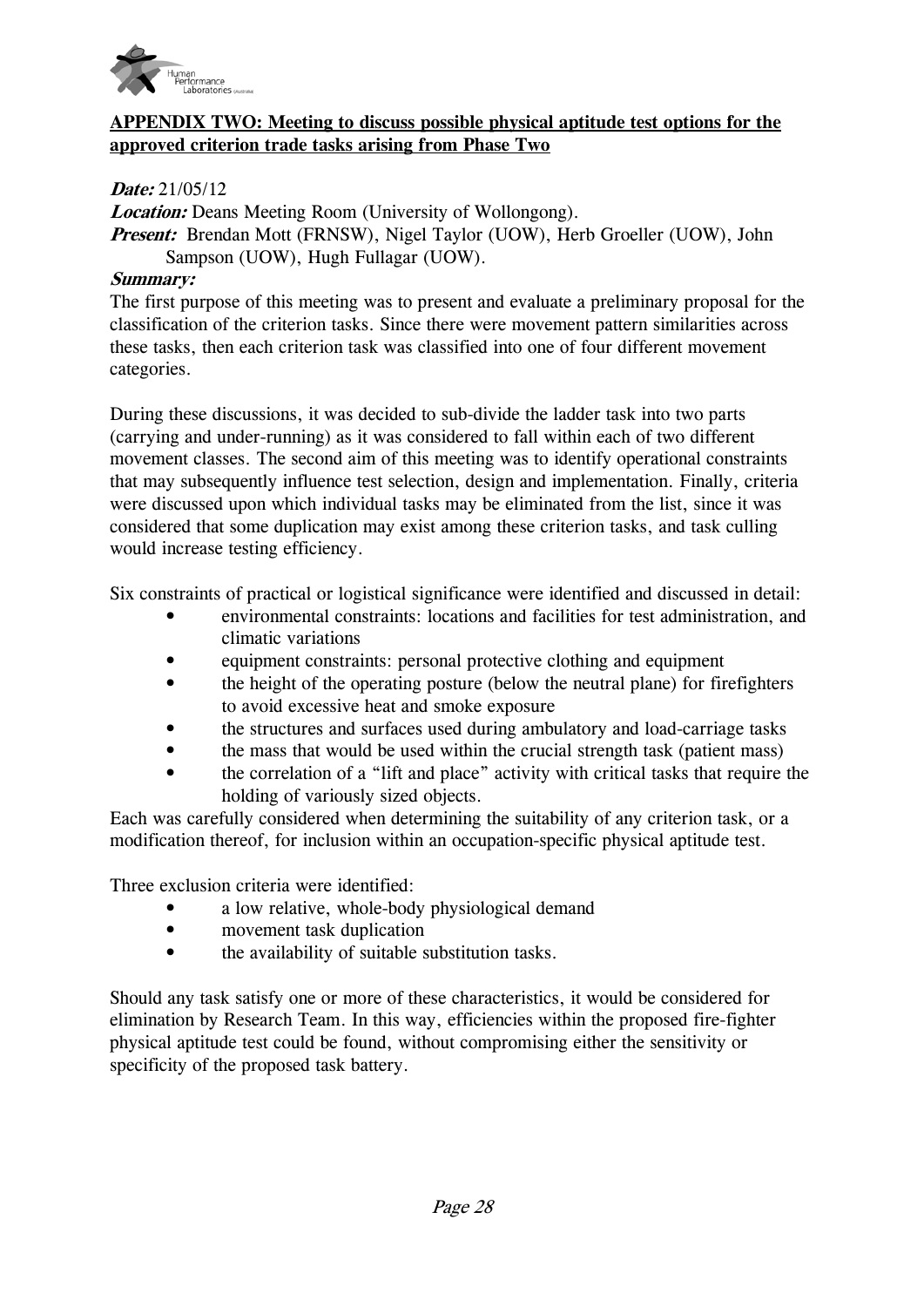**APPENDIX TWO: Meeting to discuss possible physical aptitude test options for the approved criterion trade tasks arising from Phase Two**

***Date:*** 21/05/12

***Location:*** Deans Meeting Room (University of Wollongong).

***Present:*** Brendan Mott (FRNSW), Nigel Taylor (UOW), Herb Groeller (UOW), John Sampson (UOW), Hugh Fullagar (UOW).

***Summary:***

The first purpose of this meeting was to present and evaluate a preliminary proposal for the classification of the criterion tasks. Since there were movement pattern similarities across these tasks, then each criterion task was classified into one of four different movement categories.

During these discussions, it was decided to sub-divide the ladder task into two parts (carrying and under-running) as it was considered to fall within each of two different movement classes. The second aim of this meeting was to identify operational constraints that may subsequently influence test selection, design and implementation. Finally, criteria were discussed upon which individual tasks may be eliminated from the list, since it was considered that some duplication may exist among these criterion tasks, and task culling would increase testing efficiency.

Six constraints of practical or logistical significance were identified and discussed in detail:

- environmental constraints: locations and facilities for test administration, and climatic variations
- equipment constraints: personal protective clothing and equipment
- the height of the operating posture (below the neutral plane) for firefighters to avoid excessive heat and smoke exposure
- the structures and surfaces used during ambulatory and load-carriage tasks
- the mass that would be used within the crucial strength task (patient mass)
- the correlation of a "lift and place" activity with critical tasks that require the holding of variously sized objects.

Each was carefully considered when determining the suitability of any criterion task, or a modification thereof, for inclusion within an occupation-specific physical aptitude test.

Three exclusion criteria were identified:

- a low relative, whole-body physiological demand
- movement task duplication
- the availability of suitable substitution tasks.

Should any task satisfy one or more of these characteristics, it would be considered for elimination by Research Team. In this way, efficiencies within the proposed fire-fighter physical aptitude test could be found, without compromising either the sensitivity or specificity of the proposed task battery.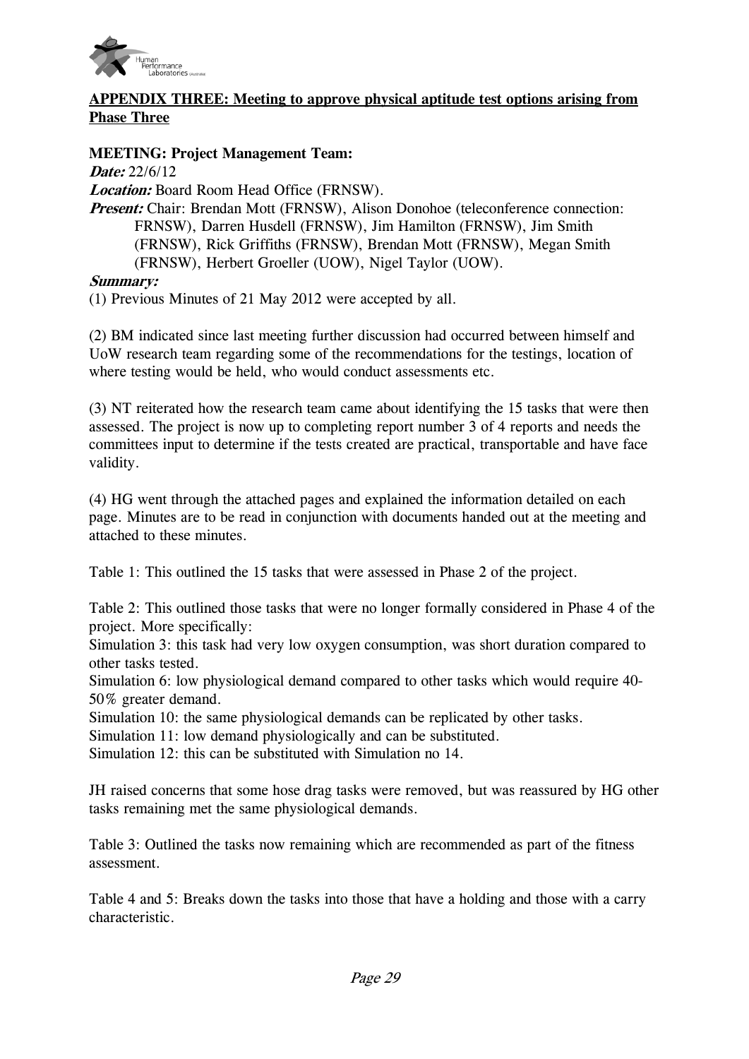## APPENDIX THREE: Meeting to approve physical aptitude test options arising from Phase Three

**MEETING: Project Management Team:**

***Date:*** 22/6/12

***Location:*** Board Room Head Office (FRNSW).

***Present:*** Chair: Brendan Mott (FRNSW), Alison Donohoe (teleconference connection: FRNSW), Darren Husdell (FRNSW), Jim Hamilton (FRNSW), Jim Smith (FRNSW), Rick Griffiths (FRNSW), Brendan Mott (FRNSW), Megan Smith (FRNSW), Herbert Groeller (UOW), Nigel Taylor (UOW).

***Summary:***

(1) Previous Minutes of 21 May 2012 were accepted by all.

(2) BM indicated since last meeting further discussion had occurred between himself and UoW research team regarding some of the recommendations for the testings, location of where testing would be held, who would conduct assessments etc.

(3) NT reiterated how the research team came about identifying the 15 tasks that were then assessed. The project is now up to completing report number 3 of 4 reports and needs the committees input to determine if the tests created are practical, transportable and have face validity.

(4) HG went through the attached pages and explained the information detailed on each page. Minutes are to be read in conjunction with documents handed out at the meeting and attached to these minutes.

Table 1: This outlined the 15 tasks that were assessed in Phase 2 of the project.

Table 2: This outlined those tasks that were no longer formally considered in Phase 4 of the project. More specifically:

Simulation 3: this task had very low oxygen consumption, was short duration compared to other tasks tested.

Simulation 6: low physiological demand compared to other tasks which would require 40-50% greater demand.

Simulation 10: the same physiological demands can be replicated by other tasks.

Simulation 11: low demand physiologically and can be substituted.

Simulation 12: this can be substituted with Simulation no 14.

JH raised concerns that some hose drag tasks were removed, but was reassured by HG other tasks remaining met the same physiological demands.

Table 3: Outlined the tasks now remaining which are recommended as part of the fitness assessment.

Table 4 and 5: Breaks down the tasks into those that have a holding and those with a carry characteristic.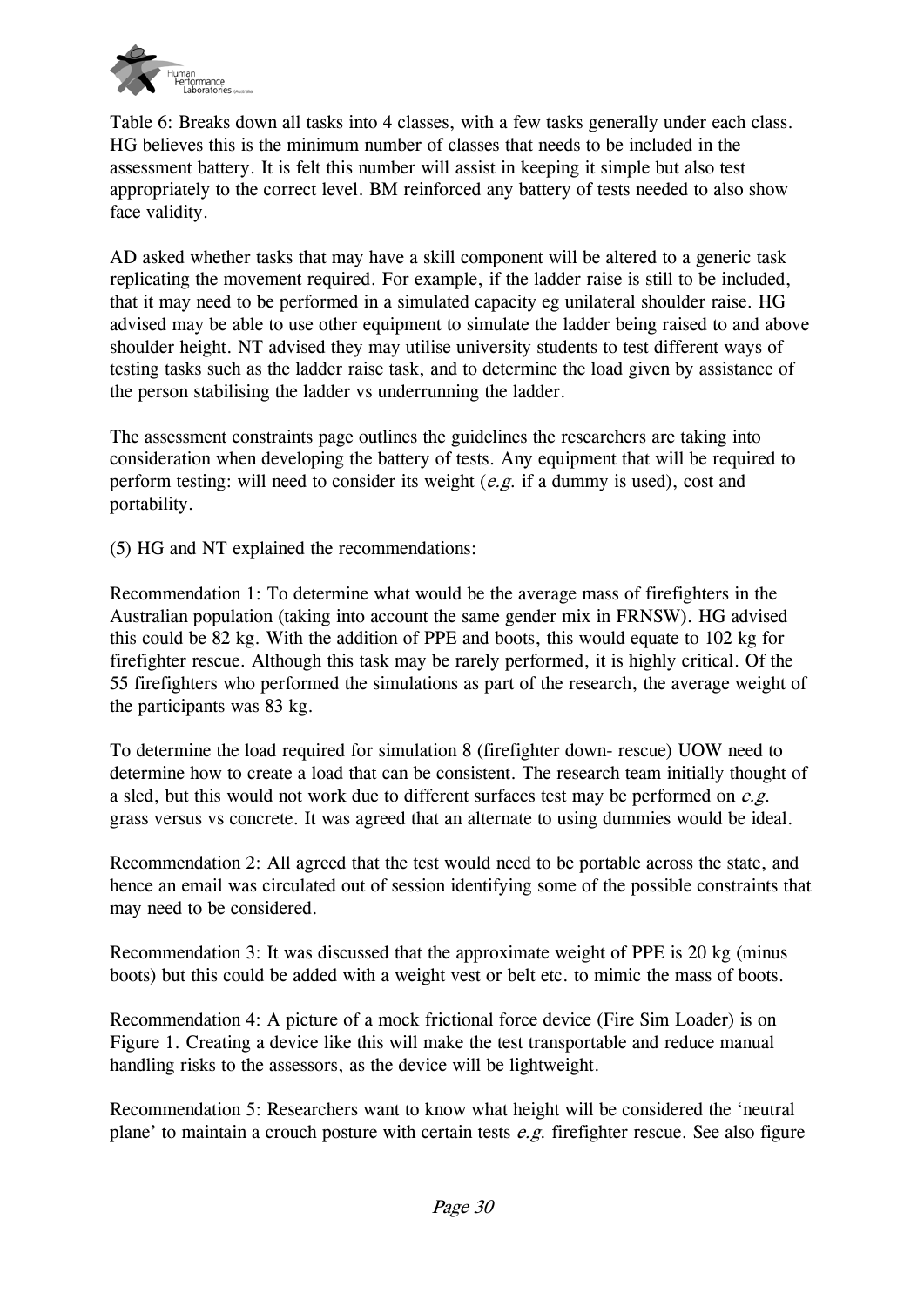Table 6: Breaks down all tasks into 4 classes, with a few tasks generally under each class. HG believes this is the minimum number of classes that needs to be included in the assessment battery. It is felt this number will assist in keeping it simple but also test appropriately to the correct level. BM reinforced any battery of tests needed to also show face validity.

AD asked whether tasks that may have a skill component will be altered to a generic task replicating the movement required. For example, if the ladder raise is still to be included, that it may need to be performed in a simulated capacity eg unilateral shoulder raise. HG advised may be able to use other equipment to simulate the ladder being raised to and above shoulder height. NT advised they may utilise university students to test different ways of testing tasks such as the ladder raise task, and to determine the load given by assistance of the person stabilising the ladder vs underrunning the ladder.

The assessment constraints page outlines the guidelines the researchers are taking into consideration when developing the battery of tests. Any equipment that will be required to perform testing: will need to consider its weight (*e.g.* if a dummy is used), cost and portability.

(5) HG and NT explained the recommendations:

Recommendation 1: To determine what would be the average mass of firefighters in the Australian population (taking into account the same gender mix in FRNSW). HG advised this could be 82 kg. With the addition of PPE and boots, this would equate to 102 kg for firefighter rescue. Although this task may be rarely performed, it is highly critical. Of the 55 firefighters who performed the simulations as part of the research, the average weight of the participants was 83 kg.

To determine the load required for simulation 8 (firefighter down- rescue) UOW need to determine how to create a load that can be consistent. The research team initially thought of a sled, but this would not work due to different surfaces test may be performed on *e.g.* grass versus vs concrete. It was agreed that an alternate to using dummies would be ideal.

Recommendation 2: All agreed that the test would need to be portable across the state, and hence an email was circulated out of session identifying some of the possible constraints that may need to be considered.

Recommendation 3: It was discussed that the approximate weight of PPE is 20 kg (minus boots) but this could be added with a weight vest or belt etc. to mimic the mass of boots.

Recommendation 4: A picture of a mock frictional force device (Fire Sim Loader) is on Figure 1. Creating a device like this will make the test transportable and reduce manual handling risks to the assessors, as the device will be lightweight.

Recommendation 5: Researchers want to know what height will be considered the 'neutral plane' to maintain a crouch posture with certain tests *e.g.* firefighter rescue. See also figure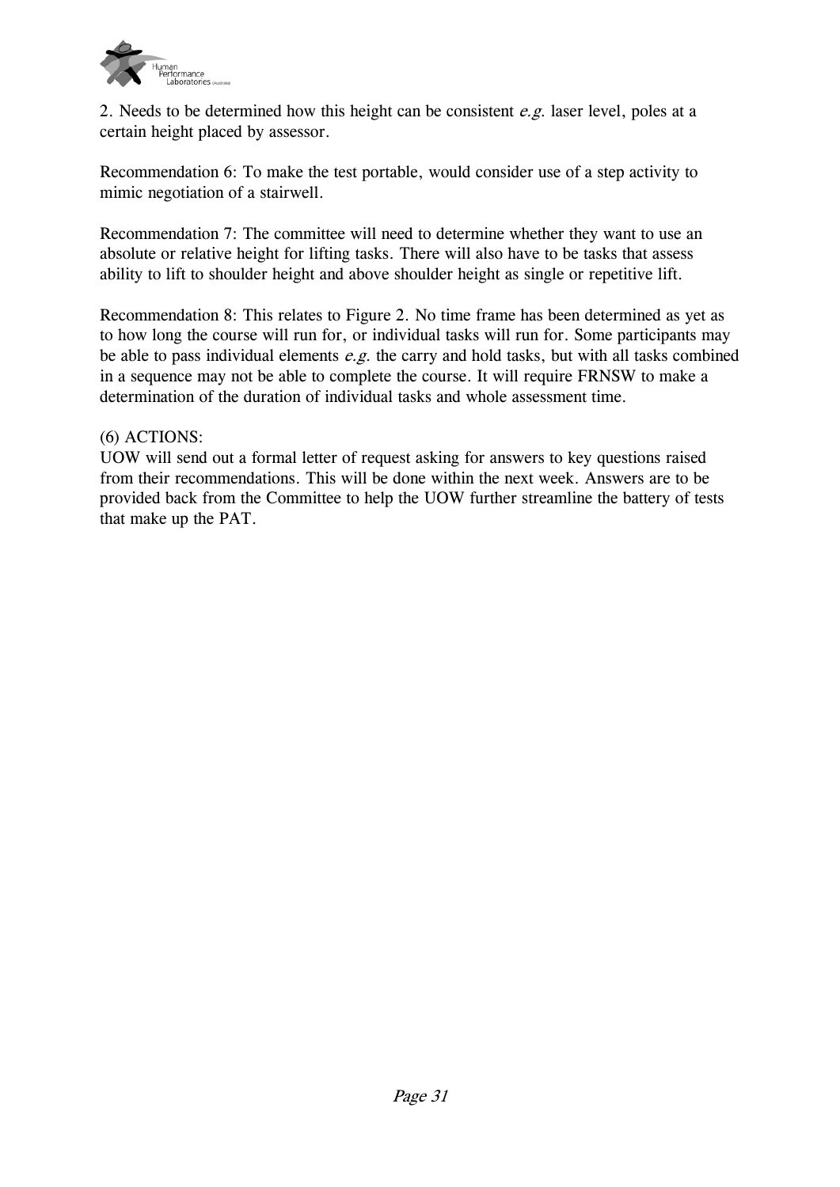2. Needs to be determined how this height can be consistent *e.g.* laser level, poles at a certain height placed by assessor.

Recommendation 6: To make the test portable, would consider use of a step activity to mimic negotiation of a stairwell.

Recommendation 7: The committee will need to determine whether they want to use an absolute or relative height for lifting tasks. There will also have to be tasks that assess ability to lift to shoulder height and above shoulder height as single or repetitive lift.

Recommendation 8: This relates to Figure 2. No time frame has been determined as yet as to how long the course will run for, or individual tasks will run for. Some participants may be able to pass individual elements *e.g.* the carry and hold tasks, but with all tasks combined in a sequence may not be able to complete the course. It will require FRNSW to make a determination of the duration of individual tasks and whole assessment time.

(6) ACTIONS:
UOW will send out a formal letter of request asking for answers to key questions raised from their recommendations. This will be done within the next week. Answers are to be provided back from the Committee to help the UOW further streamline the battery of tests that make up the PAT.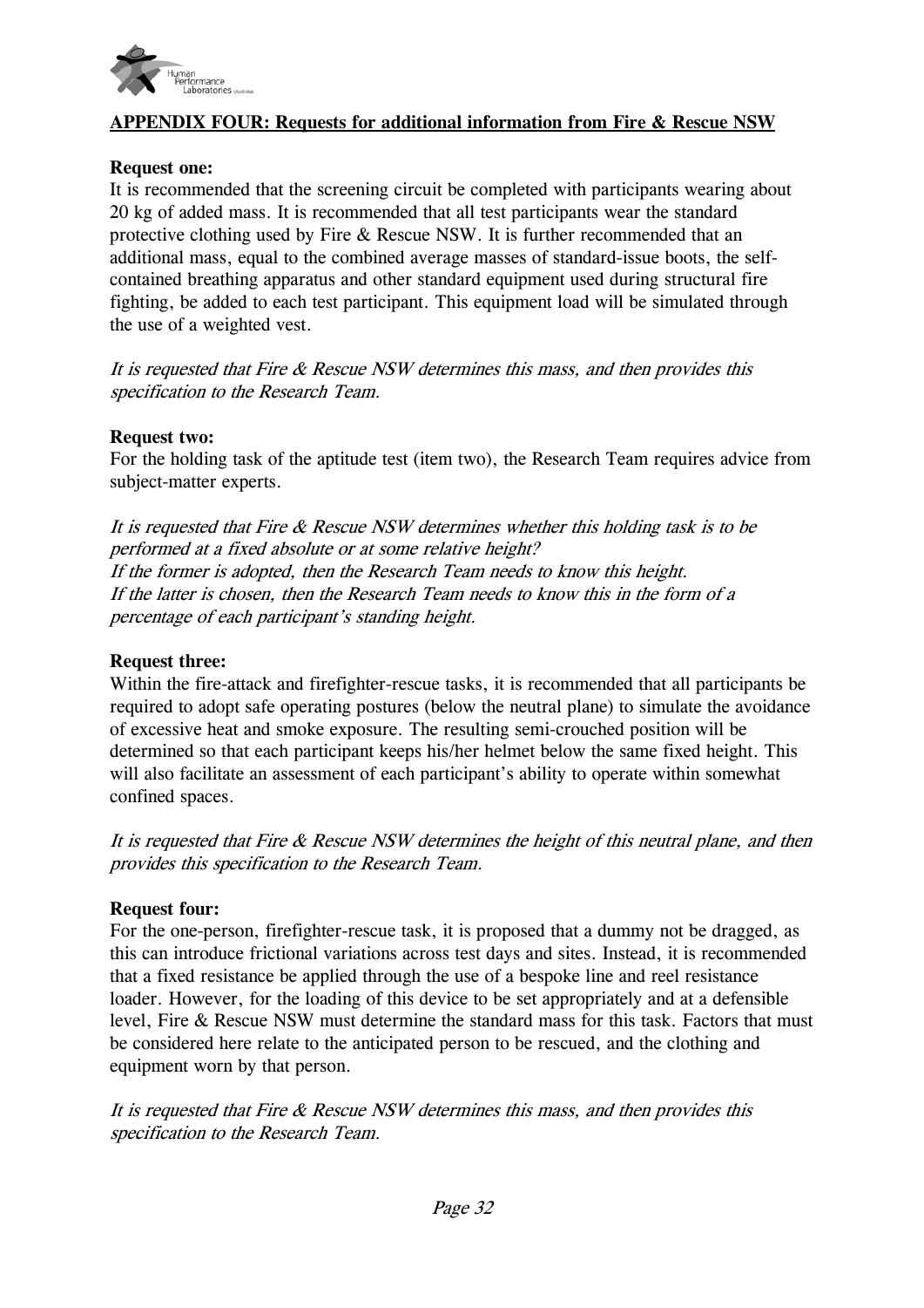**APPENDIX FOUR: Requests for additional information from Fire & Rescue NSW**

**Request one:**
It is recommended that the screening circuit be completed with participants wearing about 20 kg of added mass. It is recommended that all test participants wear the standard protective clothing used by Fire & Rescue NSW. It is further recommended that an additional mass, equal to the combined average masses of standard-issue boots, the self-contained breathing apparatus and other standard equipment used during structural fire fighting, be added to each test participant. This equipment load will be simulated through the use of a weighted vest.

*It is requested that Fire & Rescue NSW determines this mass, and then provides this specification to the Research Team.*

**Request two:**
For the holding task of the aptitude test (item two), the Research Team requires advice from subject-matter experts.

*It is requested that Fire & Rescue NSW determines whether this holding task is to be performed at a fixed absolute or at some relative height?*
*If the former is adopted, then the Research Team needs to know this height.*
*If the latter is chosen, then the Research Team needs to know this in the form of a percentage of each participant's standing height.*

**Request three:**
Within the fire-attack and firefighter-rescue tasks, it is recommended that all participants be required to adopt safe operating postures (below the neutral plane) to simulate the avoidance of excessive heat and smoke exposure. The resulting semi-crouched position will be determined so that each participant keeps his/her helmet below the same fixed height. This will also facilitate an assessment of each participant's ability to operate within somewhat confined spaces.

*It is requested that Fire & Rescue NSW determines the height of this neutral plane, and then provides this specification to the Research Team.*

**Request four:**
For the one-person, firefighter-rescue task, it is proposed that a dummy not be dragged, as this can introduce frictional variations across test days and sites. Instead, it is recommended that a fixed resistance be applied through the use of a bespoke line and reel resistance loader. However, for the loading of this device to be set appropriately and at a defensible level, Fire & Rescue NSW must determine the standard mass for this task. Factors that must be considered here relate to the anticipated person to be rescued, and the clothing and equipment worn by that person.

*It is requested that Fire & Rescue NSW determines this mass, and then provides this specification to the Research Team.*